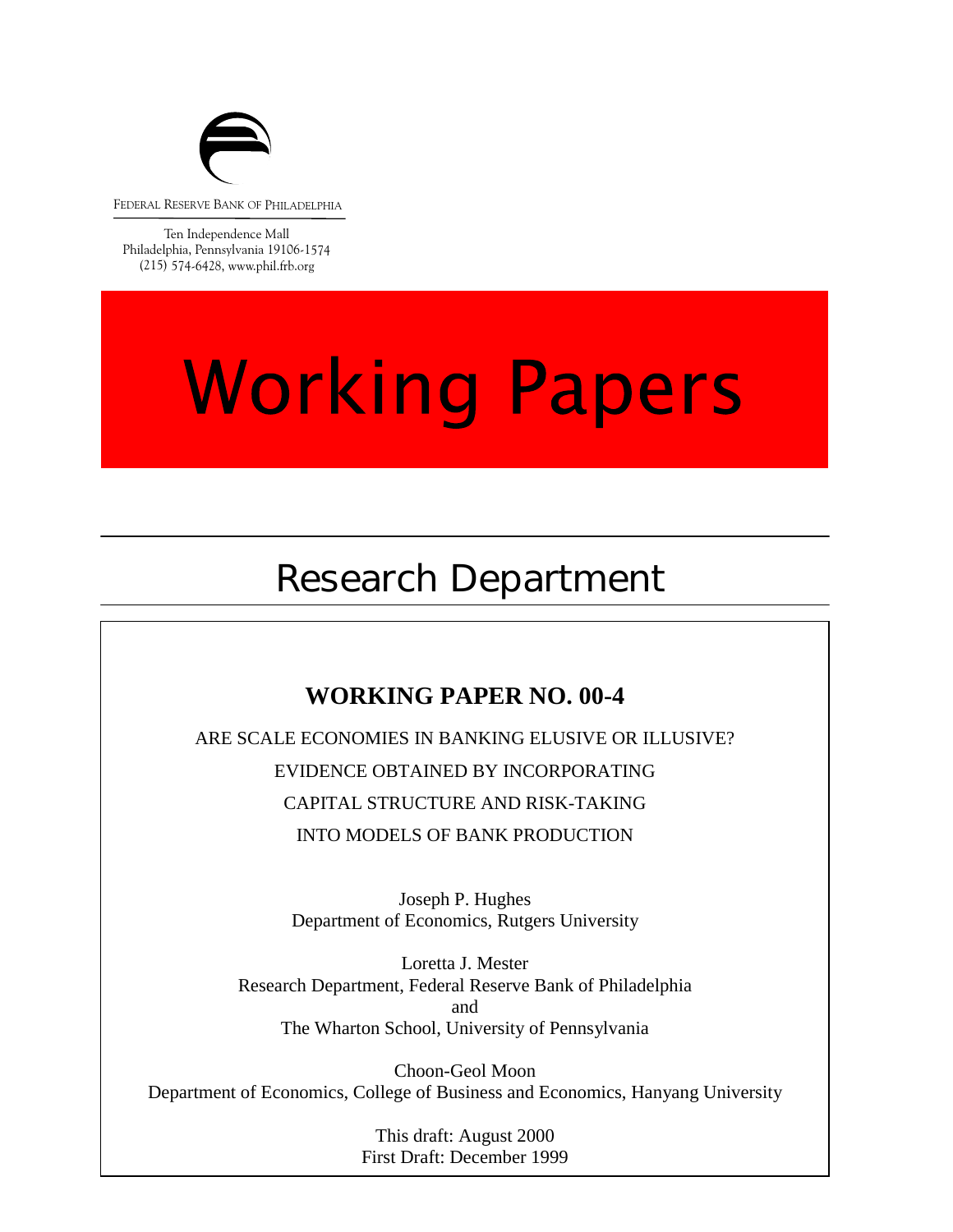FEDERAL RESERVE BANK OF PHILADELPHIA

Ten Independence Mall
Philadelphia, Pennsylvania 19106-1574
(215) 574-6428, www.phil.frb.org

# Working Papers

## Research Department

### WORKING PAPER NO. 00-4

ARE SCALE ECONOMIES IN BANKING ELUSIVE OR ILLUSIVE?
EVIDENCE OBTAINED BY INCORPORATING
CAPITAL STRUCTURE AND RISK-TAKING
INTO MODELS OF BANK PRODUCTION

Joseph P. Hughes
Department of Economics, Rutgers University

Loretta J. Mester
Research Department, Federal Reserve Bank of Philadelphia
and
The Wharton School, University of Pennsylvania

Choon-Geol Moon
Department of Economics, College of Business and Economics, Hanyang University

This draft: August 2000
First Draft: December 1999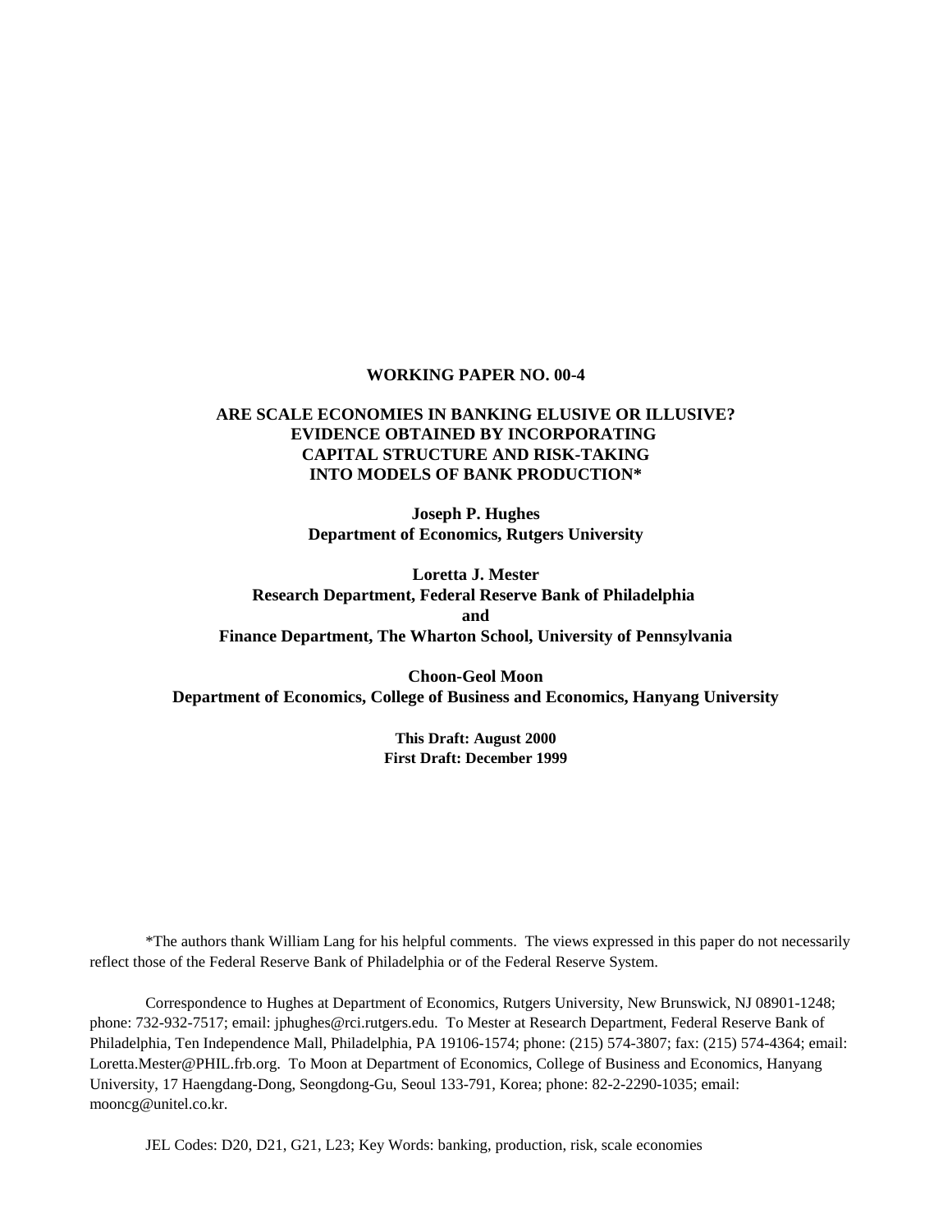**WORKING PAPER NO. 00-4**

# ARE SCALE ECONOMIES IN BANKING ELUSIVE OR ILLUSIVE? EVIDENCE OBTAINED BY INCORPORATING CAPITAL STRUCTURE AND RISK-TAKING INTO MODELS OF BANK PRODUCTION*

**Joseph P. Hughes**
**Department of Economics, Rutgers University**

**Loretta J. Mester**
**Research Department, Federal Reserve Bank of Philadelphia**
**and**
**Finance Department, The Wharton School, University of Pennsylvania**

**Choon-Geol Moon**
**Department of Economics, College of Business and Economics, Hanyang University**

**This Draft: August 2000**
**First Draft: December 1999**

*The authors thank William Lang for his helpful comments. The views expressed in this paper do not necessarily reflect those of the Federal Reserve Bank of Philadelphia or of the Federal Reserve System.

Correspondence to Hughes at Department of Economics, Rutgers University, New Brunswick, NJ 08901-1248; phone: 732-932-7517; email: jphughes@rci.rutgers.edu. To Mester at Research Department, Federal Reserve Bank of Philadelphia, Ten Independence Mall, Philadelphia, PA 19106-1574; phone: (215) 574-3807; fax: (215) 574-4364; email: Loretta.Mester@PHIL.frb.org. To Moon at Department of Economics, College of Business and Economics, Hanyang University, 17 Haengdang-Dong, Seongdong-Gu, Seoul 133-791, Korea; phone: 82-2-2290-1035; email: mooncg@unitel.co.kr.

JEL Codes: D20, D21, G21, L23; Key Words: banking, production, risk, scale economies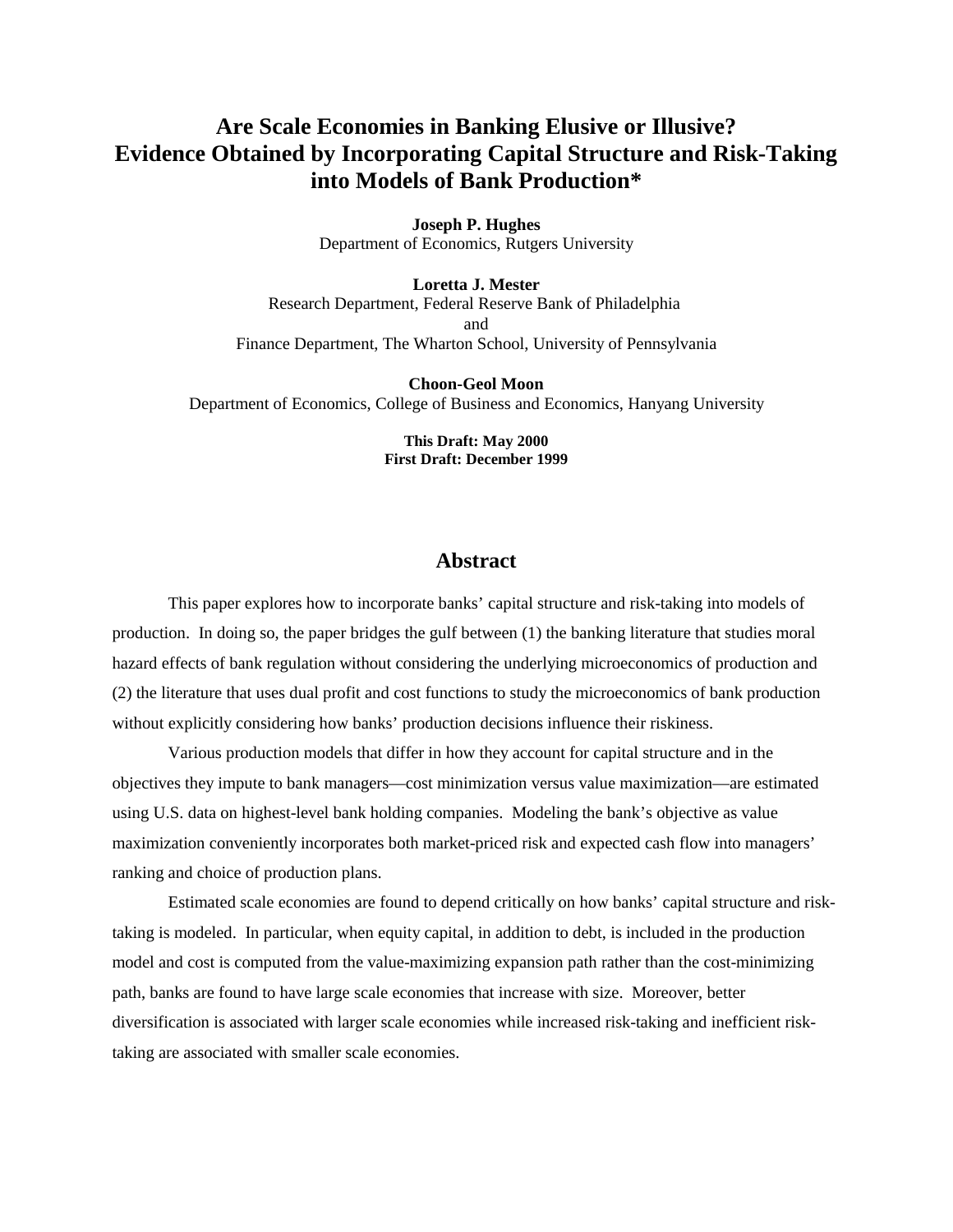# Are Scale Economies in Banking Elusive or Illusive? Evidence Obtained by Incorporating Capital Structure and Risk-Taking into Models of Bank Production*

**Joseph P. Hughes**
Department of Economics, Rutgers University

**Loretta J. Mester**
Research Department, Federal Reserve Bank of Philadelphia
and
Finance Department, The Wharton School, University of Pennsylvania

**Choon-Geol Moon**
Department of Economics, College of Business and Economics, Hanyang University

**This Draft: May 2000**
**First Draft: December 1999**

## Abstract

This paper explores how to incorporate banks' capital structure and risk-taking into models of production. In doing so, the paper bridges the gulf between (1) the banking literature that studies moral hazard effects of bank regulation without considering the underlying microeconomics of production and (2) the literature that uses dual profit and cost functions to study the microeconomics of bank production without explicitly considering how banks' production decisions influence their riskiness.

Various production models that differ in how they account for capital structure and in the objectives they impute to bank managers—cost minimization versus value maximization—are estimated using U.S. data on highest-level bank holding companies. Modeling the bank's objective as value maximization conveniently incorporates both market-priced risk and expected cash flow into managers' ranking and choice of production plans.

Estimated scale economies are found to depend critically on how banks' capital structure and risk-taking is modeled. In particular, when equity capital, in addition to debt, is included in the production model and cost is computed from the value-maximizing expansion path rather than the cost-minimizing path, banks are found to have large scale economies that increase with size. Moreover, better diversification is associated with larger scale economies while increased risk-taking and inefficient risk-taking are associated with smaller scale economies.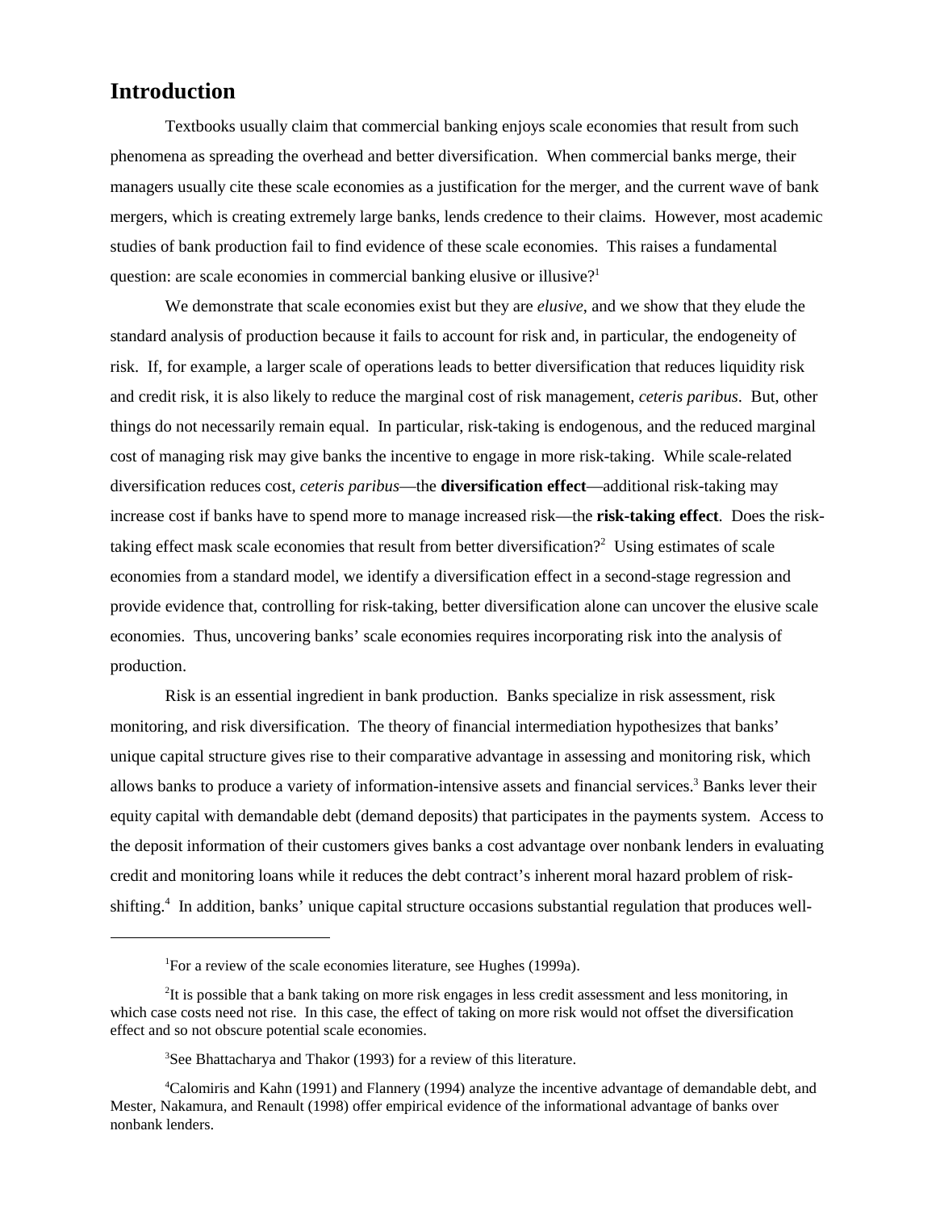# Introduction

Textbooks usually claim that commercial banking enjoys scale economies that result from such phenomena as spreading the overhead and better diversification. When commercial banks merge, their managers usually cite these scale economies as a justification for the merger, and the current wave of bank mergers, which is creating extremely large banks, lends credence to their claims. However, most academic studies of bank production fail to find evidence of these scale economies. This raises a fundamental question: are scale economies in commercial banking elusive or illusive?[1]

We demonstrate that scale economies exist but they are *elusive*, and we show that they elude the standard analysis of production because it fails to account for risk and, in particular, the endogeneity of risk. If, for example, a larger scale of operations leads to better diversification that reduces liquidity risk and credit risk, it is also likely to reduce the marginal cost of risk management, *ceteris paribus*. But, other things do not necessarily remain equal. In particular, risk-taking is endogenous, and the reduced marginal cost of managing risk may give banks the incentive to engage in more risk-taking. While scale-related diversification reduces cost, *ceteris paribus*—the **diversification effect**—additional risk-taking may increase cost if banks have to spend more to manage increased risk—the **risk-taking effect**. Does the risk-taking effect mask scale economies that result from better diversification?[2] Using estimates of scale economies from a standard model, we identify a diversification effect in a second-stage regression and provide evidence that, controlling for risk-taking, better diversification alone can uncover the elusive scale economies. Thus, uncovering banks' scale economies requires incorporating risk into the analysis of production.

Risk is an essential ingredient in bank production. Banks specialize in risk assessment, risk monitoring, and risk diversification. The theory of financial intermediation hypothesizes that banks' unique capital structure gives rise to their comparative advantage in assessing and monitoring risk, which allows banks to produce a variety of information-intensive assets and financial services.[3] Banks lever their equity capital with demandable debt (demand deposits) that participates in the payments system. Access to the deposit information of their customers gives banks a cost advantage over nonbank lenders in evaluating credit and monitoring loans while it reduces the debt contract's inherent moral hazard problem of risk-shifting.[4] In addition, banks' unique capital structure occasions substantial regulation that produces well-

---

[1] For a review of the scale economies literature, see Hughes (1999a).

[2] It is possible that a bank taking on more risk engages in less credit assessment and less monitoring, in which case costs need not rise. In this case, the effect of taking on more risk would not offset the diversification effect and so not obscure potential scale economies.

[3] See Bhattacharya and Thakor (1993) for a review of this literature.

[4] Calomiris and Kahn (1991) and Flannery (1994) analyze the incentive advantage of demandable debt, and Mester, Nakamura, and Renault (1998) offer empirical evidence of the informational advantage of banks over nonbank lenders.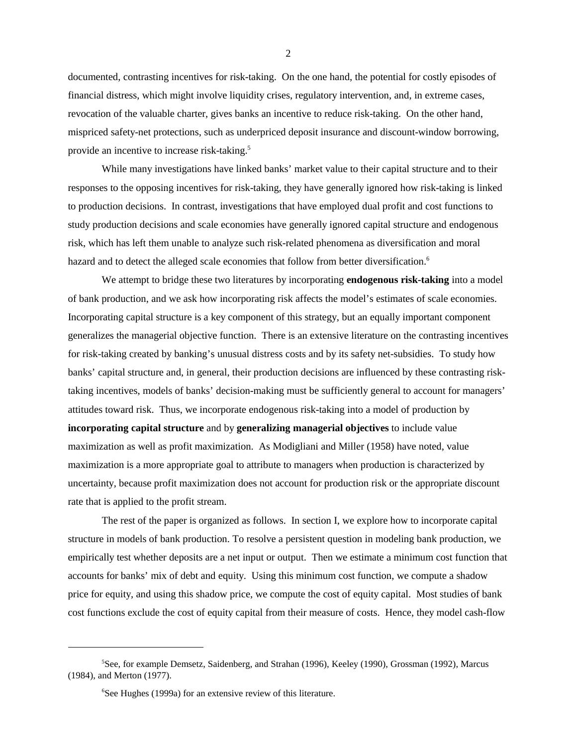documented, contrasting incentives for risk-taking. On the one hand, the potential for costly episodes of financial distress, which might involve liquidity crises, regulatory intervention, and, in extreme cases, revocation of the valuable charter, gives banks an incentive to reduce risk-taking. On the other hand, mispriced safety-net protections, such as underpriced deposit insurance and discount-window borrowing, provide an incentive to increase risk-taking.[5]

While many investigations have linked banks' market value to their capital structure and to their responses to the opposing incentives for risk-taking, they have generally ignored how risk-taking is linked to production decisions. In contrast, investigations that have employed dual profit and cost functions to study production decisions and scale economies have generally ignored capital structure and endogenous risk, which has left them unable to analyze such risk-related phenomena as diversification and moral hazard and to detect the alleged scale economies that follow from better diversification.[6]

We attempt to bridge these two literatures by incorporating **endogenous risk-taking** into a model of bank production, and we ask how incorporating risk affects the model's estimates of scale economies. Incorporating capital structure is a key component of this strategy, but an equally important component generalizes the managerial objective function. There is an extensive literature on the contrasting incentives for risk-taking created by banking's unusual distress costs and by its safety net-subsidies. To study how banks' capital structure and, in general, their production decisions are influenced by these contrasting risk-taking incentives, models of banks' decision-making must be sufficiently general to account for managers' attitudes toward risk. Thus, we incorporate endogenous risk-taking into a model of production by **incorporating capital structure** and by **generalizing managerial objectives** to include value maximization as well as profit maximization. As Modigliani and Miller (1958) have noted, value maximization is a more appropriate goal to attribute to managers when production is characterized by uncertainty, because profit maximization does not account for production risk or the appropriate discount rate that is applied to the profit stream.

The rest of the paper is organized as follows. In section I, we explore how to incorporate capital structure in models of bank production. To resolve a persistent question in modeling bank production, we empirically test whether deposits are a net input or output. Then we estimate a minimum cost function that accounts for banks' mix of debt and equity. Using this minimum cost function, we compute a shadow price for equity, and using this shadow price, we compute the cost of equity capital. Most studies of bank cost functions exclude the cost of equity capital from their measure of costs. Hence, they model cash-flow

---

[5] See, for example Demsetz, Saidenberg, and Strahan (1996), Keeley (1990), Grossman (1992), Marcus (1984), and Merton (1977).

[6] See Hughes (1999a) for an extensive review of this literature.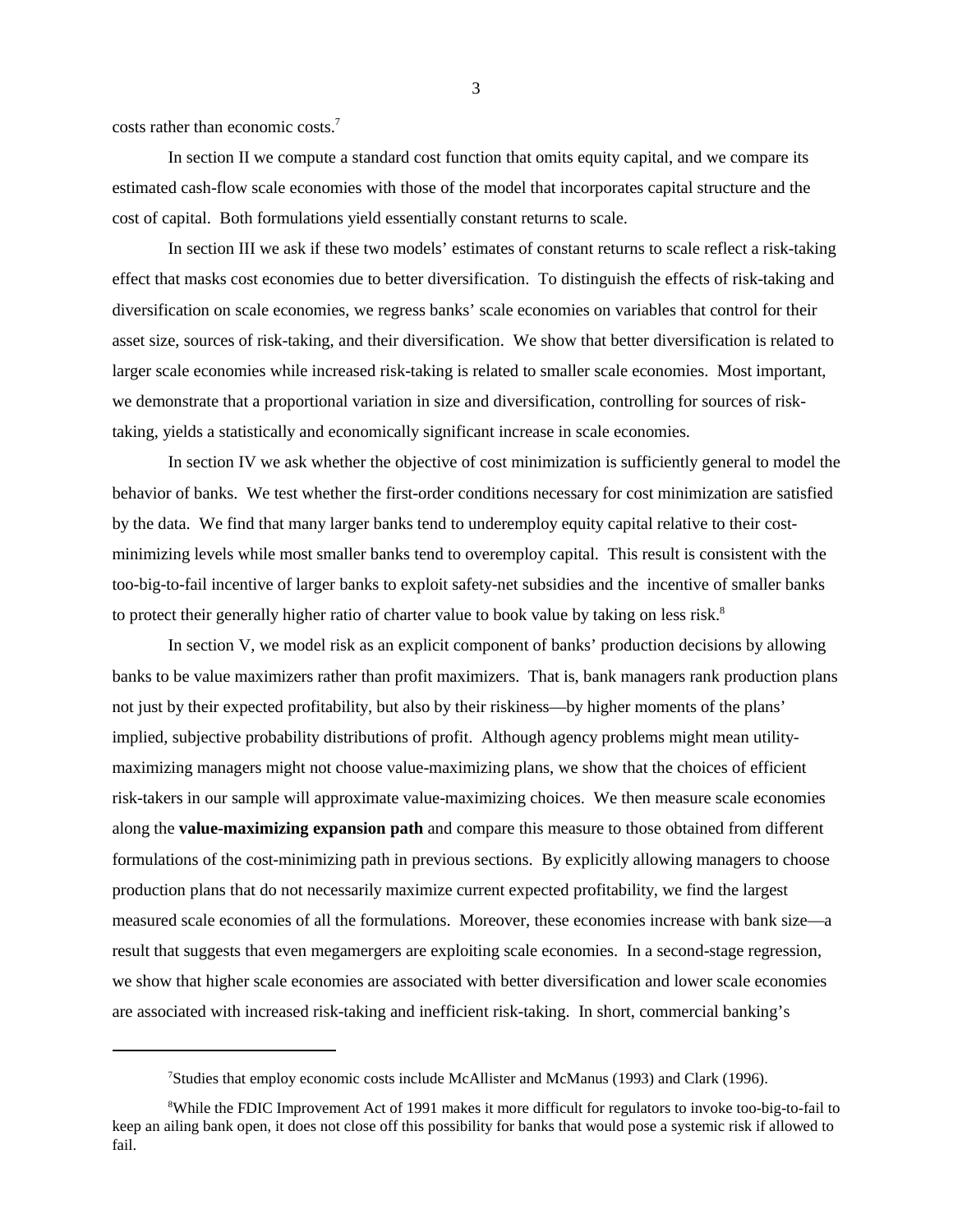costs rather than economic costs.[7]

In section II we compute a standard cost function that omits equity capital, and we compare its estimated cash-flow scale economies with those of the model that incorporates capital structure and the cost of capital. Both formulations yield essentially constant returns to scale.

In section III we ask if these two models' estimates of constant returns to scale reflect a risk-taking effect that masks cost economies due to better diversification. To distinguish the effects of risk-taking and diversification on scale economies, we regress banks' scale economies on variables that control for their asset size, sources of risk-taking, and their diversification. We show that better diversification is related to larger scale economies while increased risk-taking is related to smaller scale economies. Most important, we demonstrate that a proportional variation in size and diversification, controlling for sources of risk-taking, yields a statistically and economically significant increase in scale economies.

In section IV we ask whether the objective of cost minimization is sufficiently general to model the behavior of banks. We test whether the first-order conditions necessary for cost minimization are satisfied by the data. We find that many larger banks tend to underemploy equity capital relative to their cost-minimizing levels while most smaller banks tend to overemploy capital. This result is consistent with the too-big-to-fail incentive of larger banks to exploit safety-net subsidies and the incentive of smaller banks to protect their generally higher ratio of charter value to book value by taking on less risk.[8]

In section V, we model risk as an explicit component of banks' production decisions by allowing banks to be value maximizers rather than profit maximizers. That is, bank managers rank production plans not just by their expected profitability, but also by their riskiness—by higher moments of the plans' implied, subjective probability distributions of profit. Although agency problems might mean utility-maximizing managers might not choose value-maximizing plans, we show that the choices of efficient risk-takers in our sample will approximate value-maximizing choices. We then measure scale economies along the **value-maximizing expansion path** and compare this measure to those obtained from different formulations of the cost-minimizing path in previous sections. By explicitly allowing managers to choose production plans that do not necessarily maximize current expected profitability, we find the largest measured scale economies of all the formulations. Moreover, these economies increase with bank size—a result that suggests that even megamergers are exploiting scale economies. In a second-stage regression, we show that higher scale economies are associated with better diversification and lower scale economies are associated with increased risk-taking and inefficient risk-taking. In short, commercial banking's

---

[7]Studies that employ economic costs include McAllister and McManus (1993) and Clark (1996).

[8]While the FDIC Improvement Act of 1991 makes it more difficult for regulators to invoke too-big-to-fail to keep an ailing bank open, it does not close off this possibility for banks that would pose a systemic risk if allowed to fail.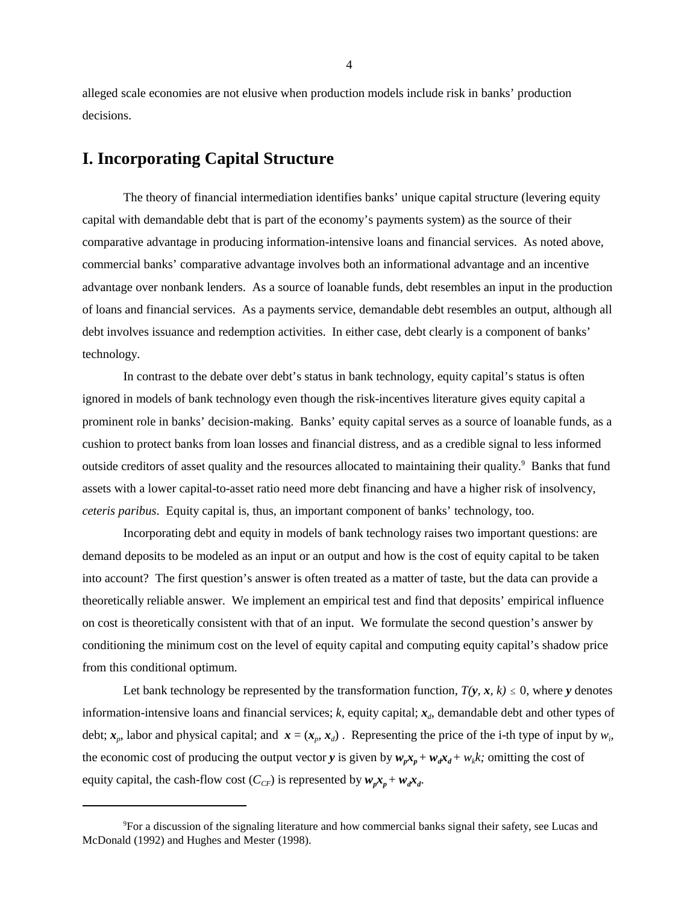alleged scale economies are not elusive when production models include risk in banks' production decisions.

## I. Incorporating Capital Structure

The theory of financial intermediation identifies banks' unique capital structure (levering equity capital with demandable debt that is part of the economy's payments system) as the source of their comparative advantage in producing information-intensive loans and financial services. As noted above, commercial banks' comparative advantage involves both an informational advantage and an incentive advantage over nonbank lenders. As a source of loanable funds, debt resembles an input in the production of loans and financial services. As a payments service, demandable debt resembles an output, although all debt involves issuance and redemption activities. In either case, debt clearly is a component of banks' technology.

In contrast to the debate over debt's status in bank technology, equity capital's status is often ignored in models of bank technology even though the risk-incentives literature gives equity capital a prominent role in banks' decision-making. Banks' equity capital serves as a source of loanable funds, as a cushion to protect banks from loan losses and financial distress, and as a credible signal to less informed outside creditors of asset quality and the resources allocated to maintaining their quality.[9] Banks that fund assets with a lower capital-to-asset ratio need more debt financing and have a higher risk of insolvency, *ceteris paribus*. Equity capital is, thus, an important component of banks' technology, too.

Incorporating debt and equity in models of bank technology raises two important questions: are demand deposits to be modeled as an input or an output and how is the cost of equity capital to be taken into account? The first question's answer is often treated as a matter of taste, but the data can provide a theoretically reliable answer. We implement an empirical test and find that deposits' empirical influence on cost is theoretically consistent with that of an input. We formulate the second question's answer by conditioning the minimum cost on the level of equity capital and computing equity capital's shadow price from this conditional optimum.

Let bank technology be represented by the transformation function, $T(\boldsymbol{y}, \boldsymbol{x}, k) \leq 0$, where $\boldsymbol{y}$ denotes information-intensive loans and financial services; $k$, equity capital; $\boldsymbol{x}_d$, demandable debt and other types of debt; $\boldsymbol{x}_p$, labor and physical capital; and $\boldsymbol{x} = (\boldsymbol{x}_p, \boldsymbol{x}_d)$ . Representing the price of the i-th type of input by $w_i$, the economic cost of producing the output vector $\boldsymbol{y}$ is given by $\boldsymbol{w_p x_p} + \boldsymbol{w_d x_d} + w_k k;$ omitting the cost of equity capital, the cash-flow cost ($C_{CF}$) is represented by $\boldsymbol{w_p x_p} + \boldsymbol{w_d x_d}$.

---

[9]For a discussion of the signaling literature and how commercial banks signal their safety, see Lucas and McDonald (1992) and Hughes and Mester (1998).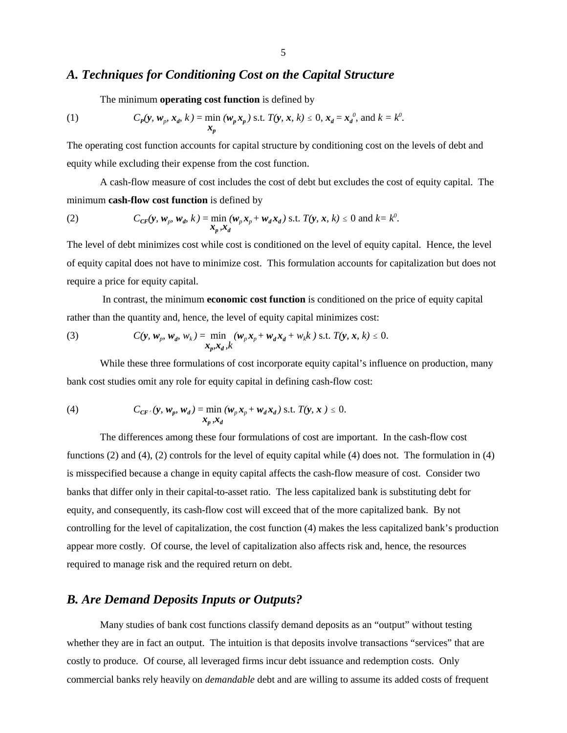## *A. Techniques for Conditioning Cost on the Capital Structure*

The minimum **operating cost function** is defined by

$$C_P(\boldsymbol{y}, \boldsymbol{w}_p, \boldsymbol{x}_d, k) = \min_{\boldsymbol{x}_p} (\boldsymbol{w}_p \boldsymbol{x}_p) \text{ s.t. } T(\boldsymbol{y}, \boldsymbol{x}, k) \leq 0, \boldsymbol{x}_d = \boldsymbol{x}_d^0, \text{ and } k = k^0. \tag{1}$$

The operating cost function accounts for capital structure by conditioning cost on the levels of debt and equity while excluding their expense from the cost function.

A cash-flow measure of cost includes the cost of debt but excludes the cost of equity capital. The minimum **cash-flow cost function** is defined by

$$C_{CF}(\boldsymbol{y}, \boldsymbol{w}_p, \boldsymbol{w}_d, k) = \min_{\boldsymbol{x}_p, \boldsymbol{x}_d} (\boldsymbol{w}_p \boldsymbol{x}_p + \boldsymbol{w}_d \boldsymbol{x}_d) \text{ s.t. } T(\boldsymbol{y}, \boldsymbol{x}, k) \leq 0 \text{ and } k = k^0. \tag{2}$$

The level of debt minimizes cost while cost is conditioned on the level of equity capital. Hence, the level of equity capital does not have to minimize cost. This formulation accounts for capitalization but does not require a price for equity capital.

In contrast, the minimum **economic cost function** is conditioned on the price of equity capital rather than the quantity and, hence, the level of equity capital minimizes cost:

$$C(\boldsymbol{y}, \boldsymbol{w}_p, \boldsymbol{w}_d, w_k) = \min_{\boldsymbol{x}_p, \boldsymbol{x}_d, k} (\boldsymbol{w}_p \boldsymbol{x}_p + \boldsymbol{w}_d \boldsymbol{x}_d + w_k k) \text{ s.t. } T(\boldsymbol{y}, \boldsymbol{x}, k) \leq 0. \tag{3}$$

While these three formulations of cost incorporate equity capital's influence on production, many bank cost studies omit any role for equity capital in defining cash-flow cost:

$$C_{CF'}(\boldsymbol{y}, \boldsymbol{w}_p, \boldsymbol{w}_d) = \min_{\boldsymbol{x}_p, \boldsymbol{x}_d} (\boldsymbol{w}_p \boldsymbol{x}_p + \boldsymbol{w}_d \boldsymbol{x}_d) \text{ s.t. } T(\boldsymbol{y}, \boldsymbol{x}) \leq 0. \tag{4}$$

The differences among these four formulations of cost are important. In the cash-flow cost functions (2) and (4), (2) controls for the level of equity capital while (4) does not. The formulation in (4) is misspecified because a change in equity capital affects the cash-flow measure of cost. Consider two banks that differ only in their capital-to-asset ratio. The less capitalized bank is substituting debt for equity, and consequently, its cash-flow cost will exceed that of the more capitalized bank. By not controlling for the level of capitalization, the cost function (4) makes the less capitalized bank's production appear more costly. Of course, the level of capitalization also affects risk and, hence, the resources required to manage risk and the required return on debt.

## *B. Are Demand Deposits Inputs or Outputs?*

Many studies of bank cost functions classify demand deposits as an "output" without testing whether they are in fact an output. The intuition is that deposits involve transactions "services" that are costly to produce. Of course, all leveraged firms incur debt issuance and redemption costs. Only commercial banks rely heavily on *demandable* debt and are willing to assume its added costs of frequent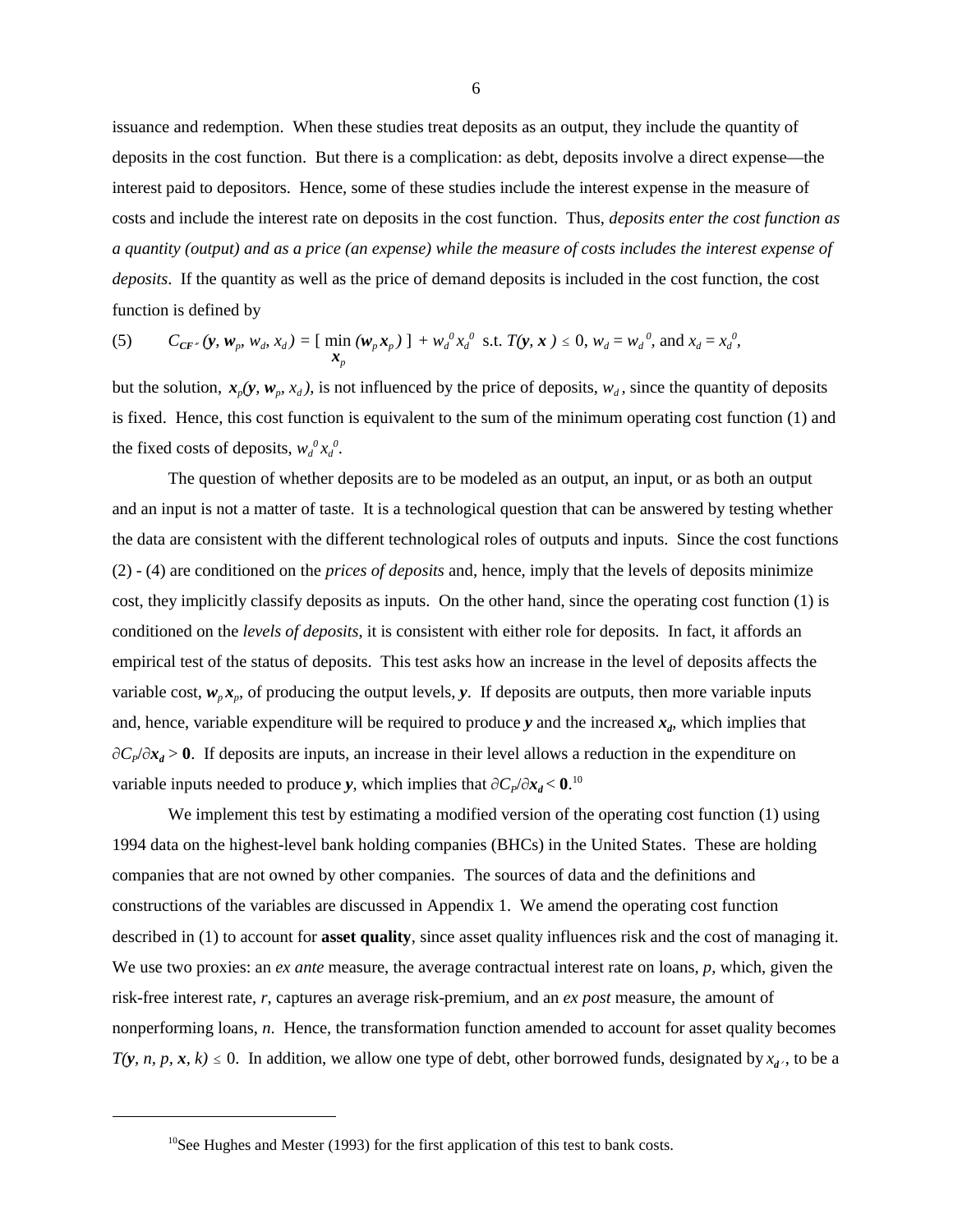issuance and redemption. When these studies treat deposits as an output, they include the quantity of deposits in the cost function. But there is a complication: as debt, deposits involve a direct expense—the interest paid to depositors. Hence, some of these studies include the interest expense in the measure of costs and include the interest rate on deposits in the cost function. Thus, *deposits enter the cost function as a quantity (output) and as a price (an expense) while the measure of costs includes the interest expense of deposits*. If the quantity as well as the price of demand deposits is included in the cost function, the cost function is defined by

$$(5) \qquad C_{CF''}(\boldsymbol{y}, \boldsymbol{w}_p, w_d, x_d) = [\min_{\boldsymbol{x}_p} (\boldsymbol{w}_p \boldsymbol{x}_p)] + w_d^{\,0} x_d^{\,0} \text{ s.t. } T(\boldsymbol{y}, \boldsymbol{x}) \leq 0,\ w_d = w_d^{\,0}, \text{ and } x_d = x_d^{\,0},$$

but the solution, $\boldsymbol{x}_p(\boldsymbol{y}, \boldsymbol{w}_p, x_d)$, is not influenced by the price of deposits, $w_d$, since the quantity of deposits is fixed. Hence, this cost function is equivalent to the sum of the minimum operating cost function (1) and the fixed costs of deposits, $w_d^{\,0} x_d^{\,0}$.

The question of whether deposits are to be modeled as an output, an input, or as both an output and an input is not a matter of taste. It is a technological question that can be answered by testing whether the data are consistent with the different technological roles of outputs and inputs. Since the cost functions (2) - (4) are conditioned on the *prices of deposits* and, hence, imply that the levels of deposits minimize cost, they implicitly classify deposits as inputs. On the other hand, since the operating cost function (1) is conditioned on the *levels of deposits*, it is consistent with either role for deposits. In fact, it affords an empirical test of the status of deposits. This test asks how an increase in the level of deposits affects the variable cost, $\boldsymbol{w}_p \boldsymbol{x}_p$, of producing the output levels, $\boldsymbol{y}$. If deposits are outputs, then more variable inputs and, hence, variable expenditure will be required to produce $\boldsymbol{y}$ and the increased $\boldsymbol{x}_d$, which implies that $\partial C_P/\partial \boldsymbol{x}_d > \mathbf{0}$. If deposits are inputs, an increase in their level allows a reduction in the expenditure on variable inputs needed to produce $\boldsymbol{y}$, which implies that $\partial C_P/\partial \boldsymbol{x}_d < \mathbf{0}$.[10]

We implement this test by estimating a modified version of the operating cost function (1) using 1994 data on the highest-level bank holding companies (BHCs) in the United States. These are holding companies that are not owned by other companies. The sources of data and the definitions and constructions of the variables are discussed in Appendix 1. We amend the operating cost function described in (1) to account for **asset quality**, since asset quality influences risk and the cost of managing it. We use two proxies: an *ex ante* measure, the average contractual interest rate on loans, $p$, which, given the risk-free interest rate, $r$, captures an average risk-premium, and an *ex post* measure, the amount of nonperforming loans, $n$. Hence, the transformation function amended to account for asset quality becomes $T(\boldsymbol{y}, n, p, \boldsymbol{x}, k) \leq 0$. In addition, we allow one type of debt, other borrowed funds, designated by $x_{d'}$, to be a

[10] See Hughes and Mester (1993) for the first application of this test to bank costs.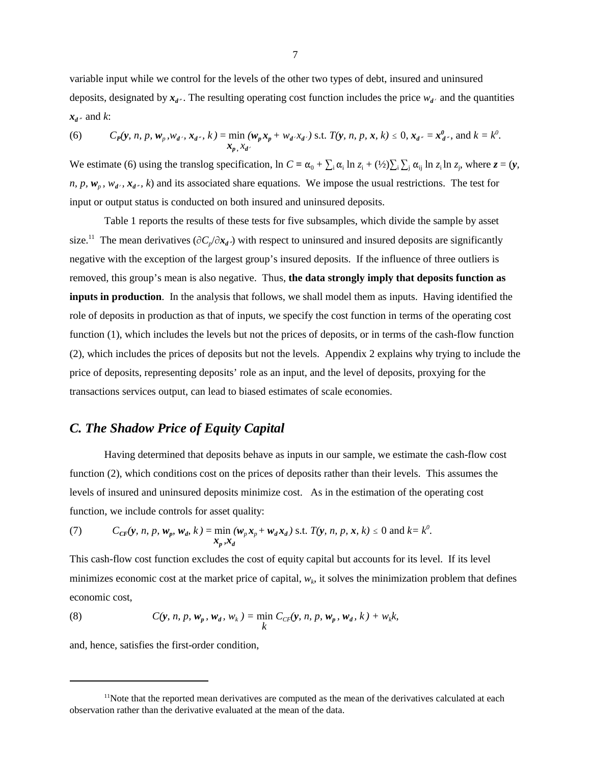variable input while we control for the levels of the other two types of debt, insured and uninsured deposits, designated by $\boldsymbol{x}_{d''}$. The resulting operating cost function includes the price $w_{d'}$ and the quantities $\boldsymbol{x}_{d''}$ and $k$:

$$(6) \qquad C_P(\boldsymbol{y}, n, p, \boldsymbol{w}_p, w_{d'}, \boldsymbol{x}_{d''}, k) = \min_{\boldsymbol{x}_p,\, x_{d'}} (\boldsymbol{w}_p \boldsymbol{x}_p + w_{d'} x_{d'}) \text{ s.t. } T(\boldsymbol{y}, n, p, \boldsymbol{x}, k) \leq 0,\ \boldsymbol{x}_{d''} = \boldsymbol{x}^0_{d''}, \text{ and } k = k^0.$$

We estimate (6) using the translog specification, $\ln C = \alpha_0 + \sum_i \alpha_i \ln z_i + (½)\sum_i \sum_j \alpha_{ij} \ln z_i \ln z_j$, where $\boldsymbol{z} = (\boldsymbol{y}, n, p, \boldsymbol{w}_p, w_{d'}, \boldsymbol{x}_{d''}, k)$ and its associated share equations. We impose the usual restrictions. The test for input or output status is conducted on both insured and uninsured deposits.

Table 1 reports the results of these tests for five subsamples, which divide the sample by asset size.[11] The mean derivatives ($\partial C_p/\partial \boldsymbol{x}_{d''}$) with respect to uninsured and insured deposits are significantly negative with the exception of the largest group's insured deposits. If the influence of three outliers is removed, this group's mean is also negative. Thus, **the data strongly imply that deposits function as inputs in production**. In the analysis that follows, we shall model them as inputs. Having identified the role of deposits in production as that of inputs, we specify the cost function in terms of the operating cost function (1), which includes the levels but not the prices of deposits, or in terms of the cash-flow function (2), which includes the prices of deposits but not the levels. Appendix 2 explains why trying to include the price of deposits, representing deposits' role as an input, and the level of deposits, proxying for the transactions services output, can lead to biased estimates of scale economies.

## *C. The Shadow Price of Equity Capital*

Having determined that deposits behave as inputs in our sample, we estimate the cash-flow cost function (2), which conditions cost on the prices of deposits rather than their levels. This assumes the levels of insured and uninsured deposits minimize cost. As in the estimation of the operating cost function, we include controls for asset quality:

$$(7) \qquad C_{CF}(\boldsymbol{y}, n, p, \boldsymbol{w}_p, \boldsymbol{w}_d, k) = \min_{\boldsymbol{x}_p, \boldsymbol{x}_d} (\boldsymbol{w}_p \boldsymbol{x}_p + \boldsymbol{w}_d \boldsymbol{x}_d) \text{ s.t. } T(\boldsymbol{y}, n, p, \boldsymbol{x}, k) \leq 0 \text{ and } k = k^0.$$

This cash-flow cost function excludes the cost of equity capital but accounts for its level. If its level minimizes economic cost at the market price of capital, $w_k$, it solves the minimization problem that defines economic cost,

$$(8) \qquad C(\boldsymbol{y}, n, p, \boldsymbol{w}_p, \boldsymbol{w}_d, w_k) = \min_{k} C_{CF}(\boldsymbol{y}, n, p, \boldsymbol{w}_p, \boldsymbol{w}_d, k) + w_k k,$$

and, hence, satisfies the first-order condition,

---

[11]Note that the reported mean derivatives are computed as the mean of the derivatives calculated at each observation rather than the derivative evaluated at the mean of the data.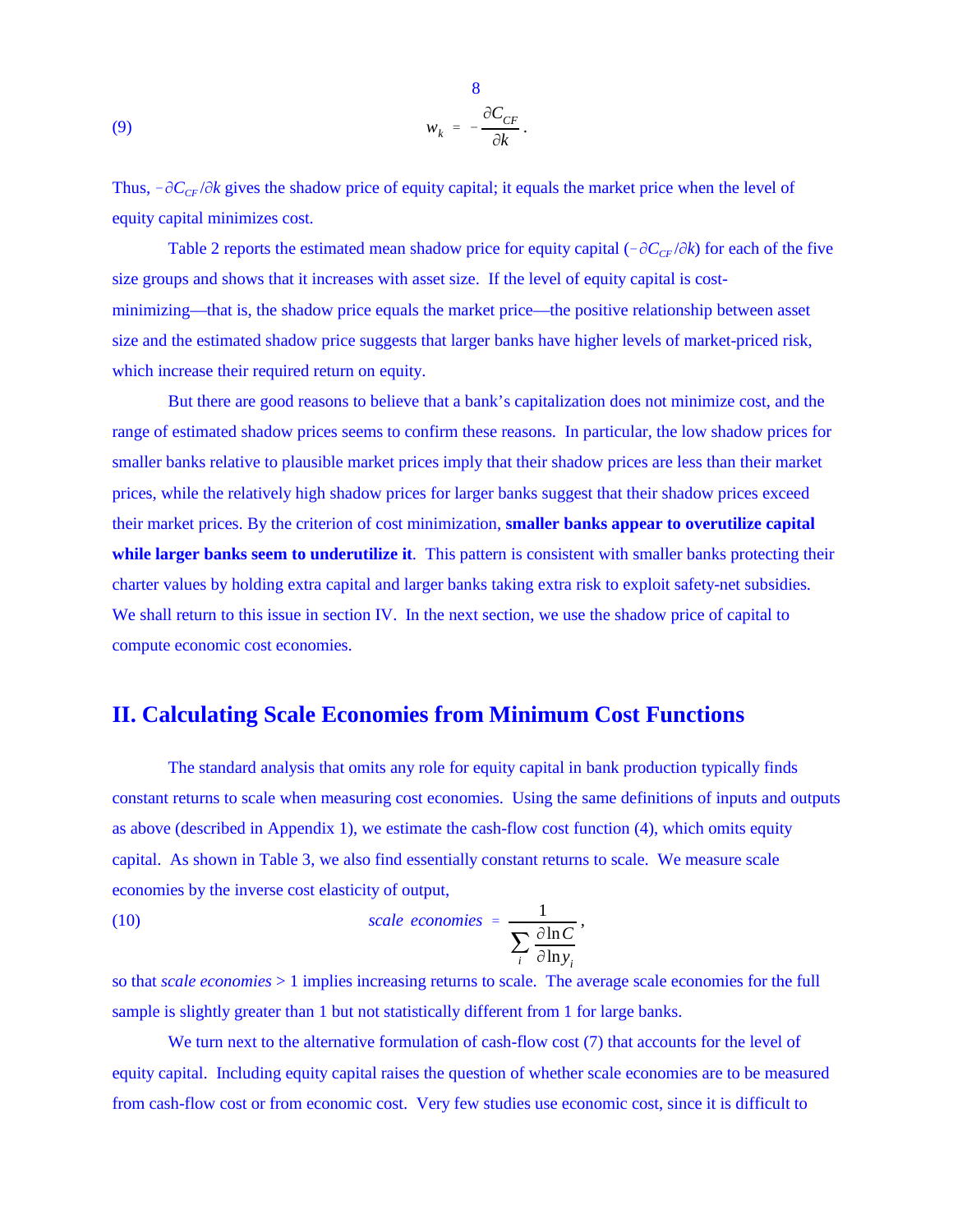(9) $$w_k = -\frac{\partial C_{CF}}{\partial k}.$$

Thus, $-\partial C_{CF}/\partial k$ gives the shadow price of equity capital; it equals the market price when the level of equity capital minimizes cost.

Table 2 reports the estimated mean shadow price for equity capital ($-\partial C_{CF}/\partial k$) for each of the five size groups and shows that it increases with asset size. If the level of equity capital is cost-minimizing—that is, the shadow price equals the market price—the positive relationship between asset size and the estimated shadow price suggests that larger banks have higher levels of market-priced risk, which increase their required return on equity.

But there are good reasons to believe that a bank's capitalization does not minimize cost, and the range of estimated shadow prices seems to confirm these reasons. In particular, the low shadow prices for smaller banks relative to plausible market prices imply that their shadow prices are less than their market prices, while the relatively high shadow prices for larger banks suggest that their shadow prices exceed their market prices. By the criterion of cost minimization, **smaller banks appear to overutilize capital while larger banks seem to underutilize it**. This pattern is consistent with smaller banks protecting their charter values by holding extra capital and larger banks taking extra risk to exploit safety-net subsidies. We shall return to this issue in section IV. In the next section, we use the shadow price of capital to compute economic cost economies.

## II. Calculating Scale Economies from Minimum Cost Functions

The standard analysis that omits any role for equity capital in bank production typically finds constant returns to scale when measuring cost economies. Using the same definitions of inputs and outputs as above (described in Appendix 1), we estimate the cash-flow cost function (4), which omits equity capital. As shown in Table 3, we also find essentially constant returns to scale. We measure scale economies by the inverse cost elasticity of output,

(10) $$scale\ \ economies = \frac{1}{\sum_i \frac{\partial \ln C}{\partial \ln y_i}},$$

so that *scale economies* > 1 implies increasing returns to scale. The average scale economies for the full sample is slightly greater than 1 but not statistically different from 1 for large banks.

We turn next to the alternative formulation of cash-flow cost (7) that accounts for the level of equity capital. Including equity capital raises the question of whether scale economies are to be measured from cash-flow cost or from economic cost. Very few studies use economic cost, since it is difficult to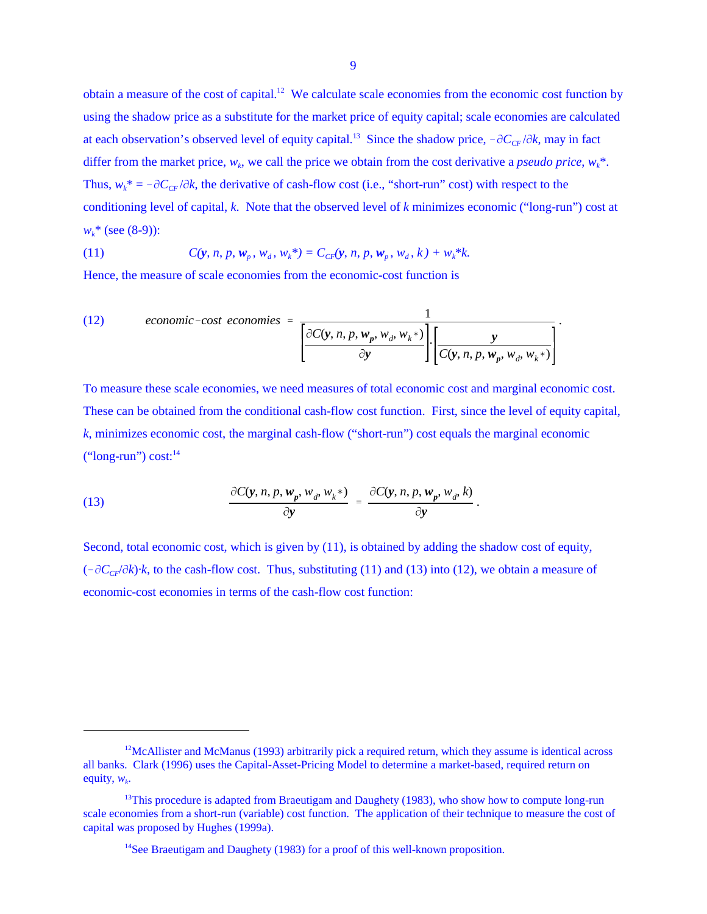obtain a measure of the cost of capital.[12] We calculate scale economies from the economic cost function by using the shadow price as a substitute for the market price of equity capital; scale economies are calculated at each observation's observed level of equity capital.[13] Since the shadow price, $-\partial C_{CF}/\partial k$, may in fact differ from the market price, $w_k$, we call the price we obtain from the cost derivative a *pseudo price*, $w_k$*. Thus, $w_k^* = -\partial C_{CF}/\partial k$, the derivative of cash-flow cost (i.e., "short-run" cost) with respect to the conditioning level of capital, $k$. Note that the observed level of $k$ minimizes economic ("long-run") cost at $w_k^*$ (see (8-9)):

$$C(\boldsymbol{y}, n, p, \boldsymbol{w}_p, w_d, w_k^*) = C_{CF}(\boldsymbol{y}, n, p, \boldsymbol{w}_p, w_d, k) + w_k^* k. \tag{11}$$

Hence, the measure of scale economies from the economic-cost function is

$$economic\text{-}cost\ economies = \frac{1}{\left[\dfrac{\partial C(\boldsymbol{y}, n, p, \boldsymbol{w_p}, w_d, w_k^*)}{\partial \boldsymbol{y}}\right] \cdot \left[\dfrac{\boldsymbol{y}}{C(\boldsymbol{y}, n, p, \boldsymbol{w_p}, w_d, w_k^*)}\right]}. \tag{12}$$

To measure these scale economies, we need measures of total economic cost and marginal economic cost. These can be obtained from the conditional cash-flow cost function. First, since the level of equity capital, $k$, minimizes economic cost, the marginal cash-flow ("short-run") cost equals the marginal economic ("long-run") cost:[14]

$$\frac{\partial C(\boldsymbol{y}, n, p, \boldsymbol{w_p}, w_d, w_k^*)}{\partial \boldsymbol{y}} = \frac{\partial C(\boldsymbol{y}, n, p, \boldsymbol{w_p}, w_d, k)}{\partial \boldsymbol{y}}. \tag{13}$$

Second, total economic cost, which is given by (11), is obtained by adding the shadow cost of equity, $(-\partial C_{CF}/\partial k) \cdot k$, to the cash-flow cost. Thus, substituting (11) and (13) into (12), we obtain a measure of economic-cost economies in terms of the cash-flow cost function:

---

[12] McAllister and McManus (1993) arbitrarily pick a required return, which they assume is identical across all banks. Clark (1996) uses the Capital-Asset-Pricing Model to determine a market-based, required return on equity, $w_k$.

[13] This procedure is adapted from Braeutigam and Daughety (1983), who show how to compute long-run scale economies from a short-run (variable) cost function. The application of their technique to measure the cost of capital was proposed by Hughes (1999a).

[14] See Braeutigam and Daughety (1983) for a proof of this well-known proposition.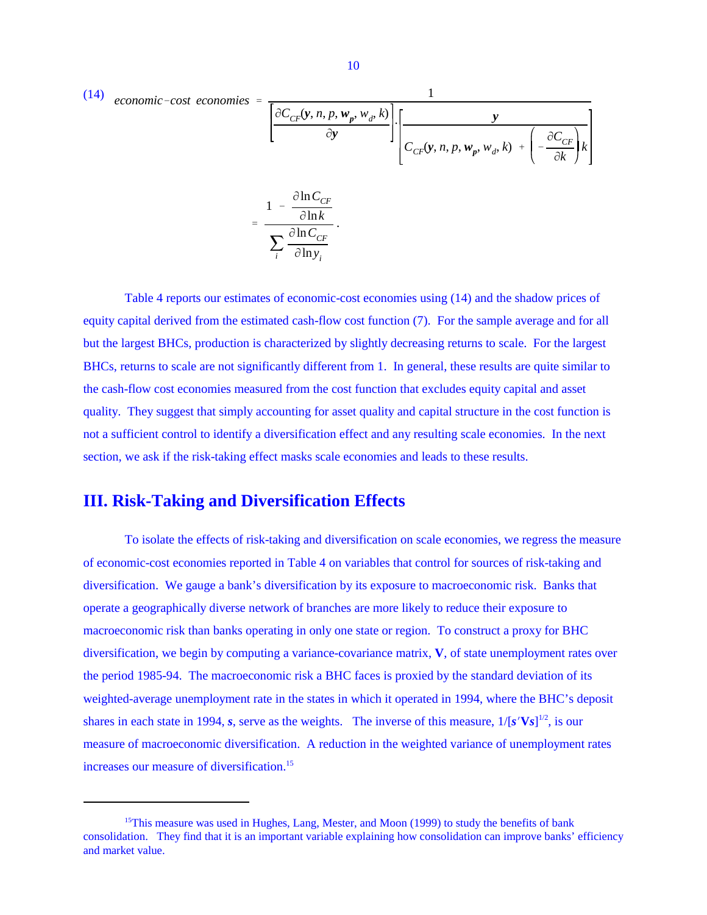$$(14) \quad economic\text{-}cost\ economies = \frac{1}{\left[\dfrac{\partial C_{CF}(\boldsymbol{y}, n, p, \boldsymbol{w_p}, w_d, k)}{\partial \boldsymbol{y}}\right] \cdot \left[\dfrac{\boldsymbol{y}}{C_{CF}(\boldsymbol{y}, n, p, \boldsymbol{w_p}, w_d, k) + \left(-\dfrac{\partial C_{CF}}{\partial k}\right) k}\right]}$$

$$= \frac{1 - \dfrac{\partial \ln C_{CF}}{\partial \ln k}}{\displaystyle\sum_i \frac{\partial \ln C_{CF}}{\partial \ln y_i}}.$$

Table 4 reports our estimates of economic-cost economies using (14) and the shadow prices of equity capital derived from the estimated cash-flow cost function (7). For the sample average and for all but the largest BHCs, production is characterized by slightly decreasing returns to scale. For the largest BHCs, returns to scale are not significantly different from 1. In general, these results are quite similar to the cash-flow cost economies measured from the cost function that excludes equity capital and asset quality. They suggest that simply accounting for asset quality and capital structure in the cost function is not a sufficient control to identify a diversification effect and any resulting scale economies. In the next section, we ask if the risk-taking effect masks scale economies and leads to these results.

## III. Risk-Taking and Diversification Effects

To isolate the effects of risk-taking and diversification on scale economies, we regress the measure of economic-cost economies reported in Table 4 on variables that control for sources of risk-taking and diversification. We gauge a bank's diversification by its exposure to macroeconomic risk. Banks that operate a geographically diverse network of branches are more likely to reduce their exposure to macroeconomic risk than banks operating in only one state or region. To construct a proxy for BHC diversification, we begin by computing a variance-covariance matrix, $\mathbf{V}$, of state unemployment rates over the period 1985-94. The macroeconomic risk a BHC faces is proxied by the standard deviation of its weighted-average unemployment rate in the states in which it operated in 1994, where the BHC's deposit shares in each state in 1994, $\boldsymbol{s}$, serve as the weights. The inverse of this measure, $1/[\boldsymbol{s}'\mathbf{V}\boldsymbol{s}]^{1/2}$, is our measure of macroeconomic diversification. A reduction in the weighted variance of unemployment rates increases our measure of diversification.[15]

---

[15] This measure was used in Hughes, Lang, Mester, and Moon (1999) to study the benefits of bank consolidation. They find that it is an important variable explaining how consolidation can improve banks' efficiency and market value.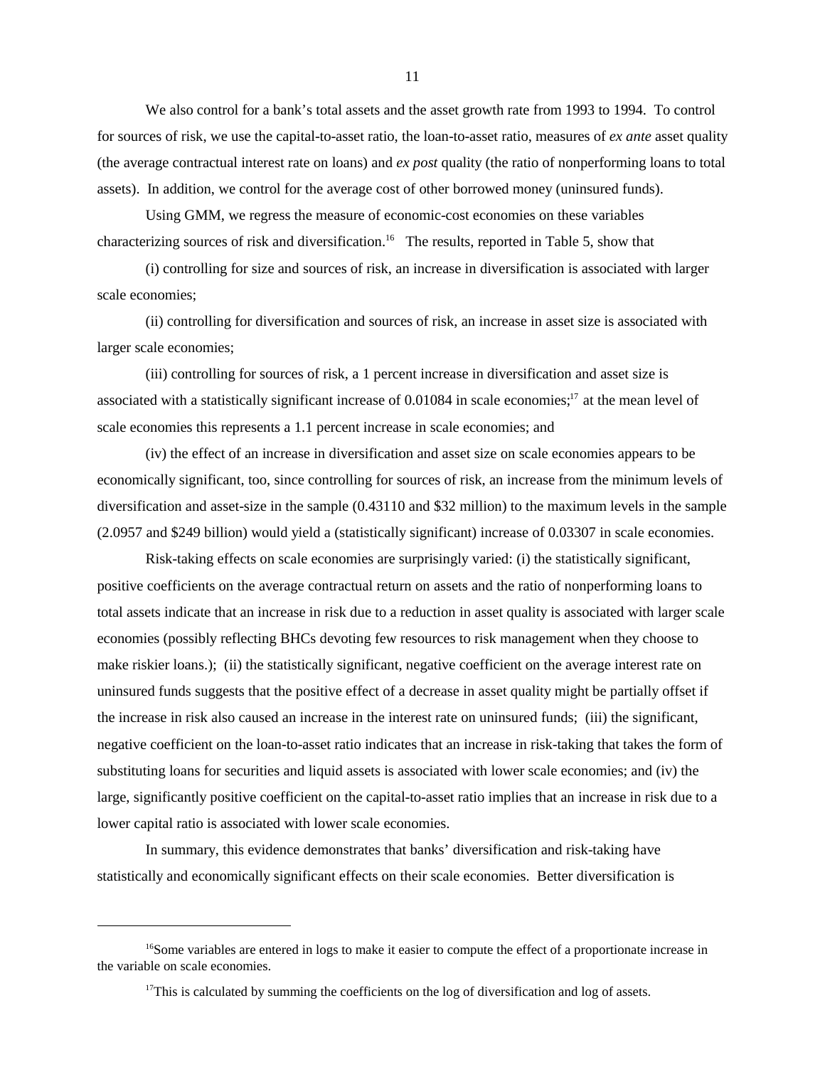We also control for a bank's total assets and the asset growth rate from 1993 to 1994. To control for sources of risk, we use the capital-to-asset ratio, the loan-to-asset ratio, measures of *ex ante* asset quality (the average contractual interest rate on loans) and *ex post* quality (the ratio of nonperforming loans to total assets). In addition, we control for the average cost of other borrowed money (uninsured funds).

Using GMM, we regress the measure of economic-cost economies on these variables characterizing sources of risk and diversification.[16] The results, reported in Table 5, show that

(i) controlling for size and sources of risk, an increase in diversification is associated with larger scale economies;

(ii) controlling for diversification and sources of risk, an increase in asset size is associated with larger scale economies;

(iii) controlling for sources of risk, a 1 percent increase in diversification and asset size is associated with a statistically significant increase of 0.01084 in scale economies;[17] at the mean level of scale economies this represents a 1.1 percent increase in scale economies; and

(iv) the effect of an increase in diversification and asset size on scale economies appears to be economically significant, too, since controlling for sources of risk, an increase from the minimum levels of diversification and asset-size in the sample (0.43110 and $32 million) to the maximum levels in the sample (2.0957 and $249 billion) would yield a (statistically significant) increase of 0.03307 in scale economies.

Risk-taking effects on scale economies are surprisingly varied: (i) the statistically significant, positive coefficients on the average contractual return on assets and the ratio of nonperforming loans to total assets indicate that an increase in risk due to a reduction in asset quality is associated with larger scale economies (possibly reflecting BHCs devoting few resources to risk management when they choose to make riskier loans.); (ii) the statistically significant, negative coefficient on the average interest rate on uninsured funds suggests that the positive effect of a decrease in asset quality might be partially offset if the increase in risk also caused an increase in the interest rate on uninsured funds; (iii) the significant, negative coefficient on the loan-to-asset ratio indicates that an increase in risk-taking that takes the form of substituting loans for securities and liquid assets is associated with lower scale economies; and (iv) the large, significantly positive coefficient on the capital-to-asset ratio implies that an increase in risk due to a lower capital ratio is associated with lower scale economies.

In summary, this evidence demonstrates that banks' diversification and risk-taking have statistically and economically significant effects on their scale economies. Better diversification is

---

[16]Some variables are entered in logs to make it easier to compute the effect of a proportionate increase in the variable on scale economies.

[17]This is calculated by summing the coefficients on the log of diversification and log of assets.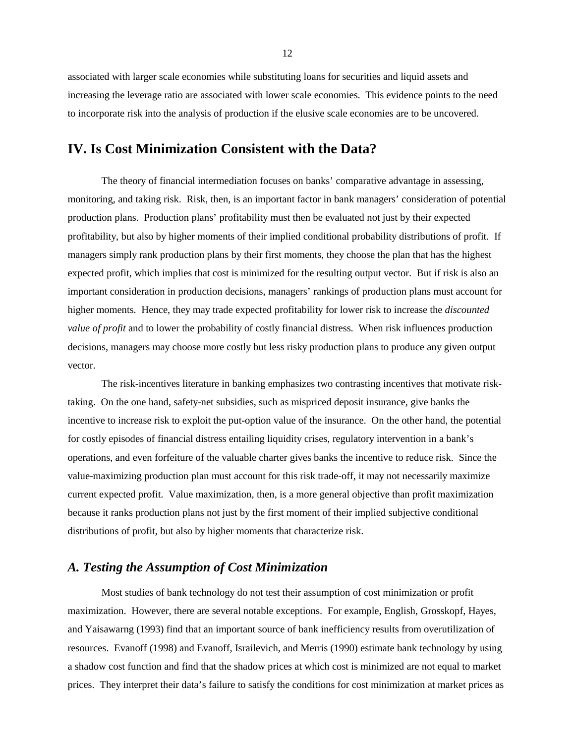associated with larger scale economies while substituting loans for securities and liquid assets and increasing the leverage ratio are associated with lower scale economies. This evidence points to the need to incorporate risk into the analysis of production if the elusive scale economies are to be uncovered.

## IV. Is Cost Minimization Consistent with the Data?

The theory of financial intermediation focuses on banks' comparative advantage in assessing, monitoring, and taking risk. Risk, then, is an important factor in bank managers' consideration of potential production plans. Production plans' profitability must then be evaluated not just by their expected profitability, but also by higher moments of their implied conditional probability distributions of profit. If managers simply rank production plans by their first moments, they choose the plan that has the highest expected profit, which implies that cost is minimized for the resulting output vector. But if risk is also an important consideration in production decisions, managers' rankings of production plans must account for higher moments. Hence, they may trade expected profitability for lower risk to increase the *discounted value of profit* and to lower the probability of costly financial distress. When risk influences production decisions, managers may choose more costly but less risky production plans to produce any given output vector.

The risk-incentives literature in banking emphasizes two contrasting incentives that motivate risk-taking. On the one hand, safety-net subsidies, such as mispriced deposit insurance, give banks the incentive to increase risk to exploit the put-option value of the insurance. On the other hand, the potential for costly episodes of financial distress entailing liquidity crises, regulatory intervention in a bank's operations, and even forfeiture of the valuable charter gives banks the incentive to reduce risk. Since the value-maximizing production plan must account for this risk trade-off, it may not necessarily maximize current expected profit. Value maximization, then, is a more general objective than profit maximization because it ranks production plans not just by the first moment of their implied subjective conditional distributions of profit, but also by higher moments that characterize risk.

### *A. Testing the Assumption of Cost Minimization*

Most studies of bank technology do not test their assumption of cost minimization or profit maximization. However, there are several notable exceptions. For example, English, Grosskopf, Hayes, and Yaisawarng (1993) find that an important source of bank inefficiency results from overutilization of resources. Evanoff (1998) and Evanoff, Israilevich, and Merris (1990) estimate bank technology by using a shadow cost function and find that the shadow prices at which cost is minimized are not equal to market prices. They interpret their data's failure to satisfy the conditions for cost minimization at market prices as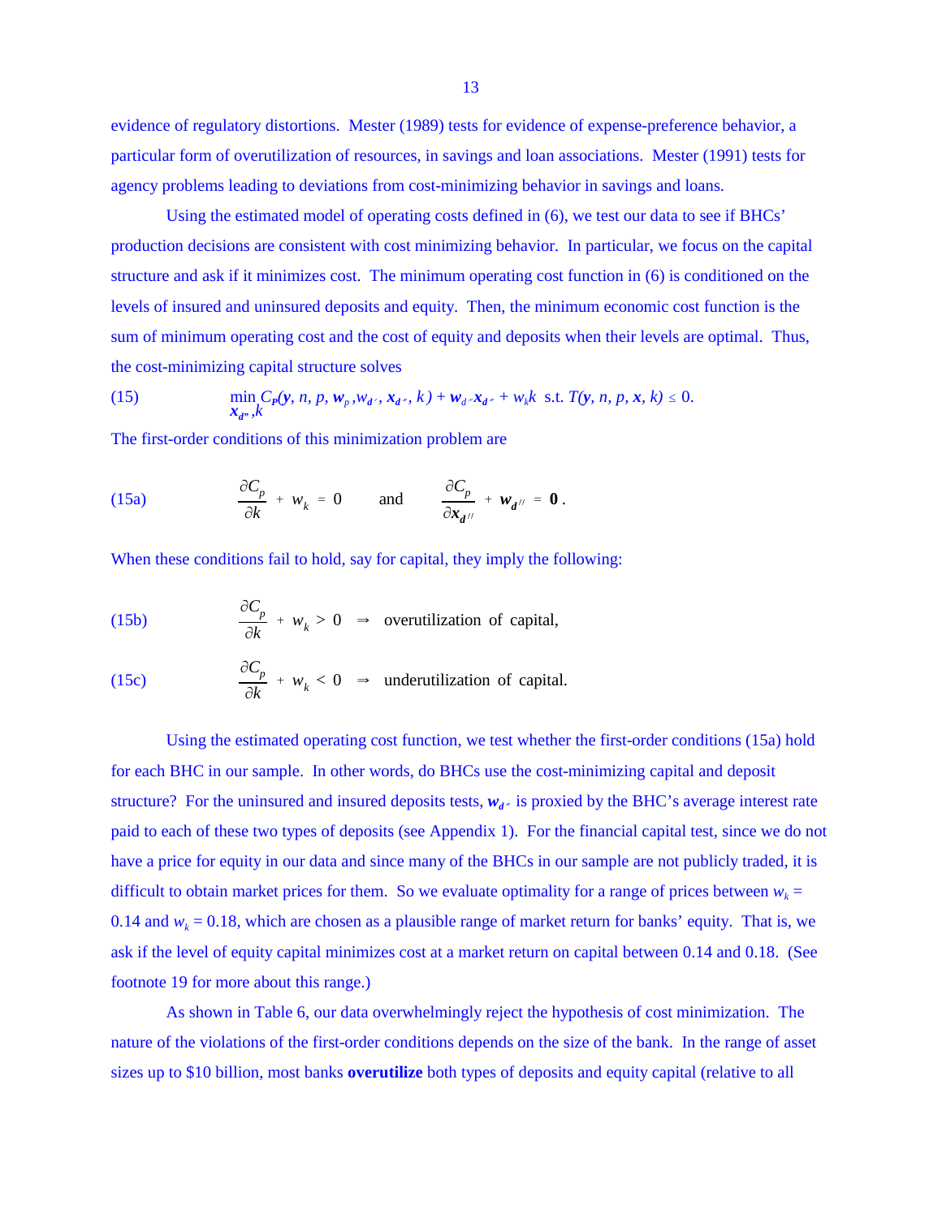evidence of regulatory distortions. Mester (1989) tests for evidence of expense-preference behavior, a particular form of overutilization of resources, in savings and loan associations. Mester (1991) tests for agency problems leading to deviations from cost-minimizing behavior in savings and loans.

Using the estimated model of operating costs defined in (6), we test our data to see if BHCs' production decisions are consistent with cost minimizing behavior. In particular, we focus on the capital structure and ask if it minimizes cost. The minimum operating cost function in (6) is conditioned on the levels of insured and uninsured deposits and equity. Then, the minimum economic cost function is the sum of minimum operating cost and the cost of equity and deposits when their levels are optimal. Thus, the cost-minimizing capital structure solves

$$\text{(15)} \qquad \min_{\boldsymbol{x}_{d''},k} C_P(\boldsymbol{y}, n, p, \boldsymbol{w}_p, w_{d'}, \boldsymbol{x}_{d''}, k) + \boldsymbol{w}_{d''}\boldsymbol{x}_{d''} + w_k k \ \text{ s.t. } T(\boldsymbol{y}, n, p, \boldsymbol{x}, k) \leq 0.$$

The first-order conditions of this minimization problem are

$$\text{(15a)} \qquad \frac{\partial C_p}{\partial k} + w_k = 0 \qquad \text{and} \qquad \frac{\partial C_p}{\partial \boldsymbol{x}_{d''}} + \boldsymbol{w}_{d''} = \boldsymbol{0}.$$

When these conditions fail to hold, say for capital, they imply the following:

$$\text{(15b)} \qquad \frac{\partial C_p}{\partial k} + w_k > 0 \ \Rightarrow \ \text{overutilization of capital,}$$

$$\text{(15c)} \qquad \frac{\partial C_p}{\partial k} + w_k < 0 \ \Rightarrow \ \text{underutilization of capital.}$$

Using the estimated operating cost function, we test whether the first-order conditions (15a) hold for each BHC in our sample. In other words, do BHCs use the cost-minimizing capital and deposit structure? For the uninsured and insured deposits tests, $\boldsymbol{w}_{d''}$ is proxied by the BHC's average interest rate paid to each of these two types of deposits (see Appendix 1). For the financial capital test, since we do not have a price for equity in our data and since many of the BHCs in our sample are not publicly traded, it is difficult to obtain market prices for them. So we evaluate optimality for a range of prices between $w_k = 0.14$ and $w_k = 0.18$, which are chosen as a plausible range of market return for banks' equity. That is, we ask if the level of equity capital minimizes cost at a market return on capital between 0.14 and 0.18. (See footnote 19 for more about this range.)

As shown in Table 6, our data overwhelmingly reject the hypothesis of cost minimization. The nature of the violations of the first-order conditions depends on the size of the bank. In the range of asset sizes up to \$10 billion, most banks **overutilize** both types of deposits and equity capital (relative to all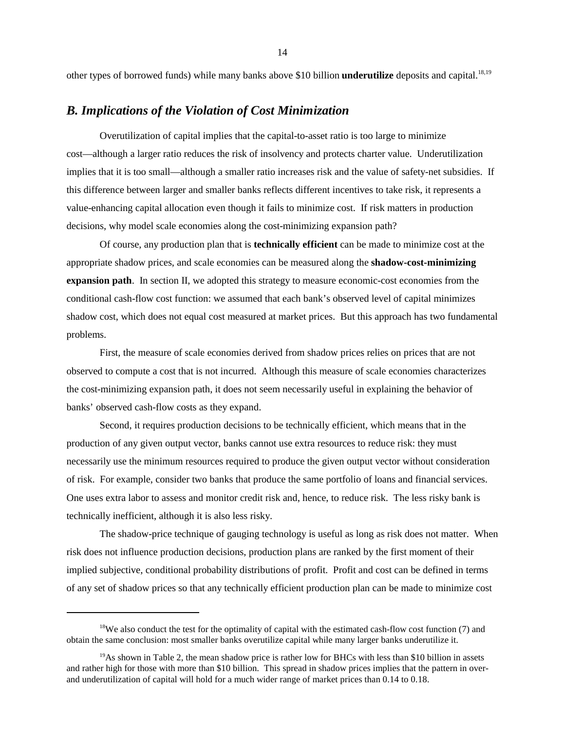other types of borrowed funds) while many banks above \$10 billion **underutilize** deposits and capital.[18,19]

## *B. Implications of the Violation of Cost Minimization*

Overutilization of capital implies that the capital-to-asset ratio is too large to minimize cost—although a larger ratio reduces the risk of insolvency and protects charter value. Underutilization implies that it is too small—although a smaller ratio increases risk and the value of safety-net subsidies. If this difference between larger and smaller banks reflects different incentives to take risk, it represents a value-enhancing capital allocation even though it fails to minimize cost. If risk matters in production decisions, why model scale economies along the cost-minimizing expansion path?

Of course, any production plan that is **technically efficient** can be made to minimize cost at the appropriate shadow prices, and scale economies can be measured along the **shadow-cost-minimizing expansion path**. In section II, we adopted this strategy to measure economic-cost economies from the conditional cash-flow cost function: we assumed that each bank's observed level of capital minimizes shadow cost, which does not equal cost measured at market prices. But this approach has two fundamental problems.

First, the measure of scale economies derived from shadow prices relies on prices that are not observed to compute a cost that is not incurred. Although this measure of scale economies characterizes the cost-minimizing expansion path, it does not seem necessarily useful in explaining the behavior of banks' observed cash-flow costs as they expand.

Second, it requires production decisions to be technically efficient, which means that in the production of any given output vector, banks cannot use extra resources to reduce risk: they must necessarily use the minimum resources required to produce the given output vector without consideration of risk. For example, consider two banks that produce the same portfolio of loans and financial services. One uses extra labor to assess and monitor credit risk and, hence, to reduce risk. The less risky bank is technically inefficient, although it is also less risky.

The shadow-price technique of gauging technology is useful as long as risk does not matter. When risk does not influence production decisions, production plans are ranked by the first moment of their implied subjective, conditional probability distributions of profit. Profit and cost can be defined in terms of any set of shadow prices so that any technically efficient production plan can be made to minimize cost

---

[18] We also conduct the test for the optimality of capital with the estimated cash-flow cost function (7) and obtain the same conclusion: most smaller banks overutilize capital while many larger banks underutilize it.

[19] As shown in Table 2, the mean shadow price is rather low for BHCs with less than \$10 billion in assets and rather high for those with more than \$10 billion. This spread in shadow prices implies that the pattern in over- and underutilization of capital will hold for a much wider range of market prices than 0.14 to 0.18.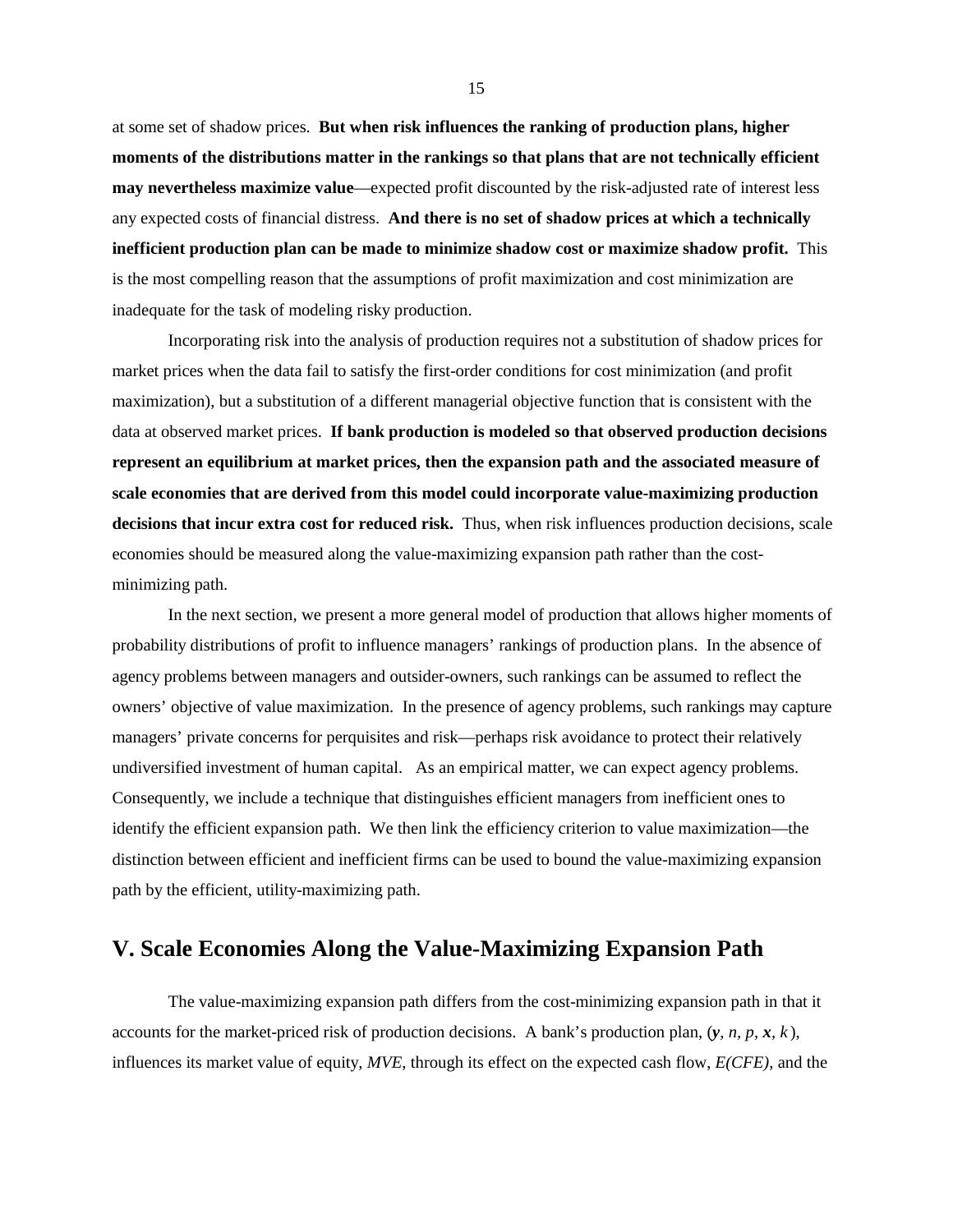at some set of shadow prices. **But when risk influences the ranking of production plans, higher moments of the distributions matter in the rankings so that plans that are not technically efficient may nevertheless maximize value**—expected profit discounted by the risk-adjusted rate of interest less any expected costs of financial distress. **And there is no set of shadow prices at which a technically inefficient production plan can be made to minimize shadow cost or maximize shadow profit.** This is the most compelling reason that the assumptions of profit maximization and cost minimization are inadequate for the task of modeling risky production.

Incorporating risk into the analysis of production requires not a substitution of shadow prices for market prices when the data fail to satisfy the first-order conditions for cost minimization (and profit maximization), but a substitution of a different managerial objective function that is consistent with the data at observed market prices. **If bank production is modeled so that observed production decisions represent an equilibrium at market prices, then the expansion path and the associated measure of scale economies that are derived from this model could incorporate value-maximizing production decisions that incur extra cost for reduced risk.** Thus, when risk influences production decisions, scale economies should be measured along the value-maximizing expansion path rather than the cost-minimizing path.

In the next section, we present a more general model of production that allows higher moments of probability distributions of profit to influence managers' rankings of production plans. In the absence of agency problems between managers and outsider-owners, such rankings can be assumed to reflect the owners' objective of value maximization. In the presence of agency problems, such rankings may capture managers' private concerns for perquisites and risk—perhaps risk avoidance to protect their relatively undiversified investment of human capital. As an empirical matter, we can expect agency problems. Consequently, we include a technique that distinguishes efficient managers from inefficient ones to identify the efficient expansion path. We then link the efficiency criterion to value maximization—the distinction between efficient and inefficient firms can be used to bound the value-maximizing expansion path by the efficient, utility-maximizing path.

## V. Scale Economies Along the Value-Maximizing Expansion Path

The value-maximizing expansion path differs from the cost-minimizing expansion path in that it accounts for the market-priced risk of production decisions. A bank's production plan, $(\boldsymbol{y}, n, p, \boldsymbol{x}, k)$, influences its market value of equity, $MVE$, through its effect on the expected cash flow, $E(CFE)$, and the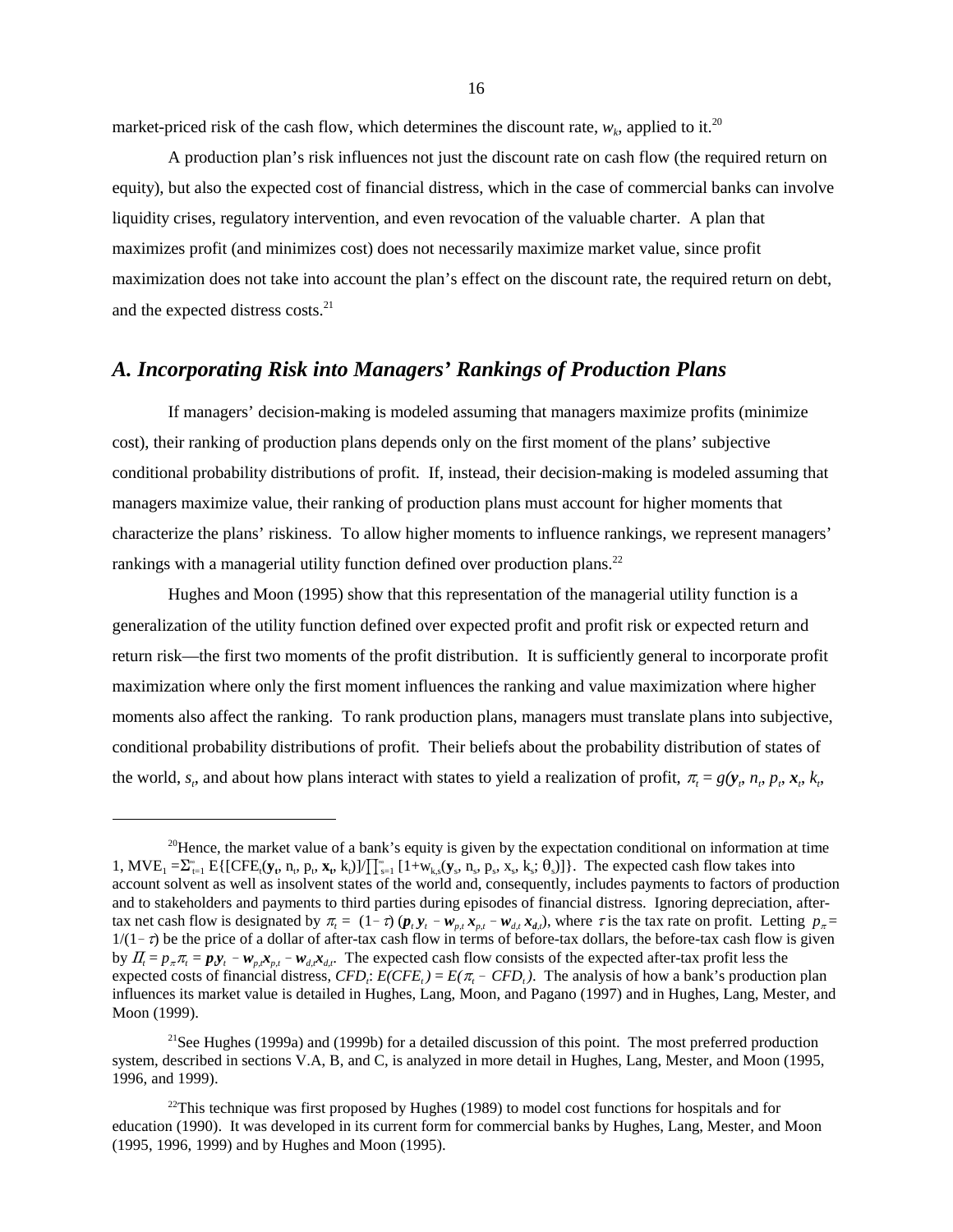market-priced risk of the cash flow, which determines the discount rate, $w_k$, applied to it.[20]

A production plan's risk influences not just the discount rate on cash flow (the required return on equity), but also the expected cost of financial distress, which in the case of commercial banks can involve liquidity crises, regulatory intervention, and even revocation of the valuable charter. A plan that maximizes profit (and minimizes cost) does not necessarily maximize market value, since profit maximization does not take into account the plan's effect on the discount rate, the required return on debt, and the expected distress costs.[21]

## A. Incorporating Risk into Managers' Rankings of Production Plans

If managers' decision-making is modeled assuming that managers maximize profits (minimize cost), their ranking of production plans depends only on the first moment of the plans' subjective conditional probability distributions of profit. If, instead, their decision-making is modeled assuming that managers maximize value, their ranking of production plans must account for higher moments that characterize the plans' riskiness. To allow higher moments to influence rankings, we represent managers' rankings with a managerial utility function defined over production plans.[22]

Hughes and Moon (1995) show that this representation of the managerial utility function is a generalization of the utility function defined over expected profit and profit risk or expected return and return risk—the first two moments of the profit distribution. It is sufficiently general to incorporate profit maximization where only the first moment influences the ranking and value maximization where higher moments also affect the ranking. To rank production plans, managers must translate plans into subjective, conditional probability distributions of profit. Their beliefs about the probability distribution of states of the world, $s_t$, and about how plans interact with states to yield a realization of profit, $\pi_t = g(\boldsymbol{y}_t, n_t, p_t, \boldsymbol{x}_t, k_t,$

---

[20]Hence, the market value of a bank's equity is given by the expectation conditional on information at time 1, $\text{MVE}_1 = \sum_{t=1}^{\infty} \text{E}\{[\text{CFE}_t(\mathbf{y}_t, \text{n}_t, \text{p}_t, \mathbf{x}_t, \text{k}_t)]/\prod_{s=1}^{\infty} [1+\text{w}_{k,s}(\mathbf{y}_s, \text{n}_s, \text{p}_s, \text{x}_s, \text{k}_s; \theta_s)]\}$. The expected cash flow takes into account solvent as well as insolvent states of the world and, consequently, includes payments to factors of production and to stakeholders and payments to third parties during episodes of financial distress. Ignoring depreciation, after-tax net cash flow is designated by $\pi_t = (1-\tau)(\boldsymbol{p}_t\,\boldsymbol{y}_t - \boldsymbol{w}_{p,t}\,\boldsymbol{x}_{p,t} - \boldsymbol{w}_{d,t}\,\boldsymbol{x}_{d,t})$, where $\tau$ is the tax rate on profit. Letting $p_\pi = 1/(1-\tau)$ be the price of a dollar of after-tax cash flow in terms of before-tax dollars, the before-tax cash flow is given by $\Pi_t = p_\pi \pi_t = \boldsymbol{p}_t\boldsymbol{y}_t - \boldsymbol{w}_{p,t}\boldsymbol{x}_{p,t} - \boldsymbol{w}_{d,t}\boldsymbol{x}_{d,t}$. The expected cash flow consists of the expected after-tax profit less the expected costs of financial distress, $CFD_t$: $E(CFE_t) = E(\pi_t - CFD_t)$. The analysis of how a bank's production plan influences its market value is detailed in Hughes, Lang, Moon, and Pagano (1997) and in Hughes, Lang, Mester, and Moon (1999).

[21]See Hughes (1999a) and (1999b) for a detailed discussion of this point. The most preferred production system, described in sections V.A, B, and C, is analyzed in more detail in Hughes, Lang, Mester, and Moon (1995, 1996, and 1999).

[22]This technique was first proposed by Hughes (1989) to model cost functions for hospitals and for education (1990). It was developed in its current form for commercial banks by Hughes, Lang, Mester, and Moon (1995, 1996, 1999) and by Hughes and Moon (1995).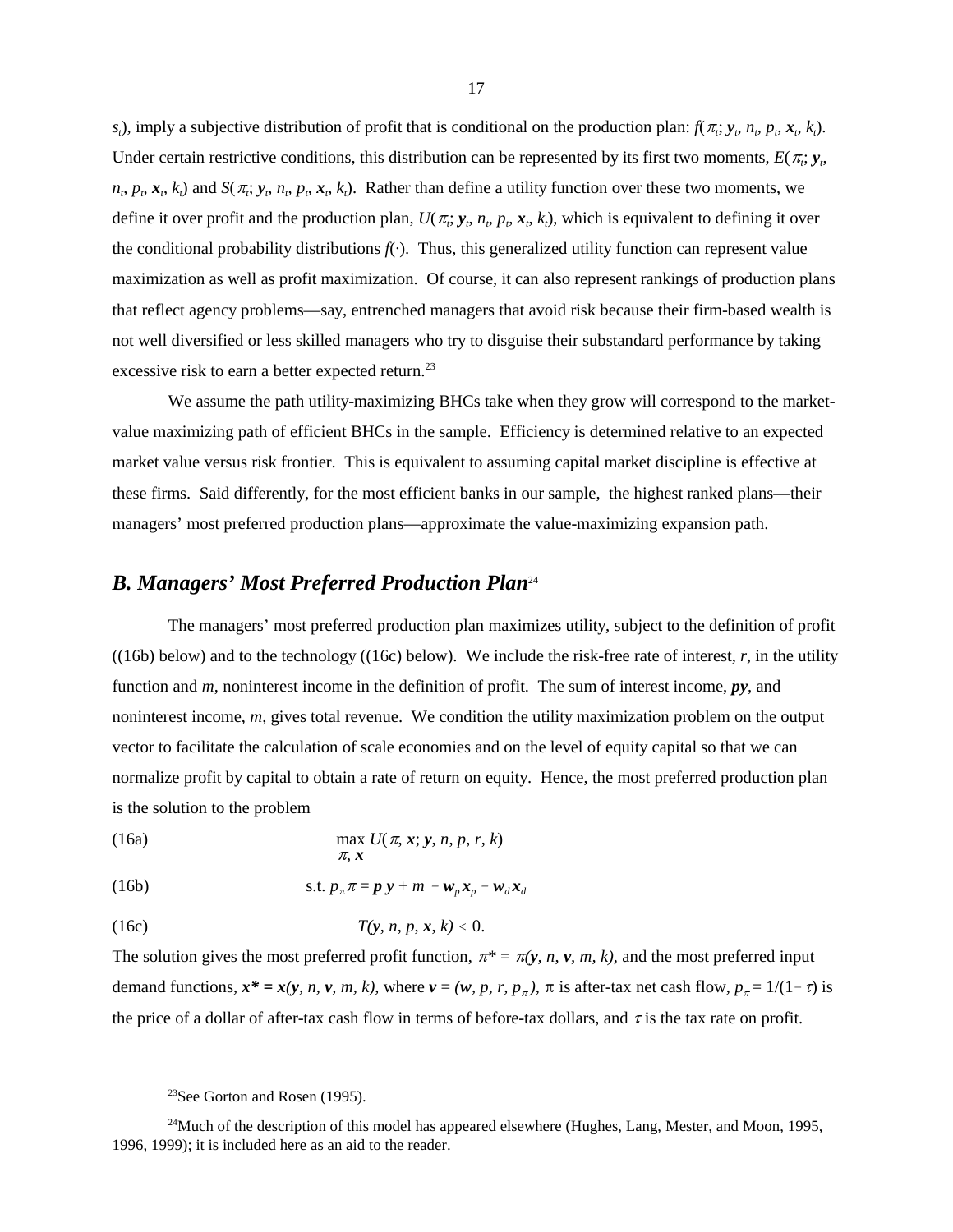$s_t$), imply a subjective distribution of profit that is conditional on the production plan: $f(\pi_t; \boldsymbol{y}_t, n_t, p_t, \boldsymbol{x}_t, k_t)$. Under certain restrictive conditions, this distribution can be represented by its first two moments, $E(\pi_t; \boldsymbol{y}_t, n_t, p_t, \boldsymbol{x}_t, k_t)$ and $S(\pi_t; \boldsymbol{y}_t, n_t, p_t, \boldsymbol{x}_t, k_t)$. Rather than define a utility function over these two moments, we define it over profit and the production plan, $U(\pi_t; \boldsymbol{y}_t, n_t, p_t, \boldsymbol{x}_t, k_t)$, which is equivalent to defining it over the conditional probability distributions $f(\cdot)$. Thus, this generalized utility function can represent value maximization as well as profit maximization. Of course, it can also represent rankings of production plans that reflect agency problems—say, entrenched managers that avoid risk because their firm-based wealth is not well diversified or less skilled managers who try to disguise their substandard performance by taking excessive risk to earn a better expected return.[23]

We assume the path utility-maximizing BHCs take when they grow will correspond to the market-value maximizing path of efficient BHCs in the sample. Efficiency is determined relative to an expected market value versus risk frontier. This is equivalent to assuming capital market discipline is effective at these firms. Said differently, for the most efficient banks in our sample, the highest ranked plans—their managers' most preferred production plans—approximate the value-maximizing expansion path.

## *B. Managers' Most Preferred Production Plan*[24]

The managers' most preferred production plan maximizes utility, subject to the definition of profit ((16b) below) and to the technology ((16c) below). We include the risk-free rate of interest, $r$, in the utility function and $m$, noninterest income in the definition of profit. The sum of interest income, $\boldsymbol{py}$, and noninterest income, $m$, gives total revenue. We condition the utility maximization problem on the output vector to facilitate the calculation of scale economies and on the level of equity capital so that we can normalize profit by capital to obtain a rate of return on equity. Hence, the most preferred production plan is the solution to the problem

$$\text{(16a)} \qquad \max_{\pi, \boldsymbol{x}} U(\pi, \boldsymbol{x}; \boldsymbol{y}, n, p, r, k)$$

$$\text{(16b)} \qquad \text{s.t. } p_\pi \pi = \boldsymbol{p}\,\boldsymbol{y} + m - \boldsymbol{w}_p \boldsymbol{x}_p - \boldsymbol{w}_d \boldsymbol{x}_d$$

$$\text{(16c)} \qquad T(\boldsymbol{y}, n, p, \boldsymbol{x}, k) \leq 0.$$

The solution gives the most preferred profit function, $\pi^* = \pi(\boldsymbol{y}, n, \boldsymbol{v}, m, k)$, and the most preferred input demand functions, $\boldsymbol{x}^* = \boldsymbol{x}(\boldsymbol{y}, n, \boldsymbol{v}, m, k)$, where $\boldsymbol{v} = (\boldsymbol{w}, p, r, p_\pi)$, $\pi$ is after-tax net cash flow, $p_\pi = 1/(1-\tau)$ is the price of a dollar of after-tax cash flow in terms of before-tax dollars, and $\tau$ is the tax rate on profit.

[23] See Gorton and Rosen (1995).

[24] Much of the description of this model has appeared elsewhere (Hughes, Lang, Mester, and Moon, 1995, 1996, 1999); it is included here as an aid to the reader.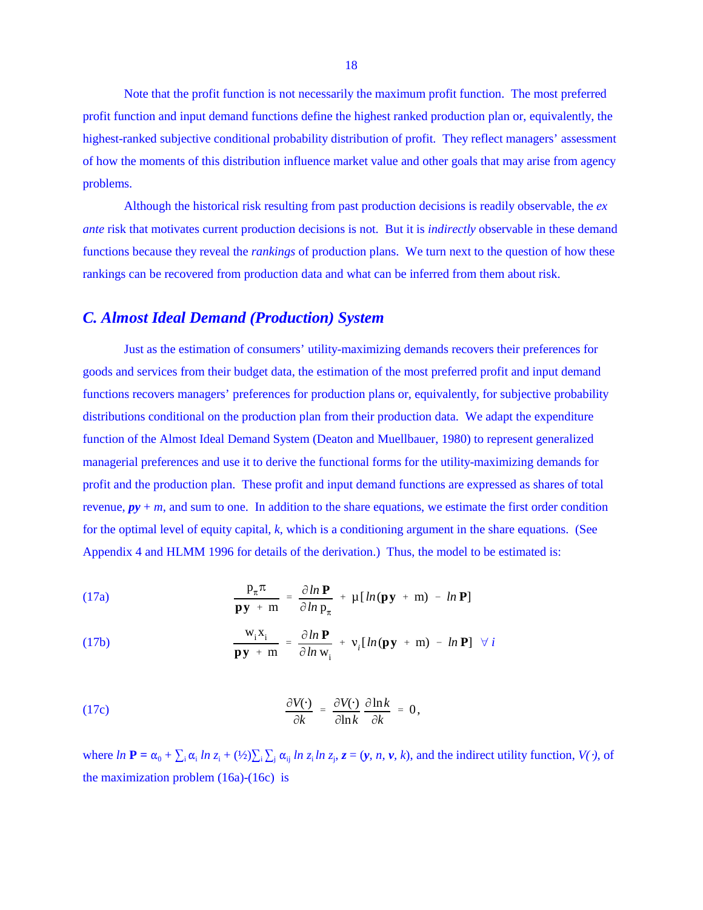Note that the profit function is not necessarily the maximum profit function. The most preferred profit function and input demand functions define the highest ranked production plan or, equivalently, the highest-ranked subjective conditional probability distribution of profit. They reflect managers' assessment of how the moments of this distribution influence market value and other goals that may arise from agency problems.

Although the historical risk resulting from past production decisions is readily observable, the *ex ante* risk that motivates current production decisions is not. But it is *indirectly* observable in these demand functions because they reveal the *rankings* of production plans. We turn next to the question of how these rankings can be recovered from production data and what can be inferred from them about risk.

## C. Almost Ideal Demand (Production) System

Just as the estimation of consumers' utility-maximizing demands recovers their preferences for goods and services from their budget data, the estimation of the most preferred profit and input demand functions recovers managers' preferences for production plans or, equivalently, for subjective probability distributions conditional on the production plan from their production data. We adapt the expenditure function of the Almost Ideal Demand System (Deaton and Muellbauer, 1980) to represent generalized managerial preferences and use it to derive the functional forms for the utility-maximizing demands for profit and the production plan. These profit and input demand functions are expressed as shares of total revenue, $\mathbf{py} + m$, and sum to one. In addition to the share equations, we estimate the first order condition for the optimal level of equity capital, $k$, which is a conditioning argument in the share equations. (See Appendix 4 and HLMM 1996 for details of the derivation.) Thus, the model to be estimated is:

$$\text{(17a)} \qquad \frac{p_{\pi}\pi}{\mathbf{py} + m} = \frac{\partial \ln \mathbf{P}}{\partial \ln p_{\pi}} + \mu[\ln(\mathbf{py} + m) - \ln \mathbf{P}]$$

$$\text{(17b)} \qquad \frac{w_i x_i}{\mathbf{py} + m} = \frac{\partial \ln \mathbf{P}}{\partial \ln w_i} + \nu_i[\ln(\mathbf{py} + m) - \ln \mathbf{P}] \quad \forall\, i$$

$$\text{(17c)} \qquad \frac{\partial V(\cdot)}{\partial k} = \frac{\partial V(\cdot)}{\partial \ln k}\frac{\partial \ln k}{\partial k} = 0,$$

where $\ln \mathbf{P} = \alpha_0 + \sum_i \alpha_i \ln z_i + (½)\sum_i \sum_j \alpha_{ij} \ln z_i \ln z_j$, $\mathbf{z} = (\mathbf{y}, n, \mathbf{v}, k)$, and the indirect utility function, $V(\cdot)$, of the maximization problem (16a)-(16c) is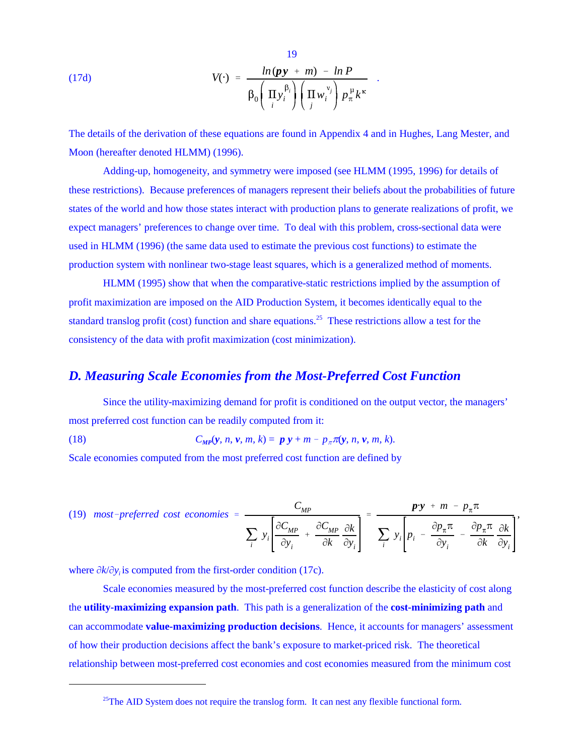(17d)
$$V(\cdot) = \frac{\ln(\boldsymbol{p}\boldsymbol{y} + m) - \ln P}{\beta_0 \left( \prod_i y_i^{\beta_i} \right) \left( \prod_j w_i^{\nu_j} \right) p_\pi^{\mu} k^{\kappa}} .$$

The details of the derivation of these equations are found in Appendix 4 and in Hughes, Lang Mester, and Moon (hereafter denoted HLMM) (1996).

Adding-up, homogeneity, and symmetry were imposed (see HLMM (1995, 1996) for details of these restrictions). Because preferences of managers represent their beliefs about the probabilities of future states of the world and how those states interact with production plans to generate realizations of profit, we expect managers' preferences to change over time. To deal with this problem, cross-sectional data were used in HLMM (1996) (the same data used to estimate the previous cost functions) to estimate the production system with nonlinear two-stage least squares, which is a generalized method of moments.

HLMM (1995) show that when the comparative-static restrictions implied by the assumption of profit maximization are imposed on the AID Production System, it becomes identically equal to the standard translog profit (cost) function and share equations.[25] These restrictions allow a test for the consistency of the data with profit maximization (cost minimization).

## *D. Measuring Scale Economies from the Most-Preferred Cost Function*

Since the utility-maximizing demand for profit is conditioned on the output vector, the managers' most preferred cost function can be readily computed from it:

(18)
$$C_{MP}(\boldsymbol{y}, n, \boldsymbol{v}, m, k) = \boldsymbol{p}\,\boldsymbol{y} + m - p_\pi \pi(\boldsymbol{y}, n, \boldsymbol{v}, m, k).$$

Scale economies computed from the most preferred cost function are defined by

(19)
$$\textit{most-preferred cost economies} = \frac{C_{MP}}{\sum_i y_i \left[ \frac{\partial C_{MP}}{\partial y_i} + \frac{\partial C_{MP}}{\partial k}\frac{\partial k}{\partial y_i} \right]} = \frac{\boldsymbol{p}\cdot\boldsymbol{y} + m - p_\pi \pi}{\sum_i y_i \left[ p_i - \frac{\partial p_\pi \pi}{\partial y_i} - \frac{\partial p_\pi \pi}{\partial k}\frac{\partial k}{\partial y_i} \right]},$$

where $\partial k/\partial y_i$ is computed from the first-order condition (17c).

Scale economies measured by the most-preferred cost function describe the elasticity of cost along the **utility-maximizing expansion path**. This path is a generalization of the **cost-minimizing path** and can accommodate **value-maximizing production decisions**. Hence, it accounts for managers' assessment of how their production decisions affect the bank's exposure to market-priced risk. The theoretical relationship between most-preferred cost economies and cost economies measured from the minimum cost

---

[25]The AID System does not require the translog form. It can nest any flexible functional form.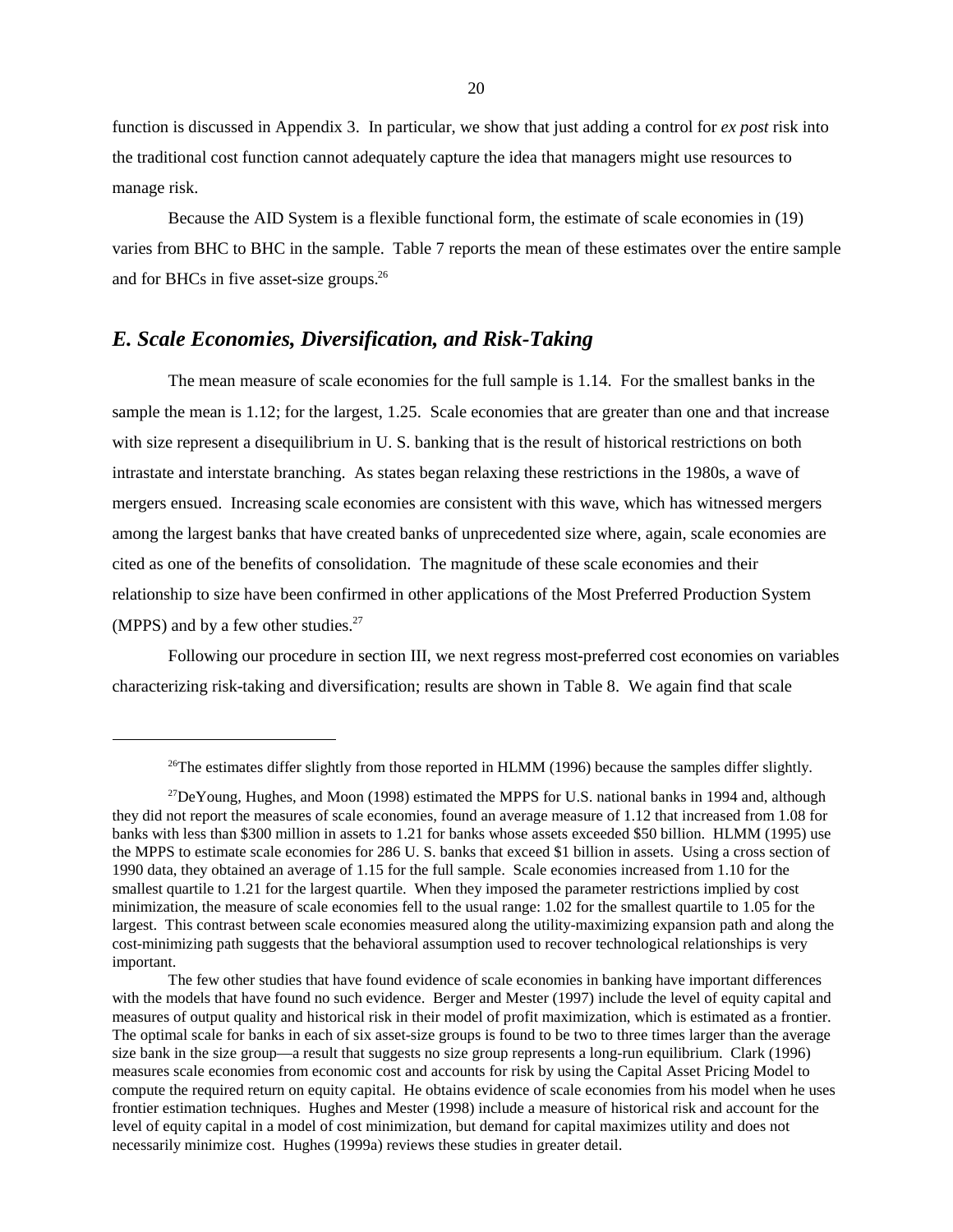function is discussed in Appendix 3. In particular, we show that just adding a control for *ex post* risk into the traditional cost function cannot adequately capture the idea that managers might use resources to manage risk.

Because the AID System is a flexible functional form, the estimate of scale economies in (19) varies from BHC to BHC in the sample. Table 7 reports the mean of these estimates over the entire sample and for BHCs in five asset-size groups.[26]

## *E. Scale Economies, Diversification, and Risk-Taking*

The mean measure of scale economies for the full sample is 1.14. For the smallest banks in the sample the mean is 1.12; for the largest, 1.25. Scale economies that are greater than one and that increase with size represent a disequilibrium in U. S. banking that is the result of historical restrictions on both intrastate and interstate branching. As states began relaxing these restrictions in the 1980s, a wave of mergers ensued. Increasing scale economies are consistent with this wave, which has witnessed mergers among the largest banks that have created banks of unprecedented size where, again, scale economies are cited as one of the benefits of consolidation. The magnitude of these scale economies and their relationship to size have been confirmed in other applications of the Most Preferred Production System (MPPS) and by a few other studies.[27]

Following our procedure in section III, we next regress most-preferred cost economies on variables characterizing risk-taking and diversification; results are shown in Table 8. We again find that scale

---

[26]The estimates differ slightly from those reported in HLMM (1996) because the samples differ slightly.

[27]DeYoung, Hughes, and Moon (1998) estimated the MPPS for U.S. national banks in 1994 and, although they did not report the measures of scale economies, found an average measure of 1.12 that increased from 1.08 for banks with less than $300 million in assets to 1.21 for banks whose assets exceeded $50 billion. HLMM (1995) use the MPPS to estimate scale economies for 286 U. S. banks that exceed $1 billion in assets. Using a cross section of 1990 data, they obtained an average of 1.15 for the full sample. Scale economies increased from 1.10 for the smallest quartile to 1.21 for the largest quartile. When they imposed the parameter restrictions implied by cost minimization, the measure of scale economies fell to the usual range: 1.02 for the smallest quartile to 1.05 for the largest. This contrast between scale economies measured along the utility-maximizing expansion path and along the cost-minimizing path suggests that the behavioral assumption used to recover technological relationships is very important.

The few other studies that have found evidence of scale economies in banking have important differences with the models that have found no such evidence. Berger and Mester (1997) include the level of equity capital and measures of output quality and historical risk in their model of profit maximization, which is estimated as a frontier. The optimal scale for banks in each of six asset-size groups is found to be two to three times larger than the average size bank in the size group—a result that suggests no size group represents a long-run equilibrium. Clark (1996) measures scale economies from economic cost and accounts for risk by using the Capital Asset Pricing Model to compute the required return on equity capital. He obtains evidence of scale economies from his model when he uses frontier estimation techniques. Hughes and Mester (1998) include a measure of historical risk and account for the level of equity capital in a model of cost minimization, but demand for capital maximizes utility and does not necessarily minimize cost. Hughes (1999a) reviews these studies in greater detail.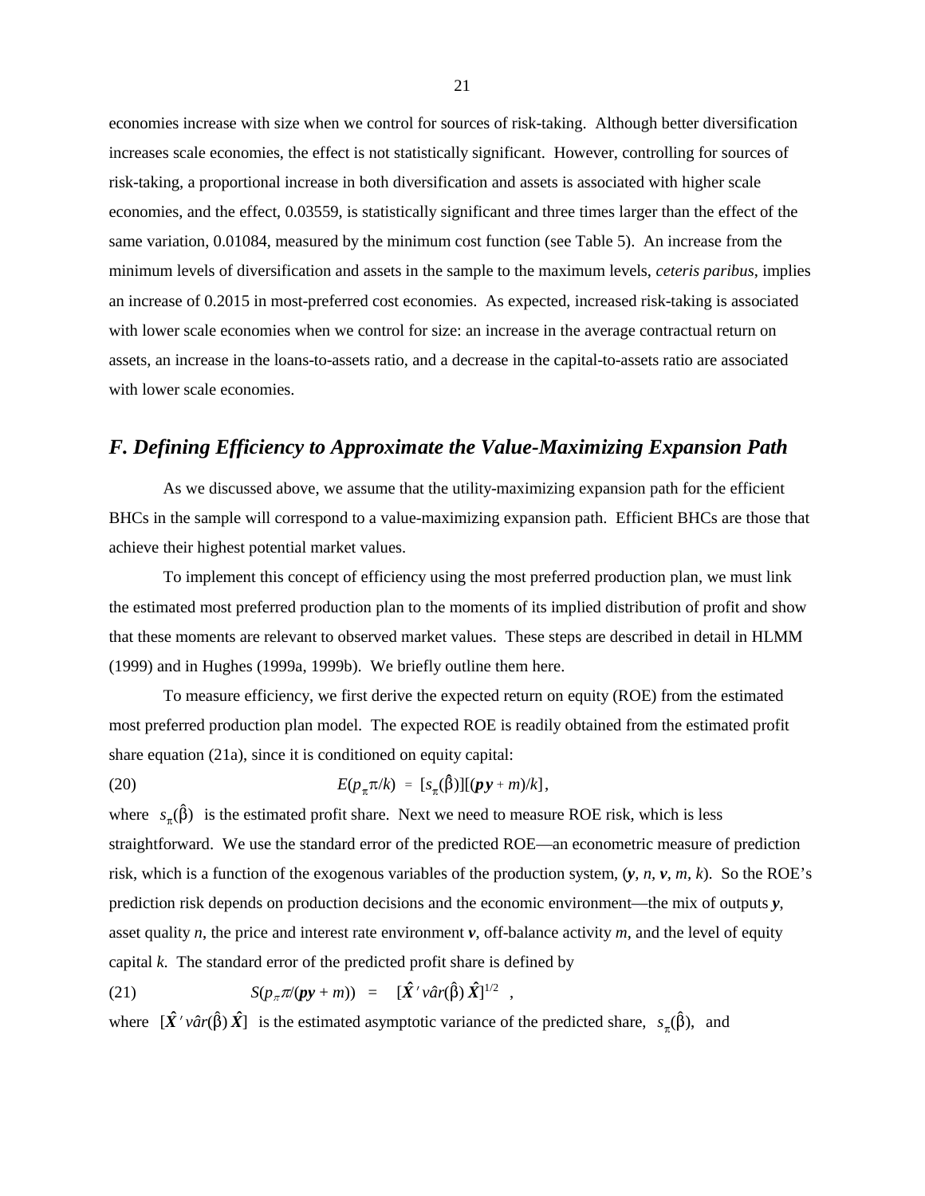economies increase with size when we control for sources of risk-taking. Although better diversification increases scale economies, the effect is not statistically significant. However, controlling for sources of risk-taking, a proportional increase in both diversification and assets is associated with higher scale economies, and the effect, 0.03559, is statistically significant and three times larger than the effect of the same variation, 0.01084, measured by the minimum cost function (see Table 5). An increase from the minimum levels of diversification and assets in the sample to the maximum levels, *ceteris paribus*, implies an increase of 0.2015 in most-preferred cost economies. As expected, increased risk-taking is associated with lower scale economies when we control for size: an increase in the average contractual return on assets, an increase in the loans-to-assets ratio, and a decrease in the capital-to-assets ratio are associated with lower scale economies.

## F. Defining Efficiency to Approximate the Value-Maximizing Expansion Path

As we discussed above, we assume that the utility-maximizing expansion path for the efficient BHCs in the sample will correspond to a value-maximizing expansion path. Efficient BHCs are those that achieve their highest potential market values.

To implement this concept of efficiency using the most preferred production plan, we must link the estimated most preferred production plan to the moments of its implied distribution of profit and show that these moments are relevant to observed market values. These steps are described in detail in HLMM (1999) and in Hughes (1999a, 1999b). We briefly outline them here.

To measure efficiency, we first derive the expected return on equity (ROE) from the estimated most preferred production plan model. The expected ROE is readily obtained from the estimated profit share equation (21a), since it is conditioned on equity capital:

$$E(p_\pi \pi/k) = [s_\pi(\hat{\beta})][(\boldsymbol{py} + m)/k], \tag{20}$$

where $s_\pi(\hat{\beta})$ is the estimated profit share. Next we need to measure ROE risk, which is less straightforward. We use the standard error of the predicted ROE—an econometric measure of prediction risk, which is a function of the exogenous variables of the production system, ($\boldsymbol{y}$, $n$, $\boldsymbol{v}$, $m$, $k$). So the ROE's prediction risk depends on production decisions and the economic environment—the mix of outputs $\boldsymbol{y}$, asset quality $n$, the price and interest rate environment $\boldsymbol{v}$, off-balance activity $m$, and the level of equity capital $k$. The standard error of the predicted profit share is defined by

$$S(p_\pi \pi/(\boldsymbol{py} + m)) = [\hat{\boldsymbol{X}}'\, v\hat{a}r(\hat{\beta})\, \hat{\boldsymbol{X}}]^{1/2} \quad , \tag{21}$$

where $[\hat{\boldsymbol{X}}'\, v\hat{a}r(\hat{\beta})\, \hat{\boldsymbol{X}}]$ is the estimated asymptotic variance of the predicted share, $s_\pi(\hat{\beta})$, and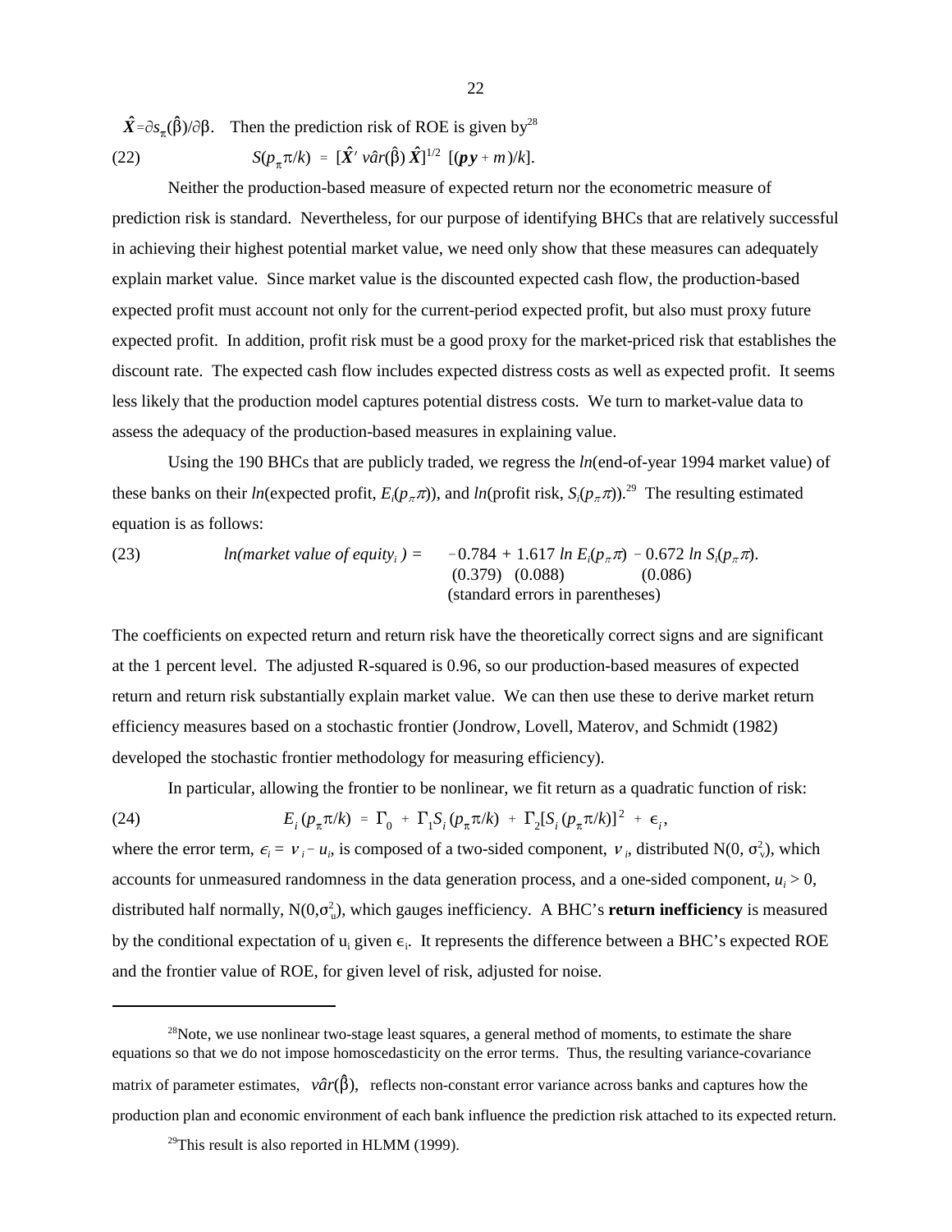$\hat{\boldsymbol{X}} = \partial s_\pi(\hat{\beta})/\partial\beta$. Then the prediction risk of ROE is given by[28]

$$(22) \qquad S(p_\pi\pi/k) = [\hat{\boldsymbol{X}}' \, v\hat{a}r(\hat{\beta}) \, \hat{\boldsymbol{X}}]^{1/2} \; [(\boldsymbol{py} + m)/k].$$

Neither the production-based measure of expected return nor the econometric measure of prediction risk is standard. Nevertheless, for our purpose of identifying BHCs that are relatively successful in achieving their highest potential market value, we need only show that these measures can adequately explain market value. Since market value is the discounted expected cash flow, the production-based expected profit must account not only for the current-period expected profit, but also must proxy future expected profit. In addition, profit risk must be a good proxy for the market-priced risk that establishes the discount rate. The expected cash flow includes expected distress costs as well as expected profit. It seems less likely that the production model captures potential distress costs. We turn to market-value data to assess the adequacy of the production-based measures in explaining value.

Using the 190 BHCs that are publicly traded, we regress the *ln*(end-of-year 1994 market value) of these banks on their *ln*(expected profit, $E_i(p_\pi\pi)$), and *ln*(profit risk, $S_i(p_\pi\pi)$).[29] The resulting estimated equation is as follows:

$$(23) \qquad ln(\text{market value of equity}_i) = \underset{(0.379)}{-0.784} + \underset{(0.088)}{1.617} \, ln \, E_i(p_\pi\pi) - \underset{(0.086)}{0.672} \, ln \, S_i(p_\pi\pi).$$

(standard errors in parentheses)

The coefficients on expected return and return risk have the theoretically correct signs and are significant at the 1 percent level. The adjusted R-squared is 0.96, so our production-based measures of expected return and return risk substantially explain market value. We can then use these to derive market return efficiency measures based on a stochastic frontier (Jondrow, Lovell, Materov, and Schmidt (1982) developed the stochastic frontier methodology for measuring efficiency).

In particular, allowing the frontier to be nonlinear, we fit return as a quadratic function of risk:

$$(24) \qquad E_i(p_\pi\pi/k) = \Gamma_0 + \Gamma_1 S_i(p_\pi\pi/k) + \Gamma_2[S_i(p_\pi\pi/k)]^2 + \epsilon_i,$$

where the error term, $\epsilon_i = \nu_i - u_i$, is composed of a two-sided component, $\nu_i$, distributed N(0, $\sigma_v^2$), which accounts for unmeasured randomness in the data generation process, and a one-sided component, $u_i > 0$, distributed half normally, N(0,$\sigma_u^2$), which gauges inefficiency. A BHC's **return inefficiency** is measured by the conditional expectation of $u_i$ given $\epsilon_i$. It represents the difference between a BHC's expected ROE and the frontier value of ROE, for given level of risk, adjusted for noise.

---

[28]Note, we use nonlinear two-stage least squares, a general method of moments, to estimate the share equations so that we do not impose homoscedasticity on the error terms. Thus, the resulting variance-covariance matrix of parameter estimates, $v\hat{a}r(\hat{\beta})$, reflects non-constant error variance across banks and captures how the production plan and economic environment of each bank influence the prediction risk attached to its expected return.

[29]This result is also reported in HLMM (1999).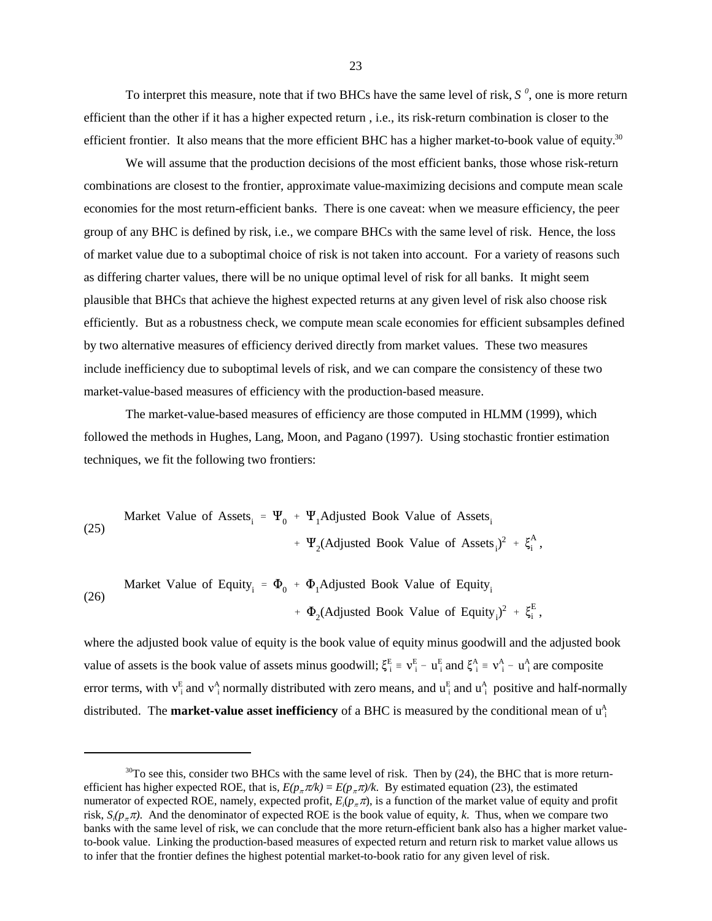To interpret this measure, note that if two BHCs have the same level of risk, $S^{0}$, one is more return efficient than the other if it has a higher expected return , i.e., its risk-return combination is closer to the efficient frontier. It also means that the more efficient BHC has a higher market-to-book value of equity.[30]

We will assume that the production decisions of the most efficient banks, those whose risk-return combinations are closest to the frontier, approximate value-maximizing decisions and compute mean scale economies for the most return-efficient banks. There is one caveat: when we measure efficiency, the peer group of any BHC is defined by risk, i.e., we compare BHCs with the same level of risk. Hence, the loss of market value due to a suboptimal choice of risk is not taken into account. For a variety of reasons such as differing charter values, there will be no unique optimal level of risk for all banks. It might seem plausible that BHCs that achieve the highest expected returns at any given level of risk also choose risk efficiently. But as a robustness check, we compute mean scale economies for efficient subsamples defined by two alternative measures of efficiency derived directly from market values. These two measures include inefficiency due to suboptimal levels of risk, and we can compare the consistency of these two market-value-based measures of efficiency with the production-based measure.

The market-value-based measures of efficiency are those computed in HLMM (1999), which followed the methods in Hughes, Lang, Moon, and Pagano (1997). Using stochastic frontier estimation techniques, we fit the following two frontiers:

$$\text{(25)} \quad \text{Market Value of Assets}_i = \Psi_0 + \Psi_1 \text{Adjusted Book Value of Assets}_i + \Psi_2 (\text{Adjusted Book Value of Assets}_i)^2 + \xi_i^A ,$$

$$\text{(26)} \quad \text{Market Value of Equity}_i = \Phi_0 + \Phi_1 \text{Adjusted Book Value of Equity}_i + \Phi_2 (\text{Adjusted Book Value of Equity}_i)^2 + \xi_i^E ,$$

where the adjusted book value of equity is the book value of equity minus goodwill and the adjusted book value of assets is the book value of assets minus goodwill; $\xi_i^E \equiv v_i^E - u_i^E$ and $\xi_i^A \equiv v_i^A - u_i^A$ are composite error terms, with $v_i^E$ and $v_i^A$ normally distributed with zero means, and $u_i^E$ and $u_i^A$ positive and half-normally distributed. The **market-value asset inefficiency** of a BHC is measured by the conditional mean of $u_i^A$

---

[30] To see this, consider two BHCs with the same level of risk. Then by (24), the BHC that is more return-efficient has higher expected ROE, that is, $E(p_\pi \pi/k) = E(p_\pi \pi)/k$. By estimated equation (23), the estimated numerator of expected ROE, namely, expected profit, $E_i(p_\pi \pi)$, is a function of the market value of equity and profit risk, $S_i(p_\pi \pi)$. And the denominator of expected ROE is the book value of equity, $k$. Thus, when we compare two banks with the same level of risk, we can conclude that the more return-efficient bank also has a higher market value-to-book value. Linking the production-based measures of expected return and return risk to market value allows us to infer that the frontier defines the highest potential market-to-book ratio for any given level of risk.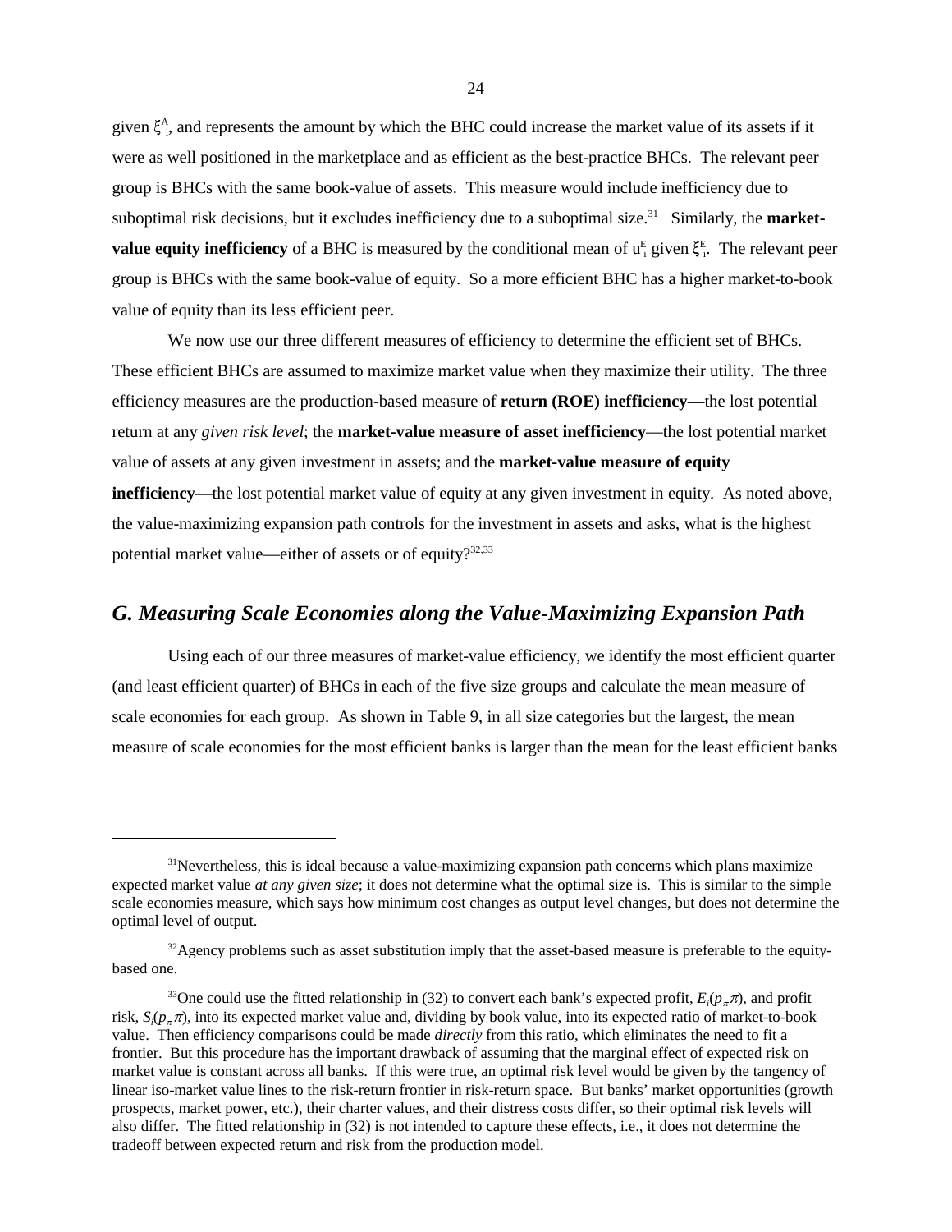given $\xi^A_i$, and represents the amount by which the BHC could increase the market value of its assets if it were as well positioned in the marketplace and as efficient as the best-practice BHCs. The relevant peer group is BHCs with the same book-value of assets. This measure would include inefficiency due to suboptimal risk decisions, but it excludes inefficiency due to a suboptimal size.[31] Similarly, the **market-value equity inefficiency** of a BHC is measured by the conditional mean of $u^E_i$ given $\xi^E_i$. The relevant peer group is BHCs with the same book-value of equity. So a more efficient BHC has a higher market-to-book value of equity than its less efficient peer.

We now use our three different measures of efficiency to determine the efficient set of BHCs. These efficient BHCs are assumed to maximize market value when they maximize their utility. The three efficiency measures are the production-based measure of **return (ROE) inefficiency—**the lost potential return at any *given risk level*; the **market-value measure of asset inefficiency**—the lost potential market value of assets at any given investment in assets; and the **market-value measure of equity inefficiency**—the lost potential market value of equity at any given investment in equity. As noted above, the value-maximizing expansion path controls for the investment in assets and asks, what is the highest potential market value—either of assets or of equity?[32,33]

## G. Measuring Scale Economies along the Value-Maximizing Expansion Path

Using each of our three measures of market-value efficiency, we identify the most efficient quarter (and least efficient quarter) of BHCs in each of the five size groups and calculate the mean measure of scale economies for each group. As shown in Table 9, in all size categories but the largest, the mean measure of scale economies for the most efficient banks is larger than the mean for the least efficient banks

---

[31]Nevertheless, this is ideal because a value-maximizing expansion path concerns which plans maximize expected market value *at any given size*; it does not determine what the optimal size is. This is similar to the simple scale economies measure, which says how minimum cost changes as output level changes, but does not determine the optimal level of output.

[32]Agency problems such as asset substitution imply that the asset-based measure is preferable to the equity-based one.

[33]One could use the fitted relationship in (32) to convert each bank's expected profit, $E_i(p_\pi \pi)$, and profit risk, $S_i(p_\pi \pi)$, into its expected market value and, dividing by book value, into its expected ratio of market-to-book value. Then efficiency comparisons could be made *directly* from this ratio, which eliminates the need to fit a frontier. But this procedure has the important drawback of assuming that the marginal effect of expected risk on market value is constant across all banks. If this were true, an optimal risk level would be given by the tangency of linear iso-market value lines to the risk-return frontier in risk-return space. But banks' market opportunities (growth prospects, market power, etc.), their charter values, and their distress costs differ, so their optimal risk levels will also differ. The fitted relationship in (32) is not intended to capture these effects, i.e., it does not determine the tradeoff between expected return and risk from the production model.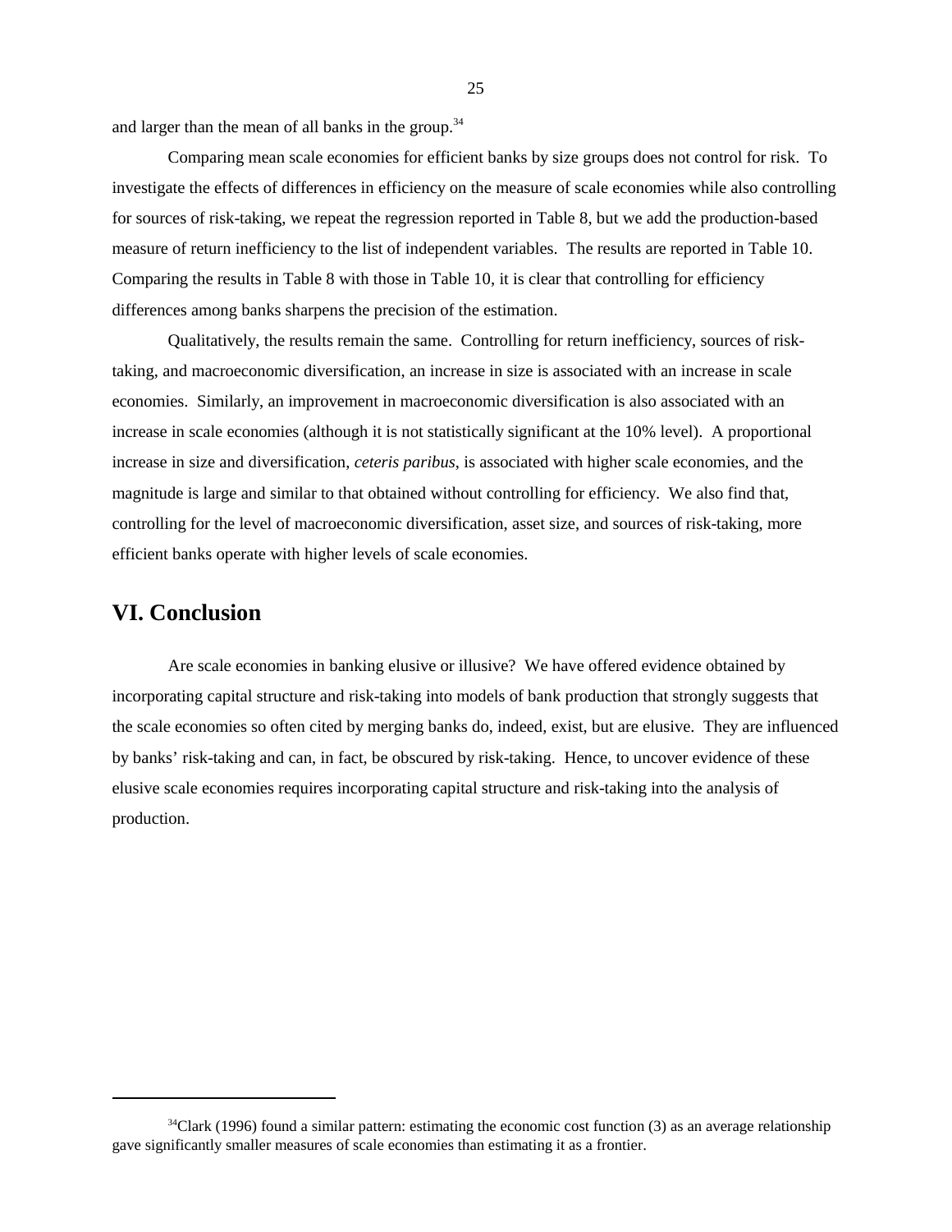and larger than the mean of all banks in the group.[34]

Comparing mean scale economies for efficient banks by size groups does not control for risk. To investigate the effects of differences in efficiency on the measure of scale economies while also controlling for sources of risk-taking, we repeat the regression reported in Table 8, but we add the production-based measure of return inefficiency to the list of independent variables. The results are reported in Table 10. Comparing the results in Table 8 with those in Table 10, it is clear that controlling for efficiency differences among banks sharpens the precision of the estimation.

Qualitatively, the results remain the same. Controlling for return inefficiency, sources of risk-taking, and macroeconomic diversification, an increase in size is associated with an increase in scale economies. Similarly, an improvement in macroeconomic diversification is also associated with an increase in scale economies (although it is not statistically significant at the 10% level). A proportional increase in size and diversification, *ceteris paribus*, is associated with higher scale economies, and the magnitude is large and similar to that obtained without controlling for efficiency. We also find that, controlling for the level of macroeconomic diversification, asset size, and sources of risk-taking, more efficient banks operate with higher levels of scale economies.

## VI. Conclusion

Are scale economies in banking elusive or illusive? We have offered evidence obtained by incorporating capital structure and risk-taking into models of bank production that strongly suggests that the scale economies so often cited by merging banks do, indeed, exist, but are elusive. They are influenced by banks' risk-taking and can, in fact, be obscured by risk-taking. Hence, to uncover evidence of these elusive scale economies requires incorporating capital structure and risk-taking into the analysis of production.

---

[34] Clark (1996) found a similar pattern: estimating the economic cost function (3) as an average relationship gave significantly smaller measures of scale economies than estimating it as a frontier.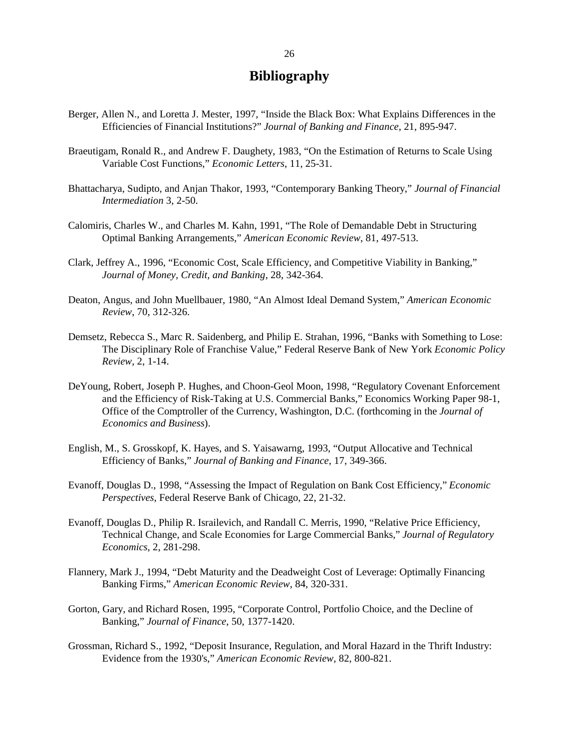# Bibliography

Berger, Allen N., and Loretta J. Mester, 1997, "Inside the Black Box: What Explains Differences in the Efficiencies of Financial Institutions?" *Journal of Banking and Finance*, 21, 895-947.

Braeutigam, Ronald R., and Andrew F. Daughety, 1983, "On the Estimation of Returns to Scale Using Variable Cost Functions," *Economic Letters*, 11, 25-31.

Bhattacharya, Sudipto, and Anjan Thakor, 1993, "Contemporary Banking Theory," *Journal of Financial Intermediation* 3, 2-50.

Calomiris, Charles W., and Charles M. Kahn, 1991, "The Role of Demandable Debt in Structuring Optimal Banking Arrangements," *American Economic Review*, 81, 497-513.

Clark, Jeffrey A., 1996, "Economic Cost, Scale Efficiency, and Competitive Viability in Banking," *Journal of Money, Credit, and Banking*, 28, 342-364.

Deaton, Angus, and John Muellbauer, 1980, "An Almost Ideal Demand System," *American Economic Review*, 70, 312-326.

Demsetz, Rebecca S., Marc R. Saidenberg, and Philip E. Strahan, 1996, "Banks with Something to Lose: The Disciplinary Role of Franchise Value," Federal Reserve Bank of New York *Economic Policy Review*, 2, 1-14.

DeYoung, Robert, Joseph P. Hughes, and Choon-Geol Moon, 1998, "Regulatory Covenant Enforcement and the Efficiency of Risk-Taking at U.S. Commercial Banks," Economics Working Paper 98-1, Office of the Comptroller of the Currency, Washington, D.C. (forthcoming in the *Journal of Economics and Business*).

English, M., S. Grosskopf, K. Hayes, and S. Yaisawarng, 1993, "Output Allocative and Technical Efficiency of Banks," *Journal of Banking and Finance*, 17, 349-366.

Evanoff, Douglas D., 1998, "Assessing the Impact of Regulation on Bank Cost Efficiency," *Economic Perspectives*, Federal Reserve Bank of Chicago, 22, 21-32.

Evanoff, Douglas D., Philip R. Israilevich, and Randall C. Merris, 1990, "Relative Price Efficiency, Technical Change, and Scale Economies for Large Commercial Banks," *Journal of Regulatory Economics*, 2, 281-298.

Flannery, Mark J., 1994, "Debt Maturity and the Deadweight Cost of Leverage: Optimally Financing Banking Firms," *American Economic Review*, 84, 320-331.

Gorton, Gary, and Richard Rosen, 1995, "Corporate Control, Portfolio Choice, and the Decline of Banking," *Journal of Finance*, 50, 1377-1420.

Grossman, Richard S., 1992, "Deposit Insurance, Regulation, and Moral Hazard in the Thrift Industry: Evidence from the 1930's," *American Economic Review*, 82, 800-821.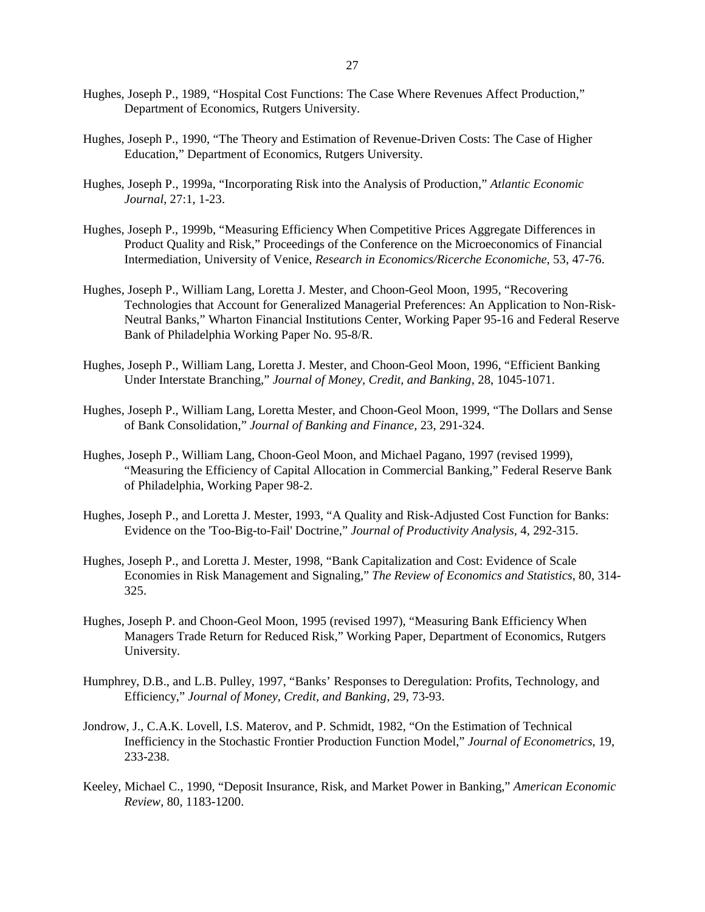Hughes, Joseph P., 1989, "Hospital Cost Functions: The Case Where Revenues Affect Production," Department of Economics, Rutgers University.

Hughes, Joseph P., 1990, "The Theory and Estimation of Revenue-Driven Costs: The Case of Higher Education," Department of Economics, Rutgers University.

Hughes, Joseph P., 1999a, "Incorporating Risk into the Analysis of Production," *Atlantic Economic Journal*, 27:1, 1-23.

Hughes, Joseph P., 1999b, "Measuring Efficiency When Competitive Prices Aggregate Differences in Product Quality and Risk," Proceedings of the Conference on the Microeconomics of Financial Intermediation, University of Venice, *Research in Economics/Ricerche Economiche*, 53, 47-76.

Hughes, Joseph P., William Lang, Loretta J. Mester, and Choon-Geol Moon, 1995, "Recovering Technologies that Account for Generalized Managerial Preferences: An Application to Non-Risk-Neutral Banks," Wharton Financial Institutions Center, Working Paper 95-16 and Federal Reserve Bank of Philadelphia Working Paper No. 95-8/R.

Hughes, Joseph P., William Lang, Loretta J. Mester, and Choon-Geol Moon, 1996, "Efficient Banking Under Interstate Branching," *Journal of Money, Credit, and Banking*, 28, 1045-1071.

Hughes, Joseph P., William Lang, Loretta Mester, and Choon-Geol Moon, 1999, "The Dollars and Sense of Bank Consolidation," *Journal of Banking and Finance*, 23, 291-324.

Hughes, Joseph P., William Lang, Choon-Geol Moon, and Michael Pagano, 1997 (revised 1999), "Measuring the Efficiency of Capital Allocation in Commercial Banking," Federal Reserve Bank of Philadelphia, Working Paper 98-2.

Hughes, Joseph P., and Loretta J. Mester, 1993, "A Quality and Risk-Adjusted Cost Function for Banks: Evidence on the 'Too-Big-to-Fail' Doctrine," *Journal of Productivity Analysis*, 4, 292-315.

Hughes, Joseph P., and Loretta J. Mester, 1998, "Bank Capitalization and Cost: Evidence of Scale Economies in Risk Management and Signaling," *The Review of Economics and Statistics*, 80, 314-325.

Hughes, Joseph P. and Choon-Geol Moon, 1995 (revised 1997), "Measuring Bank Efficiency When Managers Trade Return for Reduced Risk," Working Paper, Department of Economics, Rutgers University.

Humphrey, D.B., and L.B. Pulley, 1997, "Banks' Responses to Deregulation: Profits, Technology, and Efficiency," *Journal of Money, Credit, and Banking*, 29, 73-93.

Jondrow, J., C.A.K. Lovell, I.S. Materov, and P. Schmidt, 1982, "On the Estimation of Technical Inefficiency in the Stochastic Frontier Production Function Model," *Journal of Econometrics*, 19, 233-238.

Keeley, Michael C., 1990, "Deposit Insurance, Risk, and Market Power in Banking," *American Economic Review*, 80, 1183-1200.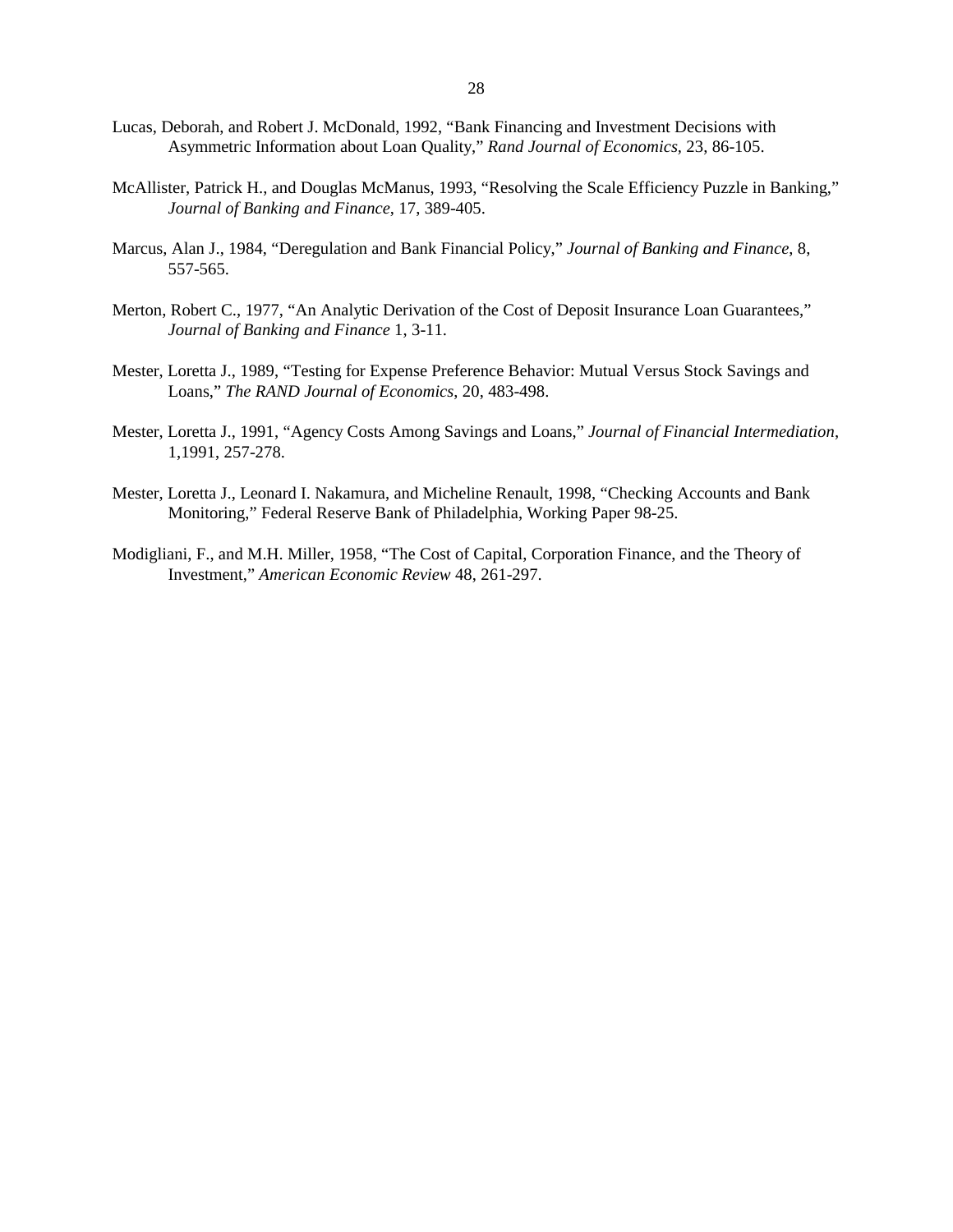Lucas, Deborah, and Robert J. McDonald, 1992, “Bank Financing and Investment Decisions with Asymmetric Information about Loan Quality,” *Rand Journal of Economics*, 23, 86-105.

McAllister, Patrick H., and Douglas McManus, 1993, “Resolving the Scale Efficiency Puzzle in Banking,” *Journal of Banking and Finance*, 17, 389-405.

Marcus, Alan J., 1984, “Deregulation and Bank Financial Policy,” *Journal of Banking and Finance*, 8, 557-565.

Merton, Robert C., 1977, “An Analytic Derivation of the Cost of Deposit Insurance Loan Guarantees,” *Journal of Banking and Finance* 1, 3-11.

Mester, Loretta J., 1989, “Testing for Expense Preference Behavior: Mutual Versus Stock Savings and Loans,” *The RAND Journal of Economics*, 20, 483-498.

Mester, Loretta J., 1991, “Agency Costs Among Savings and Loans,” *Journal of Financial Intermediation*, 1,1991, 257-278.

Mester, Loretta J., Leonard I. Nakamura, and Micheline Renault, 1998, “Checking Accounts and Bank Monitoring,” Federal Reserve Bank of Philadelphia, Working Paper 98-25.

Modigliani, F., and M.H. Miller, 1958, “The Cost of Capital, Corporation Finance, and the Theory of Investment,” *American Economic Review* 48, 261-297.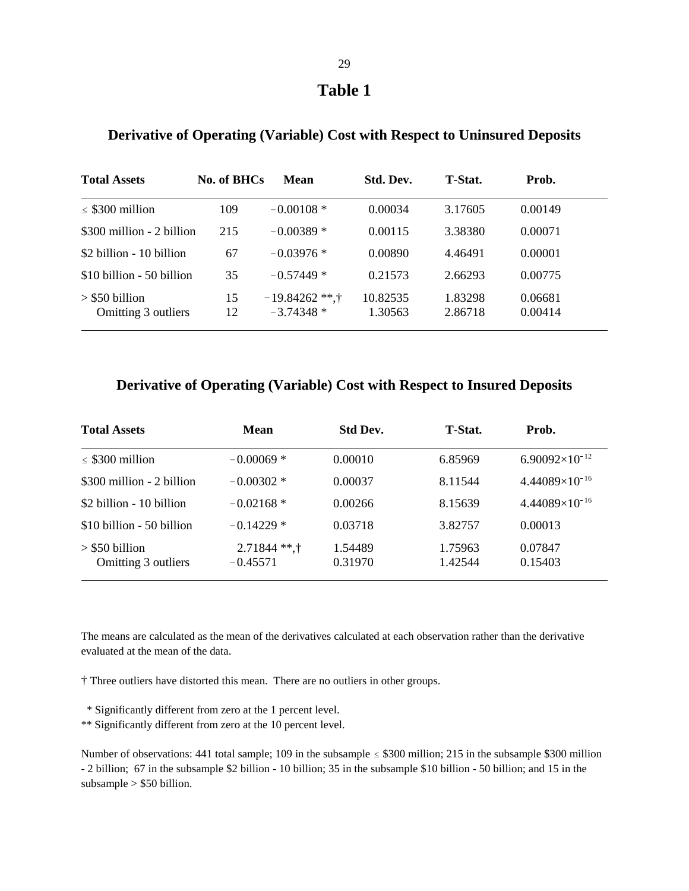# Table 1

## Derivative of Operating (Variable) Cost with Respect to Uninsured Deposits

| Total Assets | No. of BHCs | Mean | Std. Dev. | T-Stat. | Prob. |
|---|---|---|---|---|---|
| ≤ \$300 million | 109 | −0.00108 * | 0.00034 | 3.17605 | 0.00149 |
| \$300 million - 2 billion | 215 | −0.00389 * | 0.00115 | 3.38380 | 0.00071 |
| \$2 billion - 10 billion | 67 | −0.03976 * | 0.00890 | 4.46491 | 0.00001 |
| \$10 billion - 50 billion | 35 | −0.57449 * | 0.21573 | 2.66293 | 0.00775 |
| > \$50 billion | 15 | −19.84262 **,† | 10.82535 | 1.83298 | 0.06681 |
| Omitting 3 outliers | 12 | −3.74348 * | 1.30563 | 2.86718 | 0.00414 |

## Derivative of Operating (Variable) Cost with Respect to Insured Deposits

| Total Assets | Mean | Std Dev. | T-Stat. | Prob. |
|---|---|---|---|---|
| ≤ \$300 million | −0.00069 * | 0.00010 | 6.85969 | $6.90092\times10^{-12}$ |
| \$300 million - 2 billion | −0.00302 * | 0.00037 | 8.11544 | $4.44089\times10^{-16}$ |
| \$2 billion - 10 billion | −0.02168 * | 0.00266 | 8.15639 | $4.44089\times10^{-16}$ |
| \$10 billion - 50 billion | −0.14229 * | 0.03718 | 3.82757 | 0.00013 |
| > \$50 billion | 2.71844 **,† | 1.54489 | 1.75963 | 0.07847 |
| Omitting 3 outliers | −0.45571 | 0.31970 | 1.42544 | 0.15403 |

The means are calculated as the mean of the derivatives calculated at each observation rather than the derivative evaluated at the mean of the data.

† Three outliers have distorted this mean. There are no outliers in other groups.

\* Significantly different from zero at the 1 percent level.
** Significantly different from zero at the 10 percent level.

Number of observations: 441 total sample; 109 in the subsample ≤ \$300 million; 215 in the subsample \$300 million - 2 billion; 67 in the subsample \$2 billion - 10 billion; 35 in the subsample \$10 billion - 50 billion; and 15 in the subsample > \$50 billion.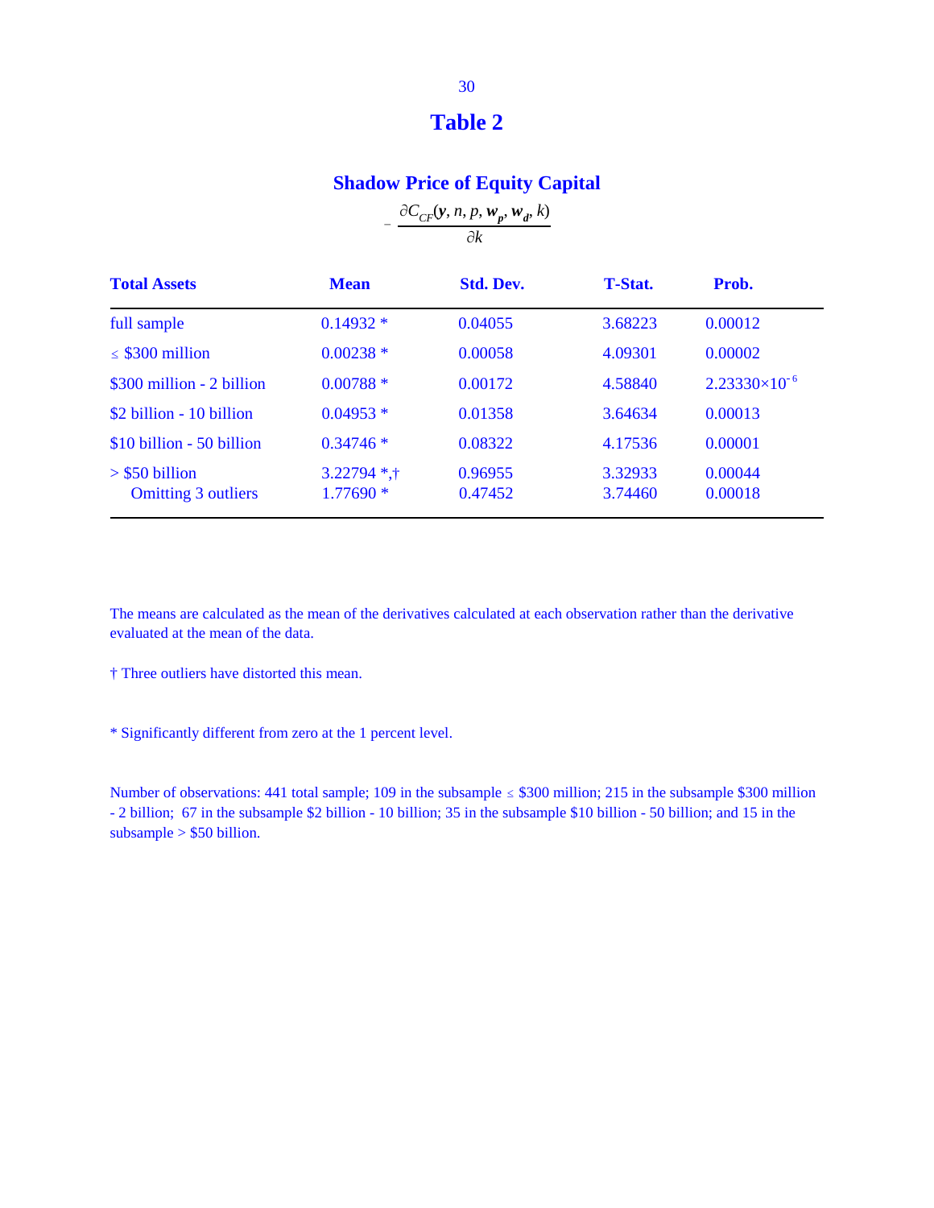# Table 2

## Shadow Price of Equity Capital

$$-\frac{\partial C_{CF}(\boldsymbol{y}, n, p, \boldsymbol{w_p}, \boldsymbol{w_d}, k)}{\partial k}$$

| Total Assets | Mean | Std. Dev. | T-Stat. | Prob. |
|---|---|---|---|---|
| full sample | 0.14932 * | 0.04055 | 3.68223 | 0.00012 |
| ≤ $300 million | 0.00238 * | 0.00058 | 4.09301 | 0.00002 |
| $300 million - 2 billion | 0.00788 * | 0.00172 | 4.58840 | $2.23330\times10^{-6}$ |
| $2 billion - 10 billion | 0.04953 * | 0.01358 | 3.64634 | 0.00013 |
| $10 billion - 50 billion | 0.34746 * | 0.08322 | 4.17536 | 0.00001 |
| > $50 billion | 3.22794 *,† | 0.96955 | 3.32933 | 0.00044 |
| Omitting 3 outliers | 1.77690 * | 0.47452 | 3.74460 | 0.00018 |

The means are calculated as the mean of the derivatives calculated at each observation rather than the derivative evaluated at the mean of the data.

† Three outliers have distorted this mean.

* Significantly different from zero at the 1 percent level.

Number of observations: 441 total sample; 109 in the subsample ≤ $300 million; 215 in the subsample $300 million - 2 billion; 67 in the subsample $2 billion - 10 billion; 35 in the subsample $10 billion - 50 billion; and 15 in the subsample > $50 billion.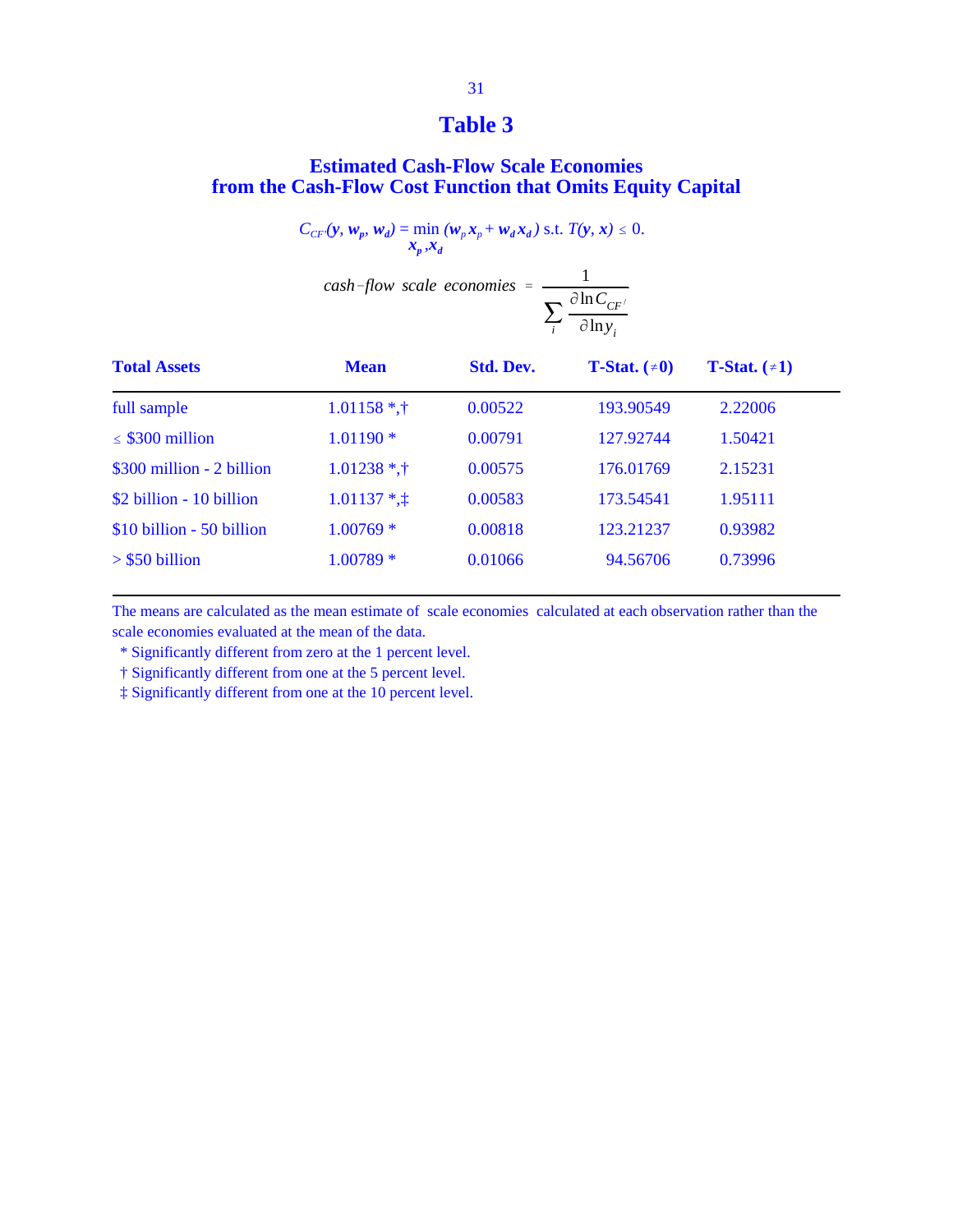# Table 3

## Estimated Cash-Flow Scale Economies from the Cash-Flow Cost Function that Omits Equity Capital

$$C_{CF'}(\boldsymbol{y}, \boldsymbol{w_p}, \boldsymbol{w_d}) = \min_{\boldsymbol{x_p}, \boldsymbol{x_d}} (\boldsymbol{w_p x_p} + \boldsymbol{w_d x_d}) \text{ s.t. } T(\boldsymbol{y}, \boldsymbol{x}) \leq 0.$$

$$cash\text{-}flow\ scale\ economies = \frac{1}{\sum_i \frac{\partial \ln C_{CF'}}{\partial \ln y_i}}$$

| Total Assets | Mean | Std. Dev. | T-Stat. (≠0) | T-Stat. (≠1) |
|---|---|---|---|---|
| full sample | 1.01158 *,† | 0.00522 | 193.90549 | 2.22006 |
| ≤ $300 million | 1.01190 * | 0.00791 | 127.92744 | 1.50421 |
| $300 million - 2 billion | 1.01238 *,† | 0.00575 | 176.01769 | 2.15231 |
| $2 billion - 10 billion | 1.01137 *,‡ | 0.00583 | 173.54541 | 1.95111 |
| $10 billion - 50 billion | 1.00769 * | 0.00818 | 123.21237 | 0.93982 |
| > $50 billion | 1.00789 * | 0.01066 | 94.56706 | 0.73996 |

The means are calculated as the mean estimate of scale economies calculated at each observation rather than the scale economies evaluated at the mean of the data.

\* Significantly different from zero at the 1 percent level.

† Significantly different from one at the 5 percent level.

‡ Significantly different from one at the 10 percent level.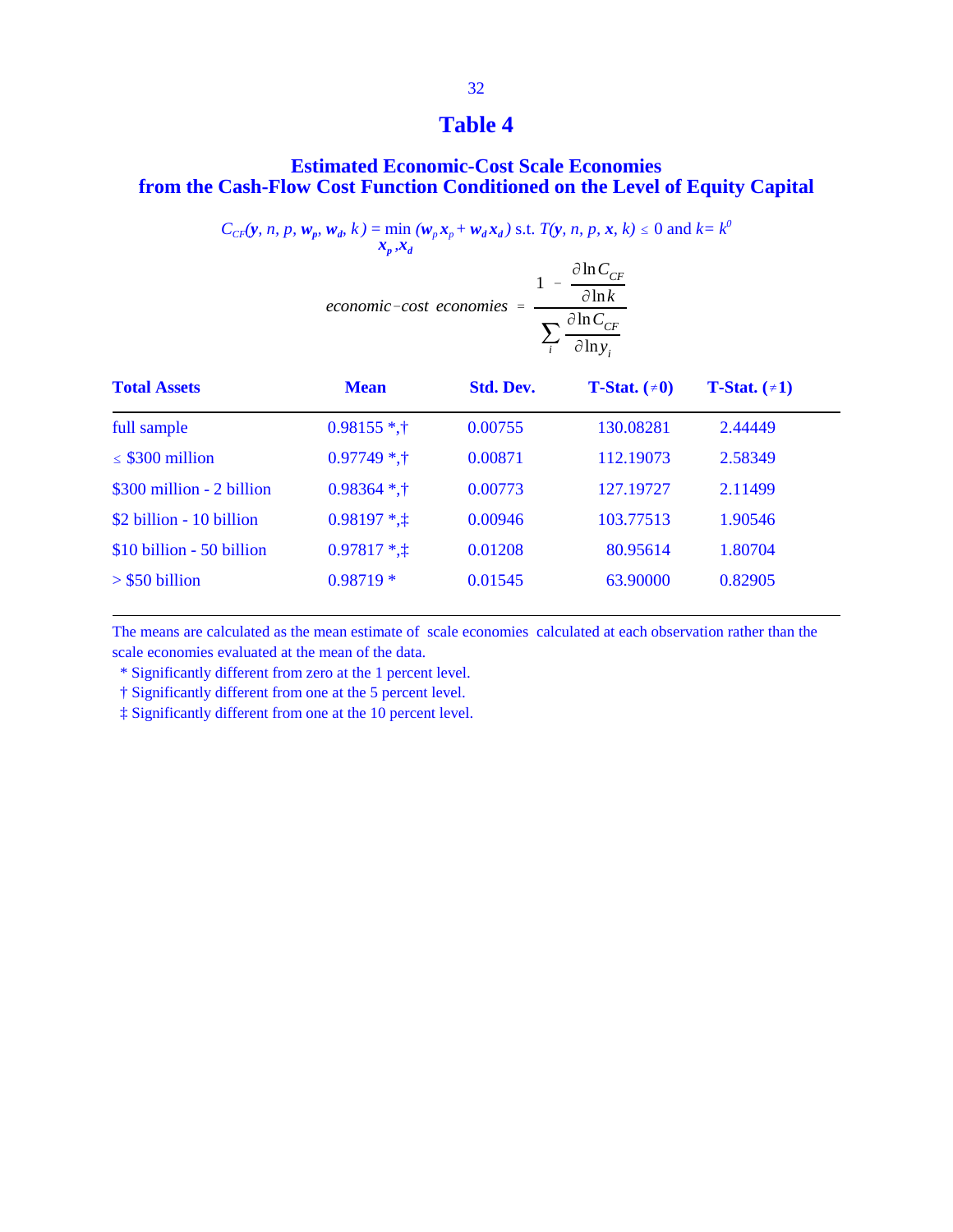# Table 4

## Estimated Economic-Cost Scale Economies from the Cash-Flow Cost Function Conditioned on the Level of Equity Capital

$$C_{CF}(\boldsymbol{y}, n, p, \boldsymbol{w_p}, \boldsymbol{w_d}, k) = \min_{\boldsymbol{x_p}, \boldsymbol{x_d}} (\boldsymbol{w_p} \boldsymbol{x_p} + \boldsymbol{w_d} \boldsymbol{x_d}) \text{ s.t. } T(\boldsymbol{y}, n, p, \boldsymbol{x}, k) \leq 0 \text{ and } k = k^0$$

$$economic\text{-}cost\ economies = \frac{1 - \dfrac{\partial \ln C_{CF}}{\partial \ln k}}{\sum_i \dfrac{\partial \ln C_{CF}}{\partial \ln y_i}}$$

| Total Assets | Mean | Std. Dev. | T-Stat. (≠0) | T-Stat. (≠1) |
|---|---|---|---|---|
| full sample | 0.98155 *,† | 0.00755 | 130.08281 | 2.44449 |
| ≤ $300 million | 0.97749 *,† | 0.00871 | 112.19073 | 2.58349 |
| $300 million - 2 billion | 0.98364 *,† | 0.00773 | 127.19727 | 2.11499 |
| $2 billion - 10 billion | 0.98197 *,‡ | 0.00946 | 103.77513 | 1.90546 |
| $10 billion - 50 billion | 0.97817 *,‡ | 0.01208 | 80.95614 | 1.80704 |
| > $50 billion | 0.98719 * | 0.01545 | 63.90000 | 0.82905 |

The means are calculated as the mean estimate of scale economies calculated at each observation rather than the scale economies evaluated at the mean of the data.

\* Significantly different from zero at the 1 percent level.

† Significantly different from one at the 5 percent level.

‡ Significantly different from one at the 10 percent level.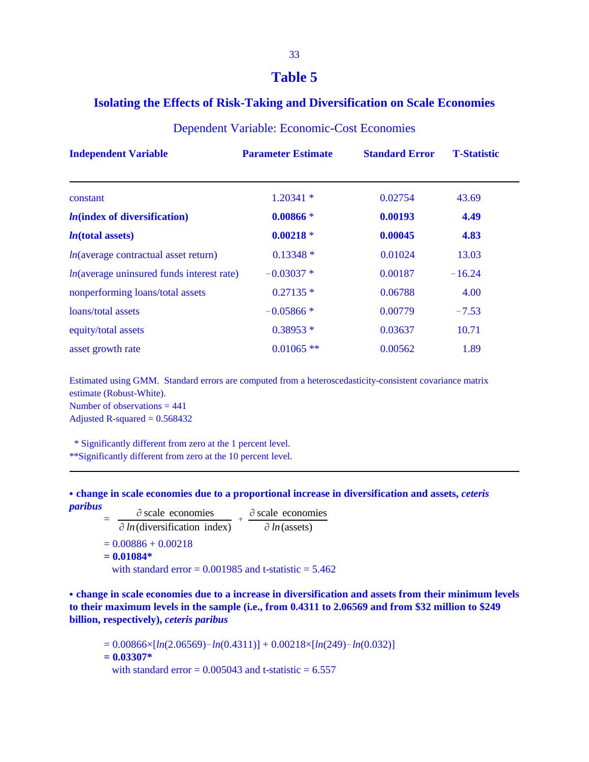# Table 5

## Isolating the Effects of Risk-Taking and Diversification on Scale Economies

Dependent Variable: Economic-Cost Economies

| Independent Variable | Parameter Estimate | Standard Error | T-Statistic |
|---|---|---|---|
| constant | 1.20341 * | 0.02754 | 43.69 |
| ***ln*(index of diversification)** | **0.00866 *** | **0.00193** | **4.49** |
| ***ln*(total assets)** | **0.00218 *** | **0.00045** | **4.83** |
| *ln*(average contractual asset return) | 0.13348 * | 0.01024 | 13.03 |
| *ln*(average uninsured funds interest rate) | −0.03037 * | 0.00187 | −16.24 |
| nonperforming loans/total assets | 0.27135 * | 0.06788 | 4.00 |
| loans/total assets | −0.05866 * | 0.00779 | −7.53 |
| equity/total assets | 0.38953 * | 0.03637 | 10.71 |
| asset growth rate | 0.01065 ** | 0.00562 | 1.89 |

Estimated using GMM. Standard errors are computed from a heteroscedasticity-consistent covariance matrix estimate (Robust-White).
Number of observations = 441
Adjusted R-squared = 0.568432

\* Significantly different from zero at the 1 percent level.
**Significantly different from zero at the 10 percent level.

---

**• change in scale economies due to a proportional increase in diversification and assets, *ceteris paribus***

$$= \frac{\partial \text{ scale economies}}{\partial \, ln(\text{diversification index})} + \frac{\partial \text{ scale economies}}{\partial \, ln(\text{assets})}$$

= 0.00886 + 0.00218
**= 0.01084***
with standard error = 0.001985 and t-statistic = 5.462

**• change in scale economies due to a increase in diversification and assets from their minimum levels to their maximum levels in the sample (i.e., from 0.4311 to 2.06569 and from $32 million to $249 billion, respectively), *ceteris paribus***

$$= 0.00866 \times [ln(2.06569) - ln(0.4311)] + 0.00218 \times [ln(249) - ln(0.032)]$$

**= 0.03307***
with standard error = 0.005043 and t-statistic = 6.557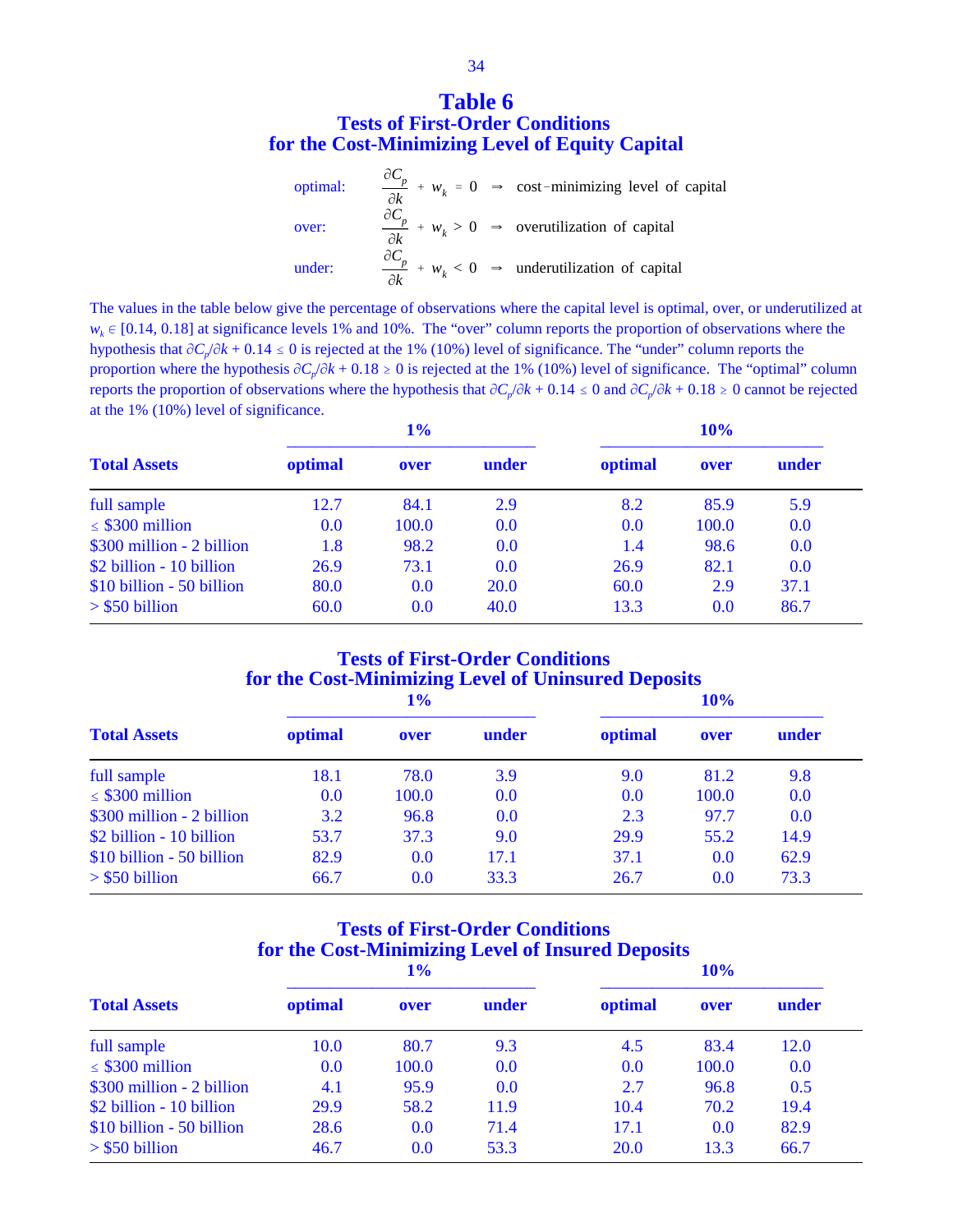# Table 6

## Tests of First-Order Conditions for the Cost-Minimizing Level of Equity Capital

$$\text{optimal:} \quad \frac{\partial C_p}{\partial k} + w_k = 0 \;\Rightarrow\; \text{cost-minimizing level of capital}$$

$$\text{over:} \quad \frac{\partial C_p}{\partial k} + w_k > 0 \;\Rightarrow\; \text{overutilization of capital}$$

$$\text{under:} \quad \frac{\partial C_p}{\partial k} + w_k < 0 \;\Rightarrow\; \text{underutilization of capital}$$

The values in the table below give the percentage of observations where the capital level is optimal, over, or underutilized at $w_k \in [0.14, 0.18]$ at significance levels 1% and 10%. The "over" column reports the proportion of observations where the hypothesis that $\partial C_p/\partial k + 0.14 \leq 0$ is rejected at the 1% (10%) level of significance. The "under" column reports the proportion where the hypothesis $\partial C_p/\partial k + 0.18 \geq 0$ is rejected at the 1% (10%) level of significance. The "optimal" column reports the proportion of observations where the hypothesis that $\partial C_p/\partial k + 0.14 \leq 0$ and $\partial C_p/\partial k + 0.18 \geq 0$ cannot be rejected at the 1% (10%) level of significance.

| | 1% | | | 10% | | |
|---|---|---|---|---|---|---|
| **Total Assets** | **optimal** | **over** | **under** | **optimal** | **over** | **under** |
| full sample | 12.7 | 84.1 | 2.9 | 8.2 | 85.9 | 5.9 |
| ≤ \$300 million | 0.0 | 100.0 | 0.0 | 0.0 | 100.0 | 0.0 |
| \$300 million - 2 billion | 1.8 | 98.2 | 0.0 | 1.4 | 98.6 | 0.0 |
| \$2 billion - 10 billion | 26.9 | 73.1 | 0.0 | 26.9 | 82.1 | 0.0 |
| \$10 billion - 50 billion | 80.0 | 0.0 | 20.0 | 60.0 | 2.9 | 37.1 |
| > \$50 billion | 60.0 | 0.0 | 40.0 | 13.3 | 0.0 | 86.7 |

## Tests of First-Order Conditions for the Cost-Minimizing Level of Uninsured Deposits

| | 1% | | | 10% | | |
|---|---|---|---|---|---|---|
| **Total Assets** | **optimal** | **over** | **under** | **optimal** | **over** | **under** |
| full sample | 18.1 | 78.0 | 3.9 | 9.0 | 81.2 | 9.8 |
| ≤ \$300 million | 0.0 | 100.0 | 0.0 | 0.0 | 100.0 | 0.0 |
| \$300 million - 2 billion | 3.2 | 96.8 | 0.0 | 2.3 | 97.7 | 0.0 |
| \$2 billion - 10 billion | 53.7 | 37.3 | 9.0 | 29.9 | 55.2 | 14.9 |
| \$10 billion - 50 billion | 82.9 | 0.0 | 17.1 | 37.1 | 0.0 | 62.9 |
| > \$50 billion | 66.7 | 0.0 | 33.3 | 26.7 | 0.0 | 73.3 |

## Tests of First-Order Conditions for the Cost-Minimizing Level of Insured Deposits

| | 1% | | | 10% | | |
|---|---|---|---|---|---|---|
| **Total Assets** | **optimal** | **over** | **under** | **optimal** | **over** | **under** |
| full sample | 10.0 | 80.7 | 9.3 | 4.5 | 83.4 | 12.0 |
| ≤ \$300 million | 0.0 | 100.0 | 0.0 | 0.0 | 100.0 | 0.0 |
| \$300 million - 2 billion | 4.1 | 95.9 | 0.0 | 2.7 | 96.8 | 0.5 |
| \$2 billion - 10 billion | 29.9 | 58.2 | 11.9 | 10.4 | 70.2 | 19.4 |
| \$10 billion - 50 billion | 28.6 | 0.0 | 71.4 | 17.1 | 0.0 | 82.9 |
| > \$50 billion | 46.7 | 0.0 | 53.3 | 20.0 | 13.3 | 66.7 |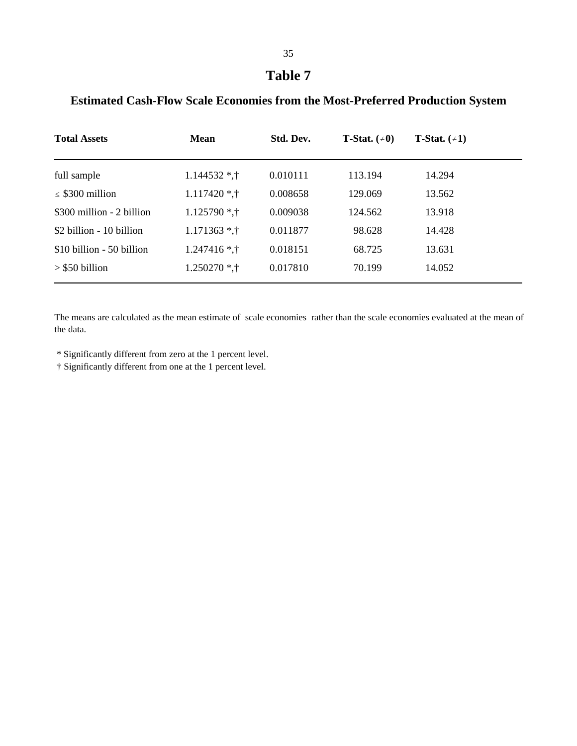# Table 7

## Estimated Cash-Flow Scale Economies from the Most-Preferred Production System

| Total Assets | Mean | Std. Dev. | T-Stat. ($\neq 0$) | T-Stat. ($\neq 1$) |
|---|---|---|---|---|
| full sample | 1.144532 *,† | 0.010111 | 113.194 | 14.294 |
| $\leq$ \$300 million | 1.117420 *,† | 0.008658 | 129.069 | 13.562 |
| \$300 million - 2 billion | 1.125790 *,† | 0.009038 | 124.562 | 13.918 |
| \$2 billion - 10 billion | 1.171363 *,† | 0.011877 | 98.628 | 14.428 |
| \$10 billion - 50 billion | 1.247416 *,† | 0.018151 | 68.725 | 13.631 |
| > \$50 billion | 1.250270 *,† | 0.017810 | 70.199 | 14.052 |

The means are calculated as the mean estimate of scale economies rather than the scale economies evaluated at the mean of the data.

* Significantly different from zero at the 1 percent level.

† Significantly different from one at the 1 percent level.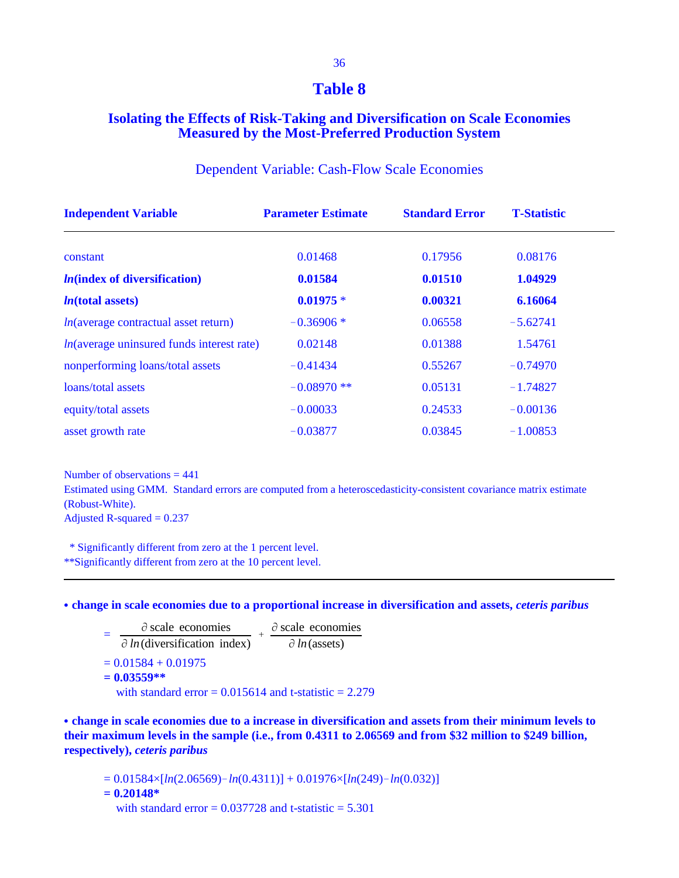# Table 8

## Isolating the Effects of Risk-Taking and Diversification on Scale Economies Measured by the Most-Preferred Production System

Dependent Variable: Cash-Flow Scale Economies

| Independent Variable | Parameter Estimate | Standard Error | T-Statistic |
|---|---|---|---|
| constant | 0.01468 | 0.17956 | 0.08176 |
| ***ln*(index of diversification)** | **0.01584** | **0.01510** | **1.04929** |
| ***ln*(total assets)** | **0.01975 *** | **0.00321** | **6.16064** |
| *ln*(average contractual asset return) | −0.36906 * | 0.06558 | −5.62741 |
| *ln*(average uninsured funds interest rate) | 0.02148 | 0.01388 | 1.54761 |
| nonperforming loans/total assets | −0.41434 | 0.55267 | −0.74970 |
| loans/total assets | −0.08970 ** | 0.05131 | −1.74827 |
| equity/total assets | −0.00033 | 0.24533 | −0.00136 |
| asset growth rate | −0.03877 | 0.03845 | −1.00853 |

Number of observations = 441
Estimated using GMM. Standard errors are computed from a heteroscedasticity-consistent covariance matrix estimate (Robust-White).
Adjusted R-squared = 0.237

\* Significantly different from zero at the 1 percent level.
\*\*Significantly different from zero at the 10 percent level.

---

**• change in scale economies due to a proportional increase in diversification and assets, *ceteris paribus***

$$= \frac{\partial \text{ scale economies}}{\partial\, ln(\text{diversification index})} + \frac{\partial \text{ scale economies}}{\partial\, ln(\text{assets})}$$

= 0.01584 + 0.01975
**= 0.03559****
with standard error = 0.015614 and t-statistic = 2.279

**• change in scale economies due to a increase in diversification and assets from their minimum levels to their maximum levels in the sample (i.e., from 0.4311 to 2.06569 and from $32 million to $249 billion, respectively), *ceteris paribus***

$= 0.01584\times[ln(2.06569) - ln(0.4311)] + 0.01976\times[ln(249) - ln(0.032)]$
**= 0.20148***
with standard error = 0.037728 and t-statistic = 5.301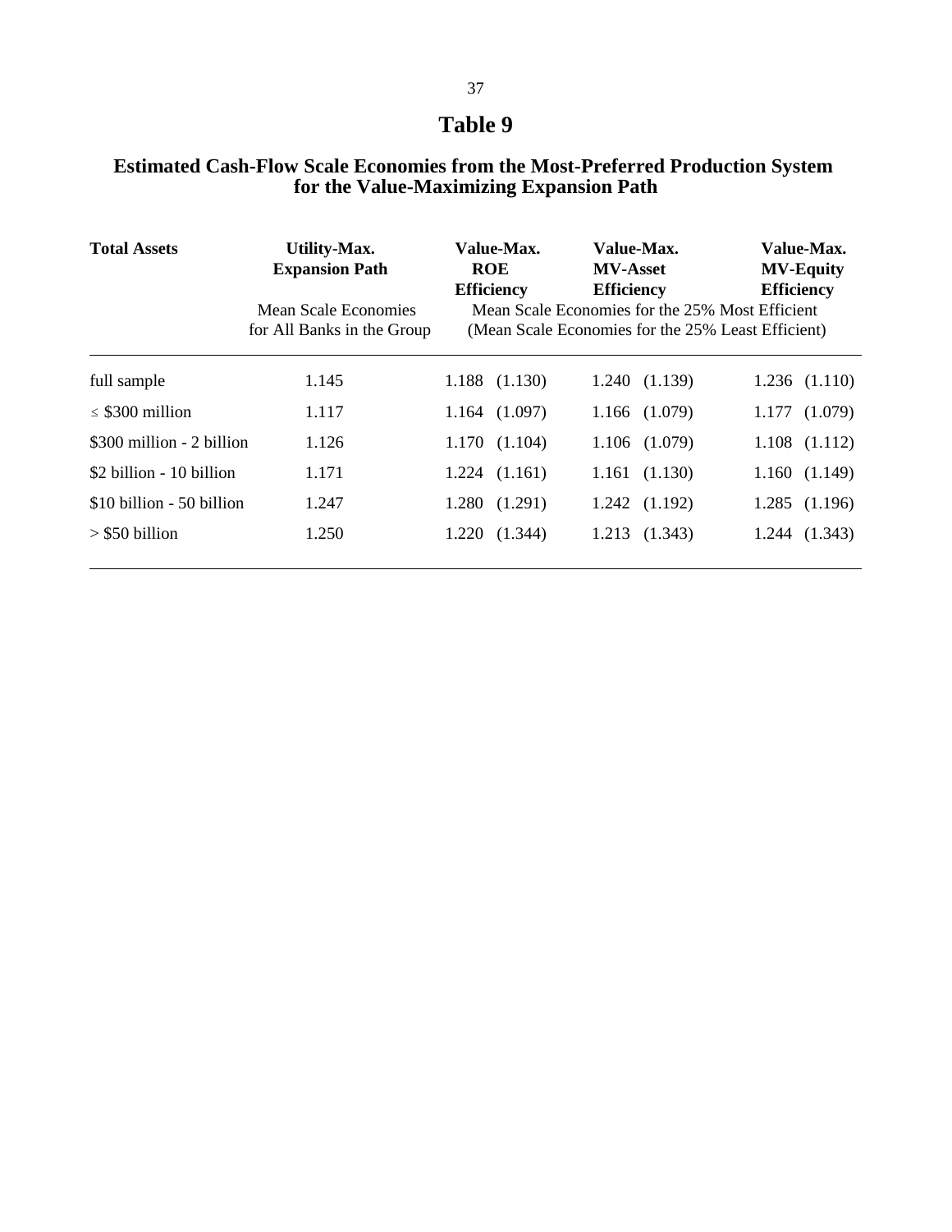# Table 9

## Estimated Cash-Flow Scale Economies from the Most-Preferred Production System for the Value-Maximizing Expansion Path

| Total Assets | Utility-Max. Expansion Path | Value-Max. ROE Efficiency | Value-Max. MV-Asset Efficiency | Value-Max. MV-Equity Efficiency |
|---|---|---|---|---|
| | Mean Scale Economies for All Banks in the Group | Mean Scale Economies for the 25% Most Efficient (Mean Scale Economies for the 25% Least Efficient) | | |
| full sample | 1.145 | 1.188 (1.130) | 1.240 (1.139) | 1.236 (1.110) |
| ≤ \$300 million | 1.117 | 1.164 (1.097) | 1.166 (1.079) | 1.177 (1.079) |
| \$300 million - 2 billion | 1.126 | 1.170 (1.104) | 1.106 (1.079) | 1.108 (1.112) |
| \$2 billion - 10 billion | 1.171 | 1.224 (1.161) | 1.161 (1.130) | 1.160 (1.149) |
| \$10 billion - 50 billion | 1.247 | 1.280 (1.291) | 1.242 (1.192) | 1.285 (1.196) |
| > \$50 billion | 1.250 | 1.220 (1.344) | 1.213 (1.343) | 1.244 (1.343) |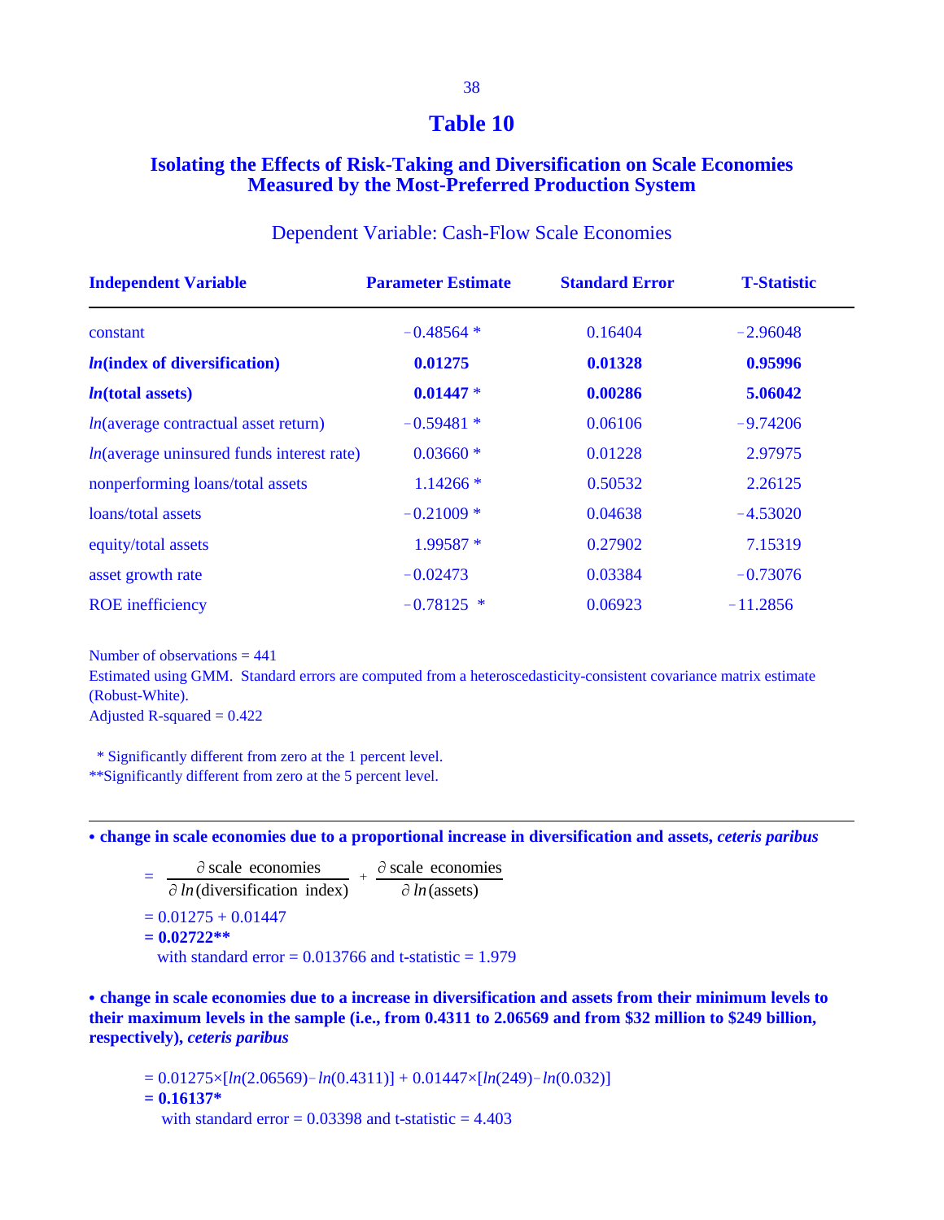# Table 10

## Isolating the Effects of Risk-Taking and Diversification on Scale Economies Measured by the Most-Preferred Production System

Dependent Variable: Cash-Flow Scale Economies

| Independent Variable | Parameter Estimate | Standard Error | T-Statistic |
|---|---|---|---|
| constant | −0.48564 * | 0.16404 | −2.96048 |
| ***ln*(index of diversification)** | **0.01275** | **0.01328** | **0.95996** |
| ***ln*(total assets)** | **0.01447 *** | **0.00286** | **5.06042** |
| *ln*(average contractual asset return) | −0.59481 * | 0.06106 | −9.74206 |
| *ln*(average uninsured funds interest rate) | 0.03660 * | 0.01228 | 2.97975 |
| nonperforming loans/total assets | 1.14266 * | 0.50532 | 2.26125 |
| loans/total assets | −0.21009 * | 0.04638 | −4.53020 |
| equity/total assets | 1.99587 * | 0.27902 | 7.15319 |
| asset growth rate | −0.02473 | 0.03384 | −0.73076 |
| ROE inefficiency | −0.78125 * | 0.06923 | −11.2856 |

Number of observations = 441

Estimated using GMM. Standard errors are computed from a heteroscedasticity-consistent covariance matrix estimate (Robust-White).

Adjusted R-squared = 0.422

\* Significantly different from zero at the 1 percent level.

\*\*Significantly different from zero at the 5 percent level.

---

**• change in scale economies due to a proportional increase in diversification and assets, *ceteris paribus***

$$= \frac{\partial \text{ scale economies}}{\partial \, ln(\text{diversification index})} + \frac{\partial \text{ scale economies}}{\partial \, ln(\text{assets})}$$

= 0.01275 + 0.01447

**= 0.02722\*\***

with standard error = 0.013766 and t-statistic = 1.979

**• change in scale economies due to a increase in diversification and assets from their minimum levels to their maximum levels in the sample (i.e., from 0.4311 to 2.06569 and from $32 million to $249 billion, respectively), *ceteris paribus***

$= 0.01275 \times [ln(2.06569) - ln(0.4311)] + 0.01447 \times [ln(249) - ln(0.032)]$

**= 0.16137\***

with standard error = 0.03398 and t-statistic = 4.403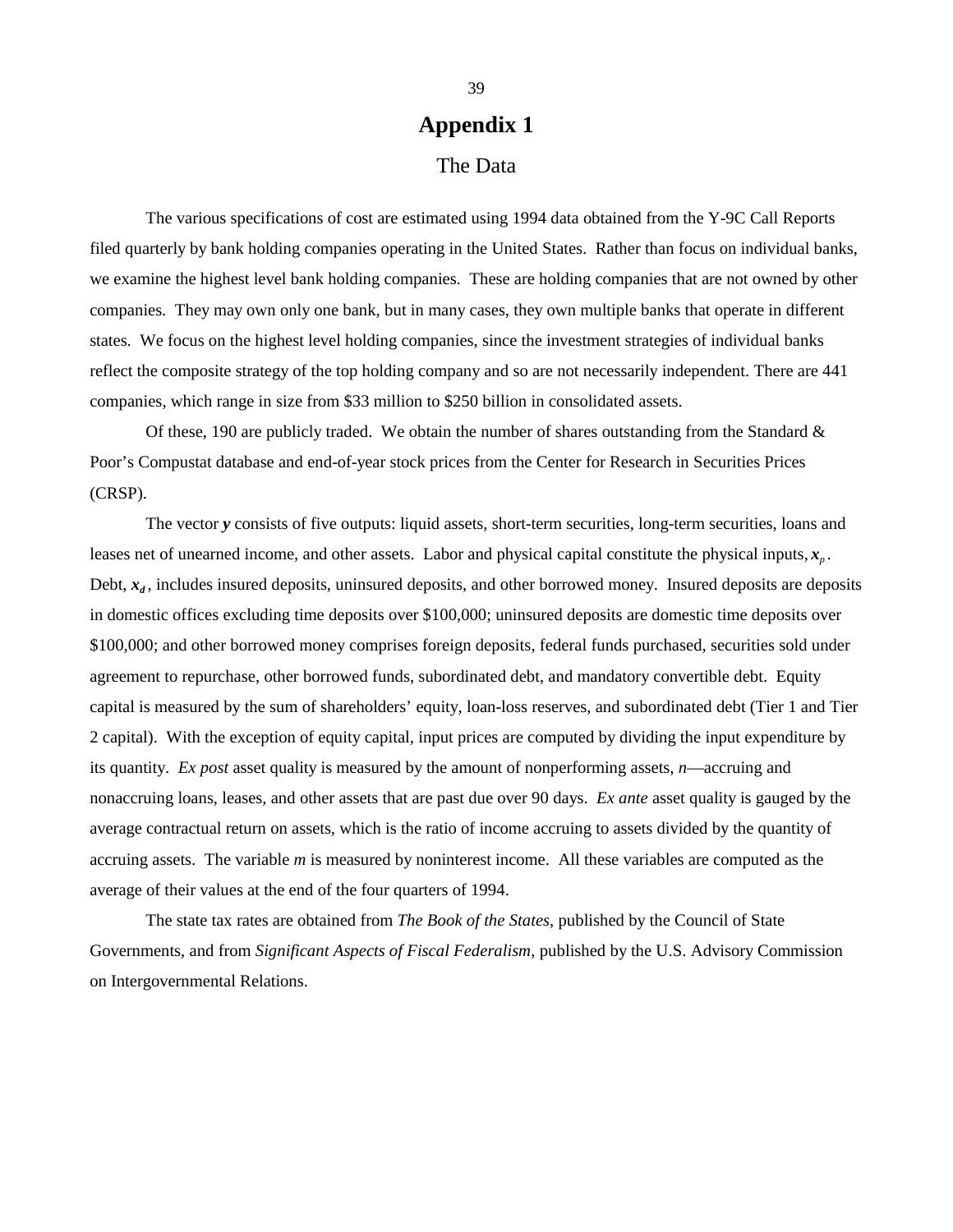# Appendix 1

## The Data

The various specifications of cost are estimated using 1994 data obtained from the Y-9C Call Reports filed quarterly by bank holding companies operating in the United States. Rather than focus on individual banks, we examine the highest level bank holding companies. These are holding companies that are not owned by other companies. They may own only one bank, but in many cases, they own multiple banks that operate in different states. We focus on the highest level holding companies, since the investment strategies of individual banks reflect the composite strategy of the top holding company and so are not necessarily independent. There are 441 companies, which range in size from $33 million to $250 billion in consolidated assets.

Of these, 190 are publicly traded. We obtain the number of shares outstanding from the Standard & Poor's Compustat database and end-of-year stock prices from the Center for Research in Securities Prices (CRSP).

The vector $\boldsymbol{y}$ consists of five outputs: liquid assets, short-term securities, long-term securities, loans and leases net of unearned income, and other assets. Labor and physical capital constitute the physical inputs, $\boldsymbol{x}_p$. Debt, $\boldsymbol{x}_d$, includes insured deposits, uninsured deposits, and other borrowed money. Insured deposits are deposits in domestic offices excluding time deposits over $100,000; uninsured deposits are domestic time deposits over $100,000; and other borrowed money comprises foreign deposits, federal funds purchased, securities sold under agreement to repurchase, other borrowed funds, subordinated debt, and mandatory convertible debt. Equity capital is measured by the sum of shareholders' equity, loan-loss reserves, and subordinated debt (Tier 1 and Tier 2 capital). With the exception of equity capital, input prices are computed by dividing the input expenditure by its quantity. *Ex post* asset quality is measured by the amount of nonperforming assets, $n$—accruing and nonaccruing loans, leases, and other assets that are past due over 90 days. *Ex ante* asset quality is gauged by the average contractual return on assets, which is the ratio of income accruing to assets divided by the quantity of accruing assets. The variable $m$ is measured by noninterest income. All these variables are computed as the average of their values at the end of the four quarters of 1994.

The state tax rates are obtained from *The Book of the States*, published by the Council of State Governments, and from *Significant Aspects of Fiscal Federalism*, published by the U.S. Advisory Commission on Intergovernmental Relations.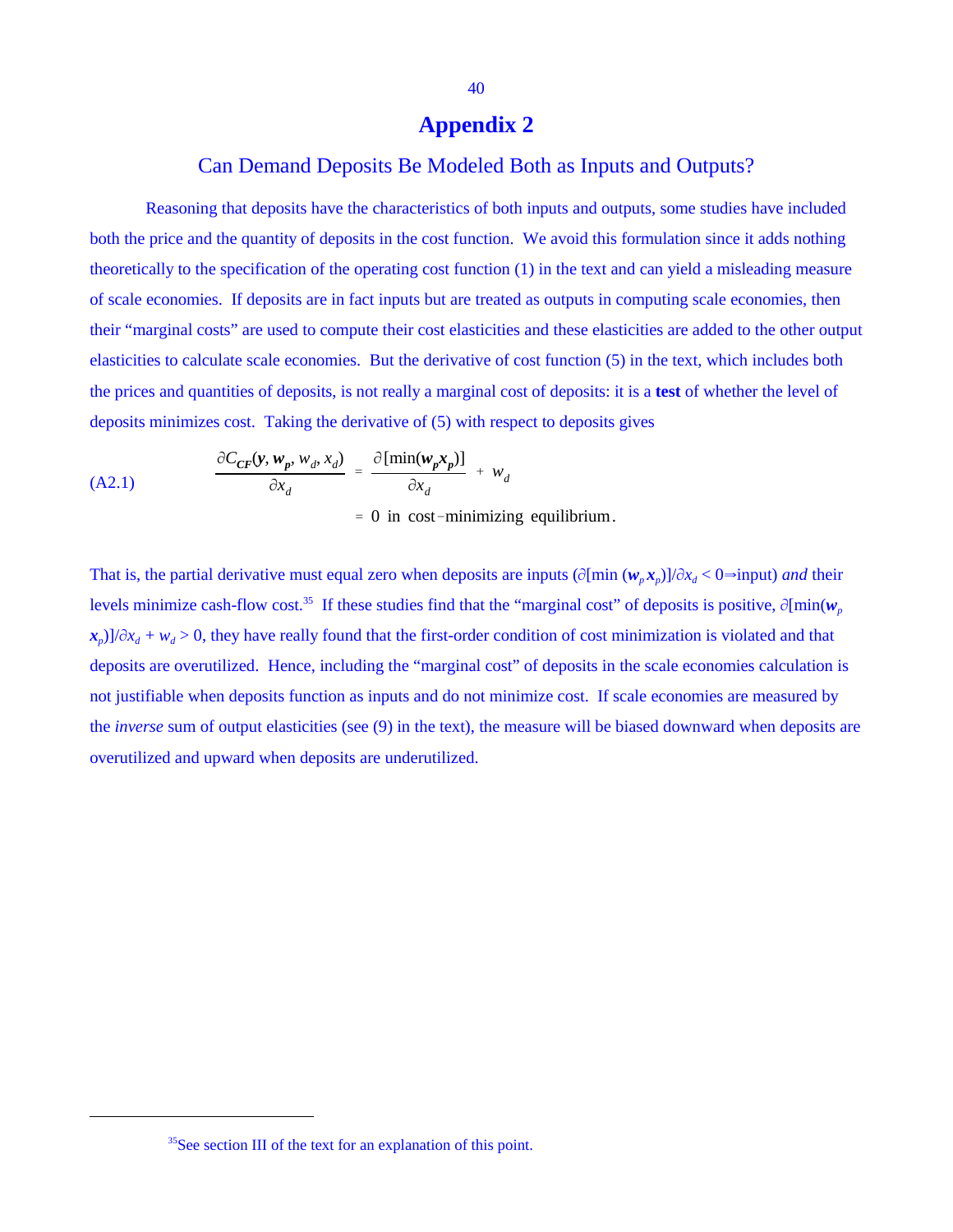# Appendix 2

## Can Demand Deposits Be Modeled Both as Inputs and Outputs?

Reasoning that deposits have the characteristics of both inputs and outputs, some studies have included both the price and the quantity of deposits in the cost function. We avoid this formulation since it adds nothing theoretically to the specification of the operating cost function (1) in the text and can yield a misleading measure of scale economies. If deposits are in fact inputs but are treated as outputs in computing scale economies, then their "marginal costs" are used to compute their cost elasticities and these elasticities are added to the other output elasticities to calculate scale economies. But the derivative of cost function (5) in the text, which includes both the prices and quantities of deposits, is not really a marginal cost of deposits: it is a **test** of whether the level of deposits minimizes cost. Taking the derivative of (5) with respect to deposits gives

$$\text{(A2.1)} \qquad \frac{\partial C_{CF}(\boldsymbol{y}, \boldsymbol{w_p}, w_d, x_d)}{\partial x_d} = \frac{\partial[\min(\boldsymbol{w_p x_p})]}{\partial x_d} + w_d$$

$$= 0 \text{ in cost-minimizing equilibrium.}$$

That is, the partial derivative must equal zero when deposits are inputs ($\partial[\min(\boldsymbol{w}_p \boldsymbol{x}_p)]/\partial x_d < 0 \Rightarrow$input) *and* their levels minimize cash-flow cost.[35] If these studies find that the "marginal cost" of deposits is positive, $\partial[\min(\boldsymbol{w}_p \boldsymbol{x}_p)]/\partial x_d + w_d > 0$, they have really found that the first-order condition of cost minimization is violated and that deposits are overutilized. Hence, including the "marginal cost" of deposits in the scale economies calculation is not justifiable when deposits function as inputs and do not minimize cost. If scale economies are measured by the *inverse* sum of output elasticities (see (9) in the text), the measure will be biased downward when deposits are overutilized and upward when deposits are underutilized.

[35] See section III of the text for an explanation of this point.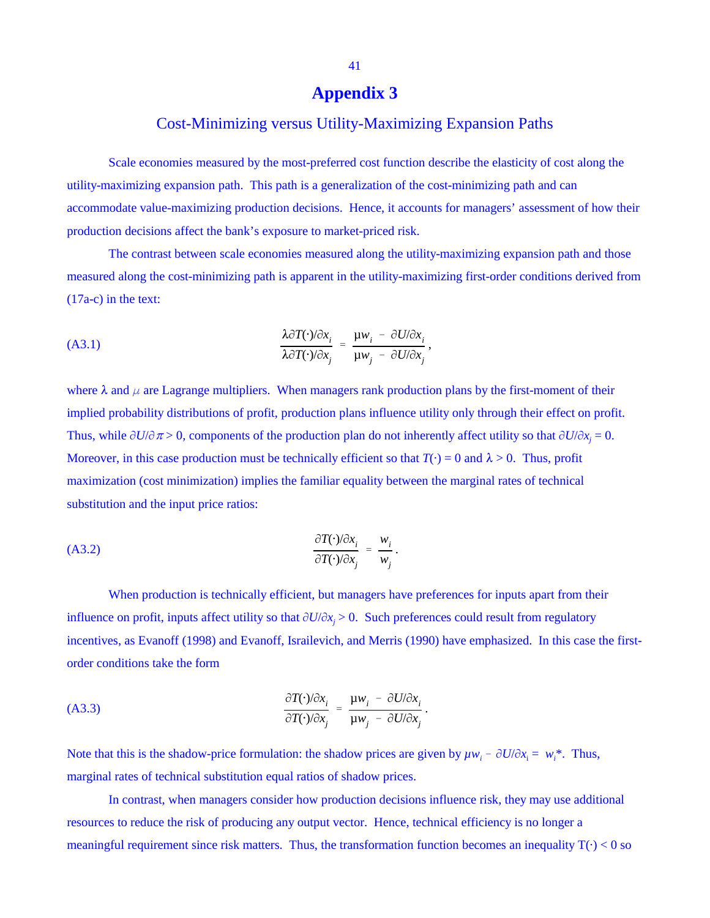# Appendix 3

## Cost-Minimizing versus Utility-Maximizing Expansion Paths

Scale economies measured by the most-preferred cost function describe the elasticity of cost along the utility-maximizing expansion path. This path is a generalization of the cost-minimizing path and can accommodate value-maximizing production decisions. Hence, it accounts for managers' assessment of how their production decisions affect the bank's exposure to market-priced risk.

The contrast between scale economies measured along the utility-maximizing expansion path and those measured along the cost-minimizing path is apparent in the utility-maximizing first-order conditions derived from (17a-c) in the text:

$$\text{(A3.1)} \qquad \frac{\lambda \partial T(\cdot)/\partial x_i}{\lambda \partial T(\cdot)/\partial x_j} = \frac{\mu w_i - \partial U/\partial x_i}{\mu w_j - \partial U/\partial x_j},$$

where λ and $\mu$ are Lagrange multipliers. When managers rank production plans by the first-moment of their implied probability distributions of profit, production plans influence utility only through their effect on profit. Thus, while $\partial U/\partial \pi > 0$, components of the production plan do not inherently affect utility so that $\partial U/\partial x_j = 0$. Moreover, in this case production must be technically efficient so that $T(\cdot) = 0$ and $\lambda > 0$. Thus, profit maximization (cost minimization) implies the familiar equality between the marginal rates of technical substitution and the input price ratios:

$$\text{(A3.2)} \qquad \frac{\partial T(\cdot)/\partial x_i}{\partial T(\cdot)/\partial x_j} = \frac{w_i}{w_j}.$$

When production is technically efficient, but managers have preferences for inputs apart from their influence on profit, inputs affect utility so that $\partial U/\partial x_j > 0$. Such preferences could result from regulatory incentives, as Evanoff (1998) and Evanoff, Israilevich, and Merris (1990) have emphasized. In this case the first-order conditions take the form

$$\text{(A3.3)} \qquad \frac{\partial T(\cdot)/\partial x_i}{\partial T(\cdot)/\partial x_j} = \frac{\mu w_i - \partial U/\partial x_i}{\mu w_j - \partial U/\partial x_j}.$$

Note that this is the shadow-price formulation: the shadow prices are given by $\mu w_i - \partial U/\partial x_i = w_i^*$. Thus, marginal rates of technical substitution equal ratios of shadow prices.

In contrast, when managers consider how production decisions influence risk, they may use additional resources to reduce the risk of producing any output vector. Hence, technical efficiency is no longer a meaningful requirement since risk matters. Thus, the transformation function becomes an inequality $T(\cdot) < 0$ so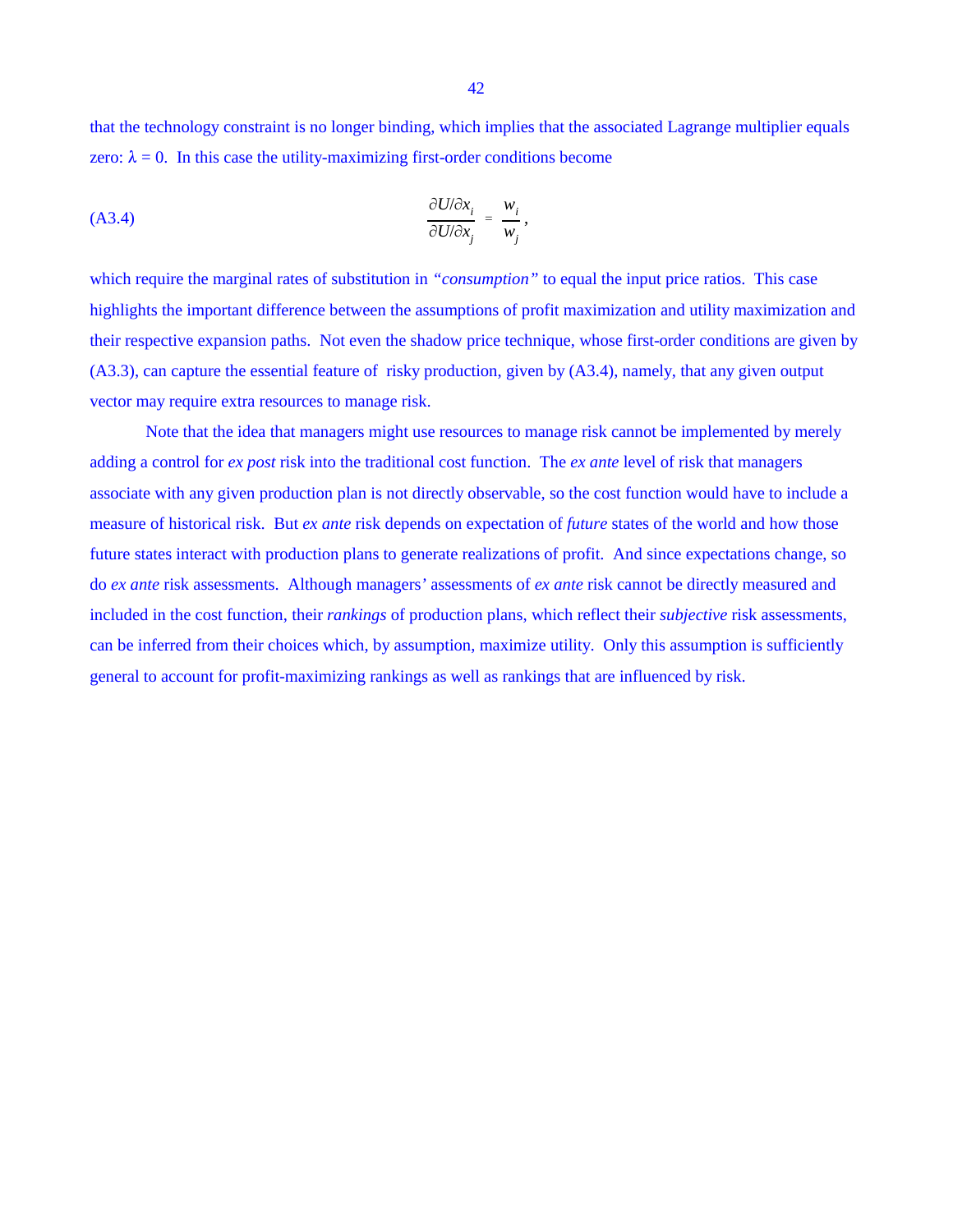that the technology constraint is no longer binding, which implies that the associated Lagrange multiplier equals zero: $\lambda = 0$. In this case the utility-maximizing first-order conditions become

$$\frac{\partial U/\partial x_i}{\partial U/\partial x_j} = \frac{w_i}{w_j}, \tag{A3.4}$$

which require the marginal rates of substitution in *"consumption"* to equal the input price ratios. This case highlights the important difference between the assumptions of profit maximization and utility maximization and their respective expansion paths. Not even the shadow price technique, whose first-order conditions are given by (A3.3), can capture the essential feature of risky production, given by (A3.4), namely, that any given output vector may require extra resources to manage risk.

Note that the idea that managers might use resources to manage risk cannot be implemented by merely adding a control for *ex post* risk into the traditional cost function. The *ex ante* level of risk that managers associate with any given production plan is not directly observable, so the cost function would have to include a measure of historical risk. But *ex ante* risk depends on expectation of *future* states of the world and how those future states interact with production plans to generate realizations of profit. And since expectations change, so do *ex ante* risk assessments. Although managers' assessments of *ex ante* risk cannot be directly measured and included in the cost function, their *rankings* of production plans, which reflect their *subjective* risk assessments, can be inferred from their choices which, by assumption, maximize utility. Only this assumption is sufficiently general to account for profit-maximizing rankings as well as rankings that are influenced by risk.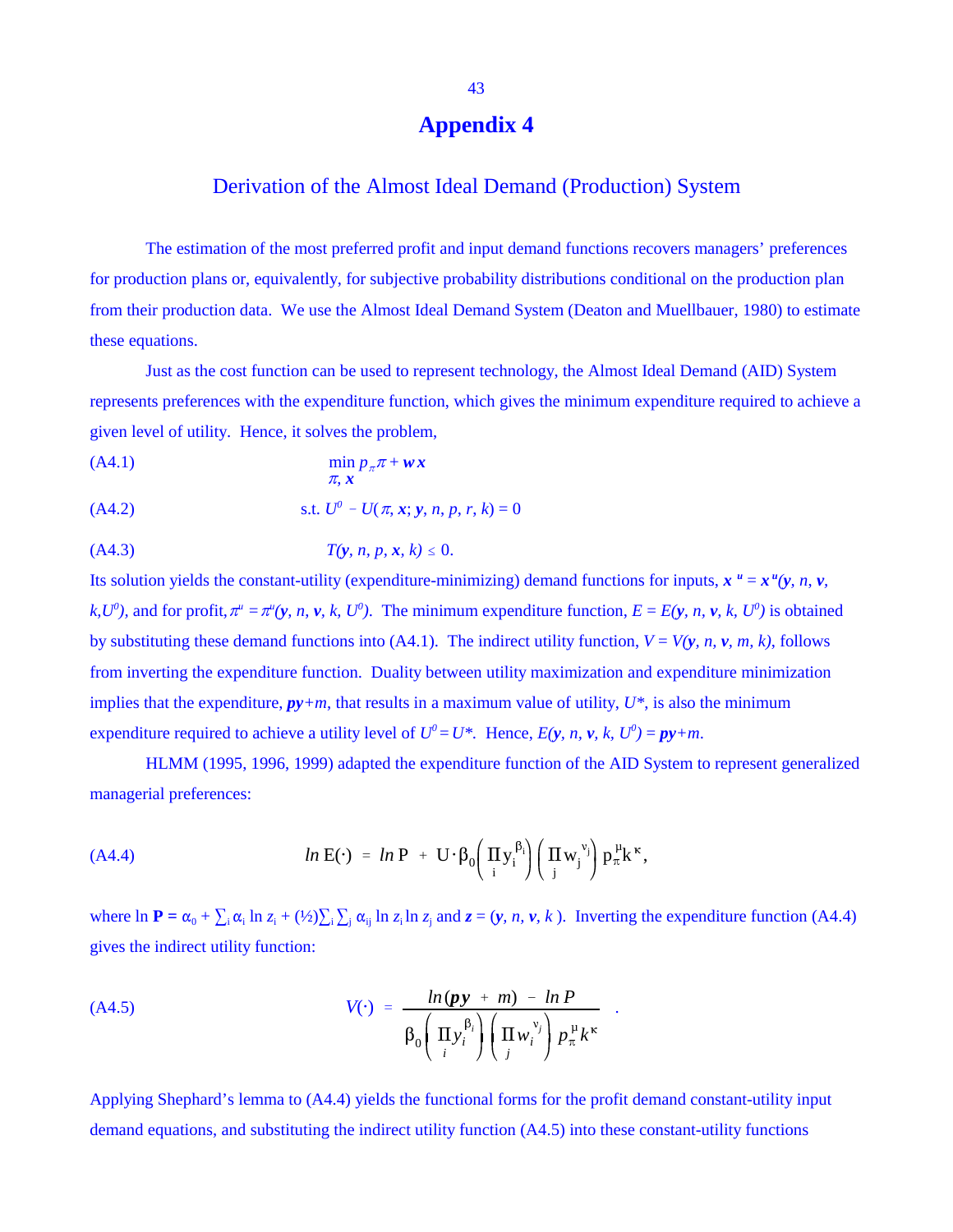# Appendix 4

## Derivation of the Almost Ideal Demand (Production) System

The estimation of the most preferred profit and input demand functions recovers managers' preferences for production plans or, equivalently, for subjective probability distributions conditional on the production plan from their production data. We use the Almost Ideal Demand System (Deaton and Muellbauer, 1980) to estimate these equations.

Just as the cost function can be used to represent technology, the Almost Ideal Demand (AID) System represents preferences with the expenditure function, which gives the minimum expenditure required to achieve a given level of utility. Hence, it solves the problem,

(A4.1) $$\min_{\pi,\, \boldsymbol{x}} p_\pi \pi + \boldsymbol{w}\boldsymbol{x}$$

(A4.2) $$\text{s.t. } U^0 - U(\pi, \boldsymbol{x}; \boldsymbol{y}, n, p, r, k) = 0$$

(A4.3) $$T(\boldsymbol{y}, n, p, \boldsymbol{x}, k) \leq 0.$$

Its solution yields the constant-utility (expenditure-minimizing) demand functions for inputs, $\boldsymbol{x}^u = \boldsymbol{x}^u(\boldsymbol{y}, n, \boldsymbol{v}, k, U^0)$, and for profit, $\pi^u = \pi^u(\boldsymbol{y}, n, \boldsymbol{v}, k, U^0)$. The minimum expenditure function, $E = E(\boldsymbol{y}, n, \boldsymbol{v}, k, U^0)$ is obtained by substituting these demand functions into (A4.1). The indirect utility function, $V = V(\boldsymbol{y}, n, \boldsymbol{v}, m, k)$, follows from inverting the expenditure function. Duality between utility maximization and expenditure minimization implies that the expenditure, $\boldsymbol{py}+m$, that results in a maximum value of utility, $U^*$, is also the minimum expenditure required to achieve a utility level of $U^0 = U^*$. Hence, $E(\boldsymbol{y}, n, \boldsymbol{v}, k, U^0) = \boldsymbol{py}+m$.

HLMM (1995, 1996, 1999) adapted the expenditure function of the AID System to represent generalized managerial preferences:

(A4.4) $$\ln \mathrm{E}(\cdot) = \ln \mathrm{P} + \mathrm{U} \cdot \beta_0 \left( \prod_i y_i^{\beta_i} \right) \left( \prod_j w_j^{\nu_j} \right) p_\pi^{\mu} k^{\kappa},$$

where $\ln \mathbf{P} = \alpha_0 + \sum_i \alpha_i \ln z_i + (½)\sum_i \sum_j \alpha_{ij} \ln z_i \ln z_j$ and $\boldsymbol{z} = (\boldsymbol{y}, n, \boldsymbol{v}, k)$. Inverting the expenditure function (A4.4) gives the indirect utility function:

(A4.5) $$V(\cdot) = \frac{\ln(\boldsymbol{py} + m) - \ln P}{\beta_0 \left( \prod_i y_i^{\beta_i} \right) \left( \prod_j w_i^{\nu_j} \right) p_\pi^{\mu} k^{\kappa}} .$$

Applying Shephard's lemma to (A4.4) yields the functional forms for the profit demand constant-utility input demand equations, and substituting the indirect utility function (A4.5) into these constant-utility functions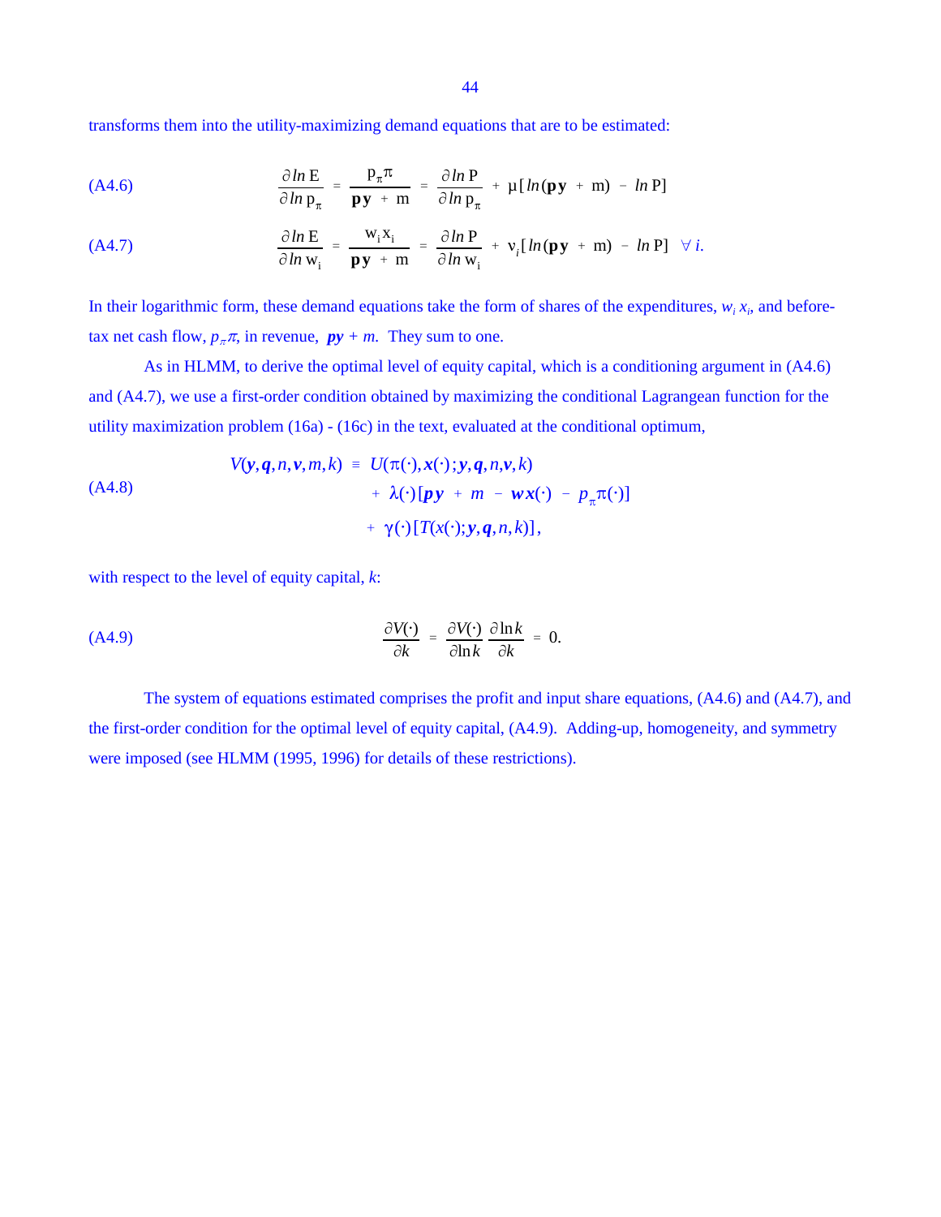transforms them into the utility-maximizing demand equations that are to be estimated:

$$\text{(A4.6)} \qquad \frac{\partial \ln \mathrm{E}}{\partial \ln \mathrm{p}_\pi} = \frac{\mathrm{p}_\pi \pi}{\mathbf{py} + \mathrm{m}} = \frac{\partial \ln \mathrm{P}}{\partial \ln \mathrm{p}_\pi} + \mu[\ln(\mathbf{py} + \mathrm{m}) - \ln \mathrm{P}]$$

$$\text{(A4.7)} \qquad \frac{\partial \ln \mathrm{E}}{\partial \ln \mathrm{w}_\mathrm{i}} = \frac{\mathrm{w}_\mathrm{i} \mathrm{x}_\mathrm{i}}{\mathbf{py} + \mathrm{m}} = \frac{\partial \ln \mathrm{P}}{\partial \ln \mathrm{w}_\mathrm{i}} + \nu_i[\ln(\mathbf{py} + \mathrm{m}) - \ln \mathrm{P}] \quad \forall\, i.$$

In their logarithmic form, these demand equations take the form of shares of the expenditures, $w_i\, x_i$, and before-tax net cash flow, $p_\pi \pi$, in revenue, $\boldsymbol{py} + m$. They sum to one.

As in HLMM, to derive the optimal level of equity capital, which is a conditioning argument in (A4.6) and (A4.7), we use a first-order condition obtained by maximizing the conditional Lagrangean function for the utility maximization problem (16a) - (16c) in the text, evaluated at the conditional optimum,

$$\text{(A4.8)} \qquad \begin{aligned} V(\boldsymbol{y},\boldsymbol{q},n,\boldsymbol{v},m,k) \equiv\; & U(\pi(\cdot),\boldsymbol{x}(\cdot);\boldsymbol{y},\boldsymbol{q},n,\boldsymbol{v},k) \\ & + \lambda(\cdot)[\boldsymbol{py} + m - \boldsymbol{wx}(\cdot) - p_\pi \pi(\cdot)] \\ & + \gamma(\cdot)[T(x(\cdot);\boldsymbol{y},\boldsymbol{q},n,k)], \end{aligned}$$

with respect to the level of equity capital, $k$:

$$\text{(A4.9)} \qquad \frac{\partial V(\cdot)}{\partial k} = \frac{\partial V(\cdot)}{\partial \ln k}\frac{\partial \ln k}{\partial k} = 0.$$

The system of equations estimated comprises the profit and input share equations, (A4.6) and (A4.7), and the first-order condition for the optimal level of equity capital, (A4.9). Adding-up, homogeneity, and symmetry were imposed (see HLMM (1995, 1996) for details of these restrictions).